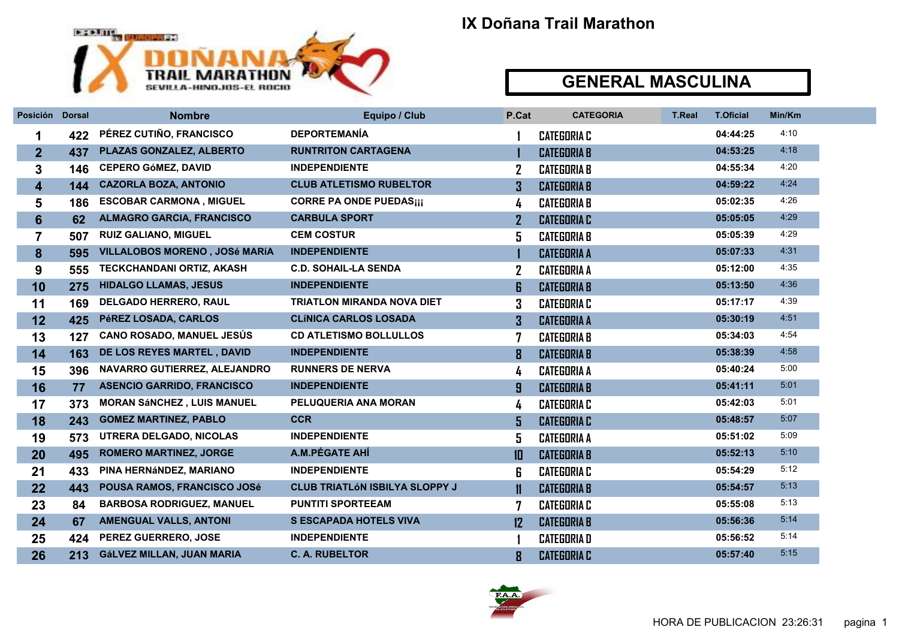# IX Doñana Trail Marathon

## GENERAL MASCULINA

| Posición | Dorsal | Nombre | Equipo / Club | P.Cat | CATEGORIA | T.Real | T.Oficial | Min/Km |
|---|---|---|---|---|---|---|---|---|
| 1 | 422 | PÉREZ CUTIÑO, FRANCISCO | DEPORTEMANÍA | 1 | CATEGORIA C | | 04:44:25 | 4:10 |
| 2 | 437 | PLAZAS GONZALEZ, ALBERTO | RUNTRITON CARTAGENA | 1 | CATEGORIA B | | 04:53:25 | 4:18 |
| 3 | 146 | CEPERO GóMEZ, DAVID | INDEPENDIENTE | 2 | CATEGORIA B | | 04:55:34 | 4:20 |
| 4 | 144 | CAZORLA BOZA, ANTONIO | CLUB ATLETISMO RUBELTOR | 3 | CATEGORIA B | | 04:59:22 | 4:24 |
| 5 | 186 | ESCOBAR CARMONA , MIGUEL | CORRE PA ONDE PUEDAS¡¡¡ | 4 | CATEGORIA B | | 05:02:35 | 4:26 |
| 6 | 62 | ALMAGRO GARCIA, FRANCISCO | CARBULA SPORT | 2 | CATEGORIA C | | 05:05:05 | 4:29 |
| 7 | 507 | RUIZ GALIANO, MIGUEL | CEM COSTUR | 5 | CATEGORIA B | | 05:05:39 | 4:29 |
| 8 | 595 | VILLALOBOS MORENO , JOSé MARíA | INDEPENDIENTE | 1 | CATEGORIA A | | 05:07:33 | 4:31 |
| 9 | 555 | TECKCHANDANI ORTIZ, AKASH | C.D. SOHAIL-LA SENDA | 2 | CATEGORIA A | | 05:12:00 | 4:35 |
| 10 | 275 | HIDALGO LLAMAS, JESUS | INDEPENDIENTE | 6 | CATEGORIA B | | 05:13:50 | 4:36 |
| 11 | 169 | DELGADO HERRERO, RAUL | TRIATLON MIRANDA NOVA DIET | 3 | CATEGORIA C | | 05:17:17 | 4:39 |
| 12 | 425 | PéREZ LOSADA, CARLOS | CLíNICA CARLOS LOSADA | 3 | CATEGORIA A | | 05:30:19 | 4:51 |
| 13 | 127 | CANO ROSADO, MANUEL JESÚS | CD ATLETISMO BOLLULLOS | 7 | CATEGORIA B | | 05:34:03 | 4:54 |
| 14 | 163 | DE LOS REYES MARTEL , DAVID | INDEPENDIENTE | 8 | CATEGORIA B | | 05:38:39 | 4:58 |
| 15 | 396 | NAVARRO GUTIERREZ, ALEJANDRO | RUNNERS DE NERVA | 4 | CATEGORIA A | | 05:40:24 | 5:00 |
| 16 | 77 | ASENCIO GARRIDO, FRANCISCO | INDEPENDIENTE | 9 | CATEGORIA B | | 05:41:11 | 5:01 |
| 17 | 373 | MORAN SáNCHEZ , LUIS MANUEL | PELUQUERIA ANA MORAN | 4 | CATEGORIA C | | 05:42:03 | 5:01 |
| 18 | 243 | GOMEZ MARTINEZ, PABLO | CCR | 5 | CATEGORIA C | | 05:48:57 | 5:07 |
| 19 | 573 | UTRERA DELGADO, NICOLAS | INDEPENDIENTE | 5 | CATEGORIA A | | 05:51:02 | 5:09 |
| 20 | 495 | ROMERO MARTINEZ, JORGE | A.M.PÉGATE AHÍ | 10 | CATEGORIA B | | 05:52:13 | 5:10 |
| 21 | 433 | PINA HERNáNDEZ, MARIANO | INDEPENDIENTE | 6 | CATEGORIA C | | 05:54:29 | 5:12 |
| 22 | 443 | POUSA RAMOS, FRANCISCO JOSé | CLUB TRIATLóN ISBILYA SLOPPY J | 11 | CATEGORIA B | | 05:54:57 | 5:13 |
| 23 | 84 | BARBOSA RODRIGUEZ, MANUEL | PUNTITI SPORTEEAM | 7 | CATEGORIA C | | 05:55:08 | 5:13 |
| 24 | 67 | AMENGUAL VALLS, ANTONI | S ESCAPADA HOTELS VIVA | 12 | CATEGORIA B | | 05:56:36 | 5:14 |
| 25 | 424 | PEREZ GUERRERO, JOSE | INDEPENDIENTE | 1 | CATEGORIA D | | 05:56:52 | 5:14 |
| 26 | 213 | GáLVEZ MILLAN, JUAN MARIA | C. A. RUBELTOR | 8 | CATEGORIA C | | 05:57:40 | 5:15 |

HORA DE PUBLICACION 23:26:31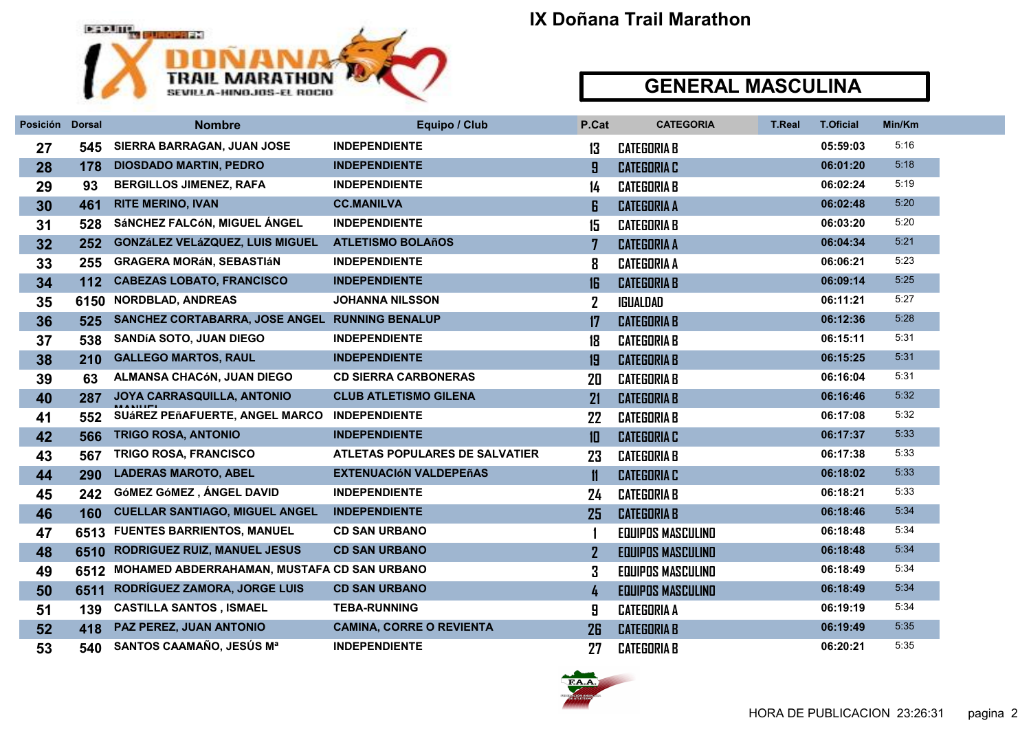# IX Doñana Trail Marathon

## GENERAL MASCULINA

| Posición | Dorsal | Nombre | Equipo / Club | P.Cat | CATEGORIA | T.Real | T.Oficial | Min/Km |
|---|---|---|---|---|---|---|---|---|
| 27 | 545 | SIERRA BARRAGAN, JUAN JOSE | INDEPENDIENTE | 13 | CATEGORIA B | | 05:59:03 | 5:16 |
| 28 | 178 | DIOSDADO MARTIN, PEDRO | INDEPENDIENTE | 9 | CATEGORIA C | | 06:01:20 | 5:18 |
| 29 | 93 | BERGILLOS JIMENEZ, RAFA | INDEPENDIENTE | 14 | CATEGORIA B | | 06:02:24 | 5:19 |
| 30 | 461 | RITE MERINO, IVAN | CC.MANILVA | 6 | CATEGORIA A | | 06:02:48 | 5:20 |
| 31 | 528 | SáNCHEZ FALCóN, MIGUEL ÁNGEL | INDEPENDIENTE | 15 | CATEGORIA B | | 06:03:20 | 5:20 |
| 32 | 252 | GONZáLEZ VELáZQUEZ, LUIS MIGUEL | ATLETISMO BOLAñOS | 7 | CATEGORIA A | | 06:04:34 | 5:21 |
| 33 | 255 | GRAGERA MORáN, SEBASTIáN | INDEPENDIENTE | 8 | CATEGORIA A | | 06:06:21 | 5:23 |
| 34 | 112 | CABEZAS LOBATO, FRANCISCO | INDEPENDIENTE | 16 | CATEGORIA B | | 06:09:14 | 5:25 |
| 35 | 6150 | NORDBLAD, ANDREAS | JOHANNA NILSSON | 2 | IGUALDAD | | 06:11:21 | 5:27 |
| 36 | 525 | SANCHEZ CORTABARRA, JOSE ANGEL | RUNNING BENALUP | 17 | CATEGORIA B | | 06:12:36 | 5:28 |
| 37 | 538 | SANDíA SOTO, JUAN DIEGO | INDEPENDIENTE | 18 | CATEGORIA B | | 06:15:11 | 5:31 |
| 38 | 210 | GALLEGO MARTOS, RAUL | INDEPENDIENTE | 19 | CATEGORIA B | | 06:15:25 | 5:31 |
| 39 | 63 | ALMANSA CHACóN, JUAN DIEGO | CD SIERRA CARBONERAS | 20 | CATEGORIA B | | 06:16:04 | 5:31 |
| 40 | 287 | JOYA CARRASQUILLA, ANTONIO MANUEL | CLUB ATLETISMO GILENA | 21 | CATEGORIA B | | 06:16:46 | 5:32 |
| 41 | 552 | SUáREZ PEñAFUERTE, ANGEL MARCO | INDEPENDIENTE | 22 | CATEGORIA B | | 06:17:08 | 5:32 |
| 42 | 566 | TRIGO ROSA, ANTONIO | INDEPENDIENTE | 10 | CATEGORIA C | | 06:17:37 | 5:33 |
| 43 | 567 | TRIGO ROSA, FRANCISCO | ATLETAS POPULARES DE SALVATIER | 23 | CATEGORIA B | | 06:17:38 | 5:33 |
| 44 | 290 | LADERAS MAROTO, ABEL | EXTENUACIóN VALDEPEñAS | 11 | CATEGORIA C | | 06:18:02 | 5:33 |
| 45 | 242 | GóMEZ GóMEZ , ÁNGEL DAVID | INDEPENDIENTE | 24 | CATEGORIA B | | 06:18:21 | 5:33 |
| 46 | 160 | CUELLAR SANTIAGO, MIGUEL ANGEL | INDEPENDIENTE | 25 | CATEGORIA B | | 06:18:46 | 5:34 |
| 47 | 6513 | FUENTES BARRIENTOS, MANUEL | CD SAN URBANO | 1 | EQUIPOS MASCULINO | | 06:18:48 | 5:34 |
| 48 | 6510 | RODRIGUEZ RUIZ, MANUEL JESUS | CD SAN URBANO | 2 | EQUIPOS MASCULINO | | 06:18:48 | 5:34 |
| 49 | 6512 | MOHAMED ABDERRAHAMAN, MUSTAFA | CD SAN URBANO | 3 | EQUIPOS MASCULINO | | 06:18:49 | 5:34 |
| 50 | 6511 | RODRÍGUEZ ZAMORA, JORGE LUIS | CD SAN URBANO | 4 | EQUIPOS MASCULINO | | 06:18:49 | 5:34 |
| 51 | 139 | CASTILLA SANTOS , ISMAEL | TEBA-RUNNING | 9 | CATEGORIA A | | 06:19:19 | 5:34 |
| 52 | 418 | PAZ PEREZ, JUAN ANTONIO | CAMINA, CORRE O REVIENTA | 26 | CATEGORIA B | | 06:19:49 | 5:35 |
| 53 | 540 | SANTOS CAAMAÑO, JESÚS Mª | INDEPENDIENTE | 27 | CATEGORIA B | | 06:20:21 | 5:35 |

HORA DE PUBLICACION 23:26:31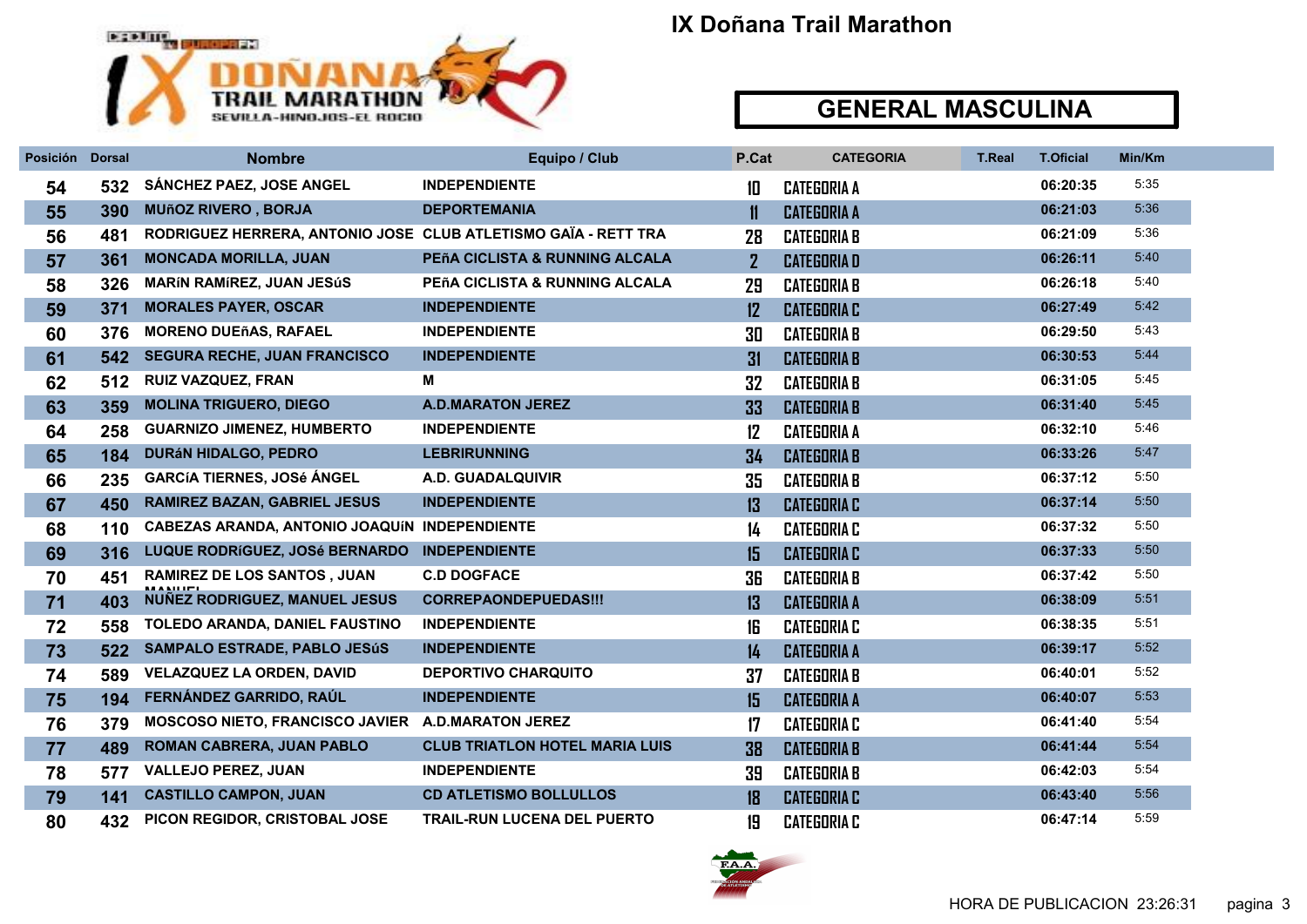# IX Doñana Trail Marathon

## GENERAL MASCULINA

| Posición | Dorsal | Nombre | Equipo / Club | P.Cat | CATEGORIA | T.Real | T.Oficial | Min/Km |
|---|---|---|---|---|---|---|---|---|
| 54 | 532 | SÁNCHEZ PAEZ, JOSE ANGEL | INDEPENDIENTE | 10 | CATEGORIA A | | 06:20:35 | 5:35 |
| 55 | 390 | MUñOZ RIVERO , BORJA | DEPORTEMANIA | 11 | CATEGORIA A | | 06:21:03 | 5:36 |
| 56 | 481 | RODRIGUEZ HERRERA, ANTONIO JOSE | CLUB ATLETISMO GAÏA - RETT TRA | 28 | CATEGORIA B | | 06:21:09 | 5:36 |
| 57 | 361 | MONCADA MORILLA, JUAN | PEñA CICLISTA & RUNNING ALCALA | 2 | CATEGORIA D | | 06:26:11 | 5:40 |
| 58 | 326 | MARíN RAMíREZ, JUAN JESúS | PEñA CICLISTA & RUNNING ALCALA | 29 | CATEGORIA B | | 06:26:18 | 5:40 |
| 59 | 371 | MORALES PAYER, OSCAR | INDEPENDIENTE | 12 | CATEGORIA C | | 06:27:49 | 5:42 |
| 60 | 376 | MORENO DUEñAS, RAFAEL | INDEPENDIENTE | 30 | CATEGORIA B | | 06:29:50 | 5:43 |
| 61 | 542 | SEGURA RECHE, JUAN FRANCISCO | INDEPENDIENTE | 31 | CATEGORIA B | | 06:30:53 | 5:44 |
| 62 | 512 | RUIZ VAZQUEZ, FRAN | M | 32 | CATEGORIA B | | 06:31:05 | 5:45 |
| 63 | 359 | MOLINA TRIGUERO, DIEGO | A.D.MARATON JEREZ | 33 | CATEGORIA B | | 06:31:40 | 5:45 |
| 64 | 258 | GUARNIZO JIMENEZ, HUMBERTO | INDEPENDIENTE | 12 | CATEGORIA A | | 06:32:10 | 5:46 |
| 65 | 184 | DURáN HIDALGO, PEDRO | LEBRIRUNNING | 34 | CATEGORIA B | | 06:33:26 | 5:47 |
| 66 | 235 | GARCíA TIERNES, JOSé ÁNGEL | A.D. GUADALQUIVIR | 35 | CATEGORIA B | | 06:37:12 | 5:50 |
| 67 | 450 | RAMIREZ BAZAN, GABRIEL JESUS | INDEPENDIENTE | 13 | CATEGORIA C | | 06:37:14 | 5:50 |
| 68 | 110 | CABEZAS ARANDA, ANTONIO JOAQUíN | INDEPENDIENTE | 14 | CATEGORIA C | | 06:37:32 | 5:50 |
| 69 | 316 | LUQUE RODRíGUEZ, JOSé BERNARDO | INDEPENDIENTE | 15 | CATEGORIA C | | 06:37:33 | 5:50 |
| 70 | 451 | RAMIREZ DE LOS SANTOS , JUAN MANUEL | C.D DOGFACE | 36 | CATEGORIA B | | 06:37:42 | 5:50 |
| 71 | 403 | NUÑEZ RODRIGUEZ, MANUEL JESUS | CORREPAONDEPUEDAS!!! | 13 | CATEGORIA A | | 06:38:09 | 5:51 |
| 72 | 558 | TOLEDO ARANDA, DANIEL FAUSTINO | INDEPENDIENTE | 16 | CATEGORIA C | | 06:38:35 | 5:51 |
| 73 | 522 | SAMPALO ESTRADE, PABLO JESúS | INDEPENDIENTE | 14 | CATEGORIA A | | 06:39:17 | 5:52 |
| 74 | 589 | VELAZQUEZ LA ORDEN, DAVID | DEPORTIVO CHARQUITO | 37 | CATEGORIA B | | 06:40:01 | 5:52 |
| 75 | 194 | FERNÁNDEZ GARRIDO, RAÚL | INDEPENDIENTE | 15 | CATEGORIA A | | 06:40:07 | 5:53 |
| 76 | 379 | MOSCOSO NIETO, FRANCISCO JAVIER | A.D.MARATON JEREZ | 17 | CATEGORIA C | | 06:41:40 | 5:54 |
| 77 | 489 | ROMAN CABRERA, JUAN PABLO | CLUB TRIATLON HOTEL MARIA LUIS | 38 | CATEGORIA B | | 06:41:44 | 5:54 |
| 78 | 577 | VALLEJO PEREZ, JUAN | INDEPENDIENTE | 39 | CATEGORIA B | | 06:42:03 | 5:54 |
| 79 | 141 | CASTILLO CAMPON, JUAN | CD ATLETISMO BOLLULLOS | 18 | CATEGORIA C | | 06:43:40 | 5:56 |
| 80 | 432 | PICON REGIDOR, CRISTOBAL JOSE | TRAIL-RUN LUCENA DEL PUERTO | 19 | CATEGORIA C | | 06:47:14 | 5:59 |

HORA DE PUBLICACION 23:26:31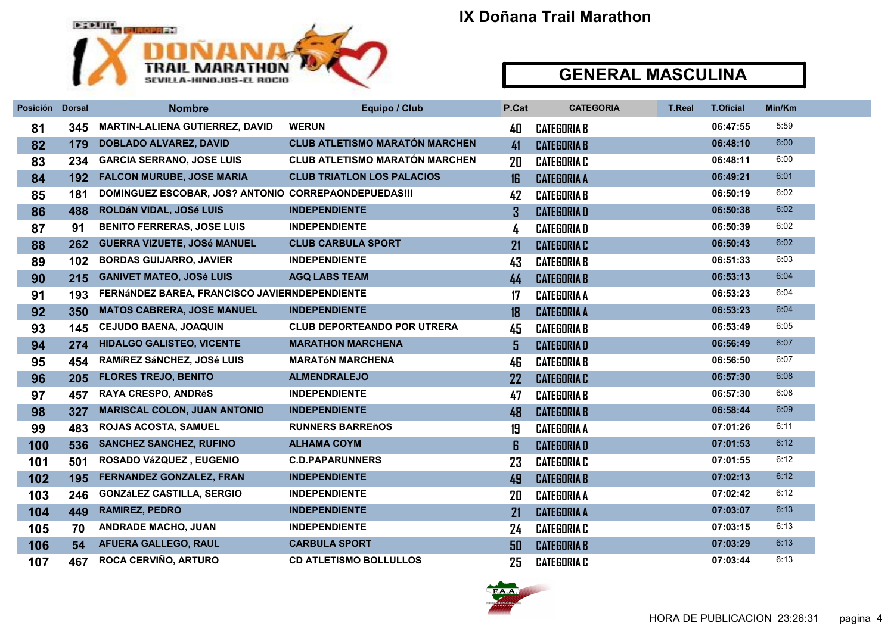# IX Doñana Trail Marathon

## GENERAL MASCULINA

| Posición | Dorsal | Nombre | Equipo / Club | P.Cat | CATEGORIA | T.Real | T.Oficial | Min/Km |
|---|---|---|---|---|---|---|---|---|
| 81 | 345 | MARTIN-LALIENA GUTIERREZ, DAVID | WERUN | 40 | CATEGORIA B | | 06:47:55 | 5:59 |
| 82 | 179 | DOBLADO ALVAREZ, DAVID | CLUB ATLETISMO MARATÓN MARCHEN | 41 | CATEGORIA B | | 06:48:10 | 6:00 |
| 83 | 234 | GARCIA SERRANO, JOSE LUIS | CLUB ATLETISMO MARATÓN MARCHEN | 20 | CATEGORIA C | | 06:48:11 | 6:00 |
| 84 | 192 | FALCON MURUBE, JOSE MARIA | CLUB TRIATLON LOS PALACIOS | 16 | CATEGORIA A | | 06:49:21 | 6:01 |
| 85 | 181 | DOMINGUEZ ESCOBAR, JOS? ANTONIO | CORREPAONDEPUEDAS!!! | 42 | CATEGORIA B | | 06:50:19 | 6:02 |
| 86 | 488 | ROLDáN VIDAL, JOSé LUIS | INDEPENDIENTE | 3 | CATEGORIA D | | 06:50:38 | 6:02 |
| 87 | 91 | BENITO FERRERAS, JOSE LUIS | INDEPENDIENTE | 4 | CATEGORIA D | | 06:50:39 | 6:02 |
| 88 | 262 | GUERRA VIZUETE, JOSé MANUEL | CLUB CARBULA SPORT | 21 | CATEGORIA C | | 06:50:43 | 6:02 |
| 89 | 102 | BORDAS GUIJARRO, JAVIER | INDEPENDIENTE | 43 | CATEGORIA B | | 06:51:33 | 6:03 |
| 90 | 215 | GANIVET MATEO, JOSé LUIS | AGQ LABS TEAM | 44 | CATEGORIA B | | 06:53:13 | 6:04 |
| 91 | 193 | FERNáNDEZ BAREA, FRANCISCO JAVIER | INDEPENDIENTE | 17 | CATEGORIA A | | 06:53:23 | 6:04 |
| 92 | 350 | MATOS CABRERA, JOSE MANUEL | INDEPENDIENTE | 18 | CATEGORIA A | | 06:53:23 | 6:04 |
| 93 | 145 | CEJUDO BAENA, JOAQUIN | CLUB DEPORTEANDO POR UTRERA | 45 | CATEGORIA B | | 06:53:49 | 6:05 |
| 94 | 274 | HIDALGO GALISTEO, VICENTE | MARATHON MARCHENA | 5 | CATEGORIA D | | 06:56:49 | 6:07 |
| 95 | 454 | RAMíREZ SáNCHEZ, JOSé LUIS | MARATóN MARCHENA | 46 | CATEGORIA B | | 06:56:50 | 6:07 |
| 96 | 205 | FLORES TREJO, BENITO | ALMENDRALEJO | 22 | CATEGORIA C | | 06:57:30 | 6:08 |
| 97 | 457 | RAYA CRESPO, ANDRéS | INDEPENDIENTE | 47 | CATEGORIA B | | 06:57:30 | 6:08 |
| 98 | 327 | MARISCAL COLON, JUAN ANTONIO | INDEPENDIENTE | 48 | CATEGORIA B | | 06:58:44 | 6:09 |
| 99 | 483 | ROJAS ACOSTA, SAMUEL | RUNNERS BARREñOS | 19 | CATEGORIA A | | 07:01:26 | 6:11 |
| 100 | 536 | SANCHEZ SANCHEZ, RUFINO | ALHAMA COYM | 6 | CATEGORIA D | | 07:01:53 | 6:12 |
| 101 | 501 | ROSADO VáZQUEZ , EUGENIO | C.D.PAPARUNNERS | 23 | CATEGORIA C | | 07:01:55 | 6:12 |
| 102 | 195 | FERNANDEZ GONZALEZ, FRAN | INDEPENDIENTE | 49 | CATEGORIA B | | 07:02:13 | 6:12 |
| 103 | 246 | GONZáLEZ CASTILLA, SERGIO | INDEPENDIENTE | 20 | CATEGORIA A | | 07:02:42 | 6:12 |
| 104 | 449 | RAMIREZ, PEDRO | INDEPENDIENTE | 21 | CATEGORIA A | | 07:03:07 | 6:13 |
| 105 | 70 | ANDRADE MACHO, JUAN | INDEPENDIENTE | 24 | CATEGORIA C | | 07:03:15 | 6:13 |
| 106 | 54 | AFUERA GALLEGO, RAUL | CARBULA SPORT | 50 | CATEGORIA B | | 07:03:29 | 6:13 |
| 107 | 467 | ROCA CERVIÑO, ARTURO | CD ATLETISMO BOLLULLOS | 25 | CATEGORIA C | | 07:03:44 | 6:13 |

HORA DE PUBLICACION 23:26:31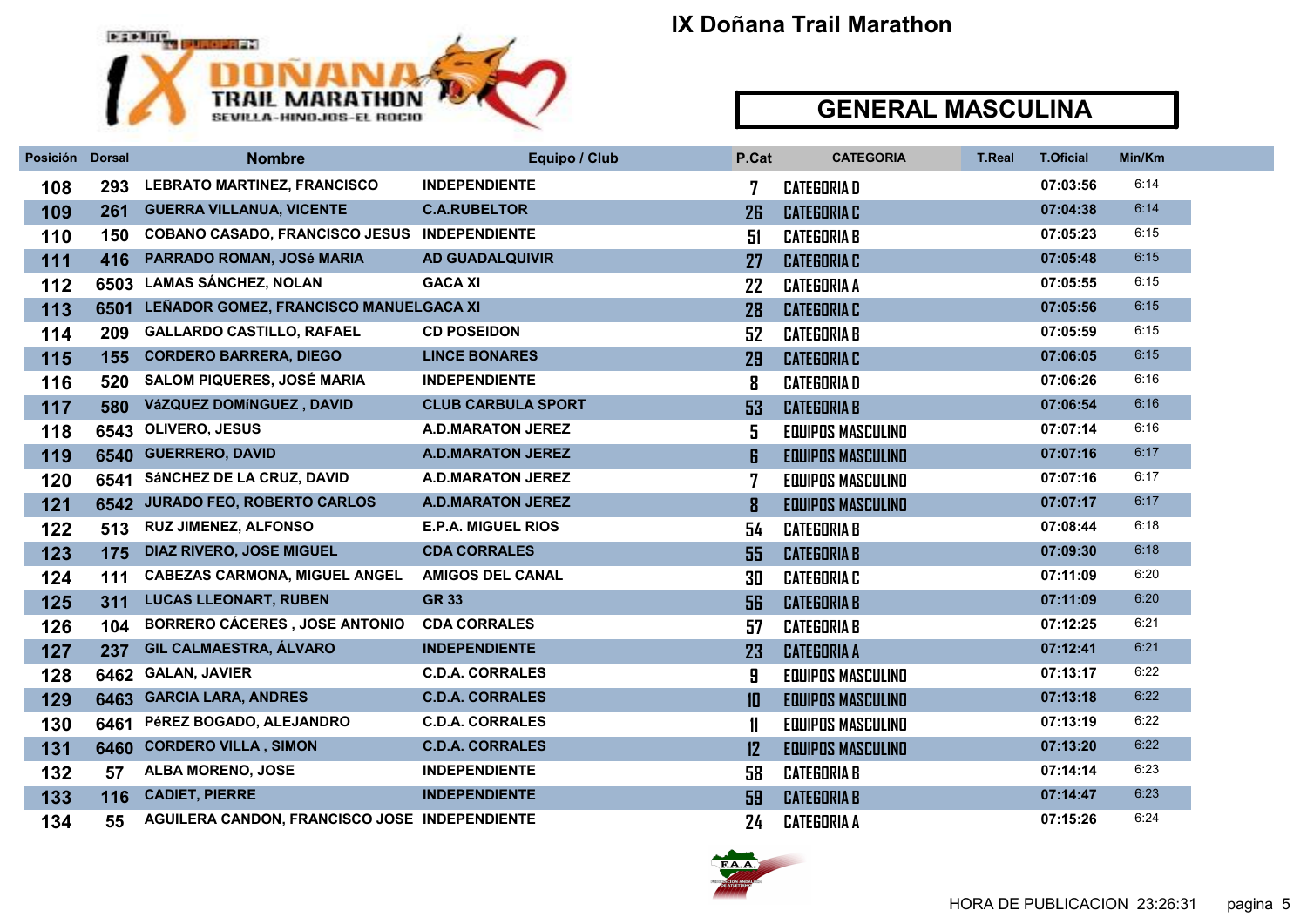# IX Doñana Trail Marathon

## GENERAL MASCULINA

| Posición | Dorsal | Nombre | Equipo / Club | P.Cat | CATEGORIA | T.Real | T.Oficial | Min/Km |
|---|---|---|---|---|---|---|---|---|
| 108 | 293 | LEBRATO MARTINEZ, FRANCISCO | INDEPENDIENTE | 7 | CATEGORIA D | | 07:03:56 | 6:14 |
| 109 | 261 | GUERRA VILLANUA, VICENTE | C.A.RUBELTOR | 26 | CATEGORIA C | | 07:04:38 | 6:14 |
| 110 | 150 | COBANO CASADO, FRANCISCO JESUS | INDEPENDIENTE | 51 | CATEGORIA B | | 07:05:23 | 6:15 |
| 111 | 416 | PARRADO ROMAN, JOSé MARIA | AD GUADALQUIVIR | 27 | CATEGORIA C | | 07:05:48 | 6:15 |
| 112 | 6503 | LAMAS SÁNCHEZ, NOLAN | GACA XI | 22 | CATEGORIA A | | 07:05:55 | 6:15 |
| 113 | 6501 | LEÑADOR GOMEZ, FRANCISCO MANUEL | GACA XI | 28 | CATEGORIA C | | 07:05:56 | 6:15 |
| 114 | 209 | GALLARDO CASTILLO, RAFAEL | CD POSEIDON | 52 | CATEGORIA B | | 07:05:59 | 6:15 |
| 115 | 155 | CORDERO BARRERA, DIEGO | LINCE BONARES | 29 | CATEGORIA C | | 07:06:05 | 6:15 |
| 116 | 520 | SALOM PIQUERES, JOSÉ MARIA | INDEPENDIENTE | 8 | CATEGORIA D | | 07:06:26 | 6:16 |
| 117 | 580 | VáZQUEZ DOMíNGUEZ , DAVID | CLUB CARBULA SPORT | 53 | CATEGORIA B | | 07:06:54 | 6:16 |
| 118 | 6543 | OLIVERO, JESUS | A.D.MARATON JEREZ | 5 | EQUIPOS MASCULINO | | 07:07:14 | 6:16 |
| 119 | 6540 | GUERRERO, DAVID | A.D.MARATON JEREZ | 6 | EQUIPOS MASCULINO | | 07:07:16 | 6:17 |
| 120 | 6541 | SáNCHEZ DE LA CRUZ, DAVID | A.D.MARATON JEREZ | 7 | EQUIPOS MASCULINO | | 07:07:16 | 6:17 |
| 121 | 6542 | JURADO FEO, ROBERTO CARLOS | A.D.MARATON JEREZ | 8 | EQUIPOS MASCULINO | | 07:07:17 | 6:17 |
| 122 | 513 | RUZ JIMENEZ, ALFONSO | E.P.A. MIGUEL RIOS | 54 | CATEGORIA B | | 07:08:44 | 6:18 |
| 123 | 175 | DIAZ RIVERO, JOSE MIGUEL | CDA CORRALES | 55 | CATEGORIA B | | 07:09:30 | 6:18 |
| 124 | 111 | CABEZAS CARMONA, MIGUEL ANGEL | AMIGOS DEL CANAL | 30 | CATEGORIA C | | 07:11:09 | 6:20 |
| 125 | 311 | LUCAS LLEONART, RUBEN | GR 33 | 56 | CATEGORIA B | | 07:11:09 | 6:20 |
| 126 | 104 | BORRERO CÁCERES , JOSE ANTONIO | CDA CORRALES | 57 | CATEGORIA B | | 07:12:25 | 6:21 |
| 127 | 237 | GIL CALMAESTRA, ÁLVARO | INDEPENDIENTE | 23 | CATEGORIA A | | 07:12:41 | 6:21 |
| 128 | 6462 | GALAN, JAVIER | C.D.A. CORRALES | 9 | EQUIPOS MASCULINO | | 07:13:17 | 6:22 |
| 129 | 6463 | GARCIA LARA, ANDRES | C.D.A. CORRALES | 10 | EQUIPOS MASCULINO | | 07:13:18 | 6:22 |
| 130 | 6461 | PéREZ BOGADO, ALEJANDRO | C.D.A. CORRALES | 11 | EQUIPOS MASCULINO | | 07:13:19 | 6:22 |
| 131 | 6460 | CORDERO VILLA , SIMON | C.D.A. CORRALES | 12 | EQUIPOS MASCULINO | | 07:13:20 | 6:22 |
| 132 | 57 | ALBA MORENO, JOSE | INDEPENDIENTE | 58 | CATEGORIA B | | 07:14:14 | 6:23 |
| 133 | 116 | CADIET, PIERRE | INDEPENDIENTE | 59 | CATEGORIA B | | 07:14:47 | 6:23 |
| 134 | 55 | AGUILERA CANDON, FRANCISCO JOSE | INDEPENDIENTE | 24 | CATEGORIA A | | 07:15:26 | 6:24 |

HORA DE PUBLICACION 23:26:31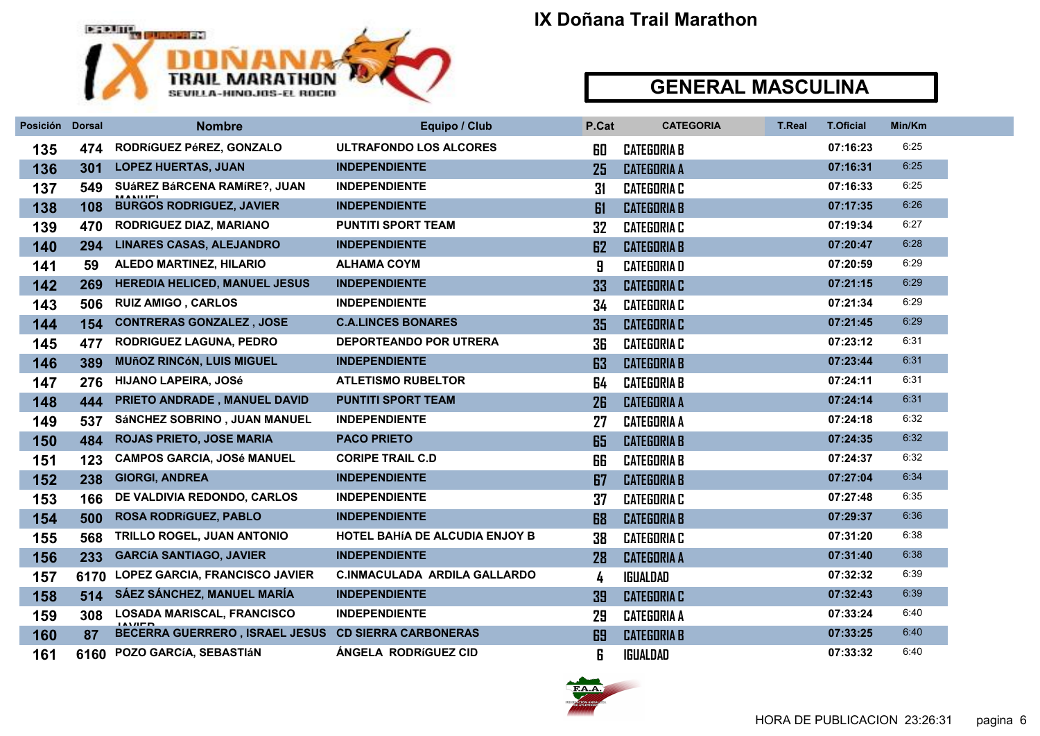# IX Doñana Trail Marathon

## GENERAL MASCULINA

| Posición | Dorsal | Nombre | Equipo / Club | P.Cat | CATEGORIA | T.Real | T.Oficial | Min/Km |
|---|---|---|---|---|---|---|---|---|
| 135 | 474 | RODRíGUEZ PéREZ, GONZALO | ULTRAFONDO LOS ALCORES | 60 | CATEGORIA B | | 07:16:23 | 6:25 |
| 136 | 301 | LOPEZ HUERTAS, JUAN | INDEPENDIENTE | 25 | CATEGORIA A | | 07:16:31 | 6:25 |
| 137 | 549 | SUáREZ BáRCENA RAMíRE?, JUAN MANUEL | INDEPENDIENTE | 31 | CATEGORIA C | | 07:16:33 | 6:25 |
| 138 | 108 | BURGOS RODRIGUEZ, JAVIER | INDEPENDIENTE | 61 | CATEGORIA B | | 07:17:35 | 6:26 |
| 139 | 470 | RODRIGUEZ DIAZ, MARIANO | PUNTITI SPORT TEAM | 32 | CATEGORIA C | | 07:19:34 | 6:27 |
| 140 | 294 | LINARES CASAS, ALEJANDRO | INDEPENDIENTE | 62 | CATEGORIA B | | 07:20:47 | 6:28 |
| 141 | 59 | ALEDO MARTINEZ, HILARIO | ALHAMA COYM | 9 | CATEGORIA D | | 07:20:59 | 6:29 |
| 142 | 269 | HEREDIA HELICED, MANUEL JESUS | INDEPENDIENTE | 33 | CATEGORIA C | | 07:21:15 | 6:29 |
| 143 | 506 | RUIZ AMIGO , CARLOS | INDEPENDIENTE | 34 | CATEGORIA C | | 07:21:34 | 6:29 |
| 144 | 154 | CONTRERAS GONZALEZ , JOSE | C.A.LINCES BONARES | 35 | CATEGORIA C | | 07:21:45 | 6:29 |
| 145 | 477 | RODRIGUEZ LAGUNA, PEDRO | DEPORTEANDO POR UTRERA | 36 | CATEGORIA C | | 07:23:12 | 6:31 |
| 146 | 389 | MUñOZ RINCóN, LUIS MIGUEL | INDEPENDIENTE | 63 | CATEGORIA B | | 07:23:44 | 6:31 |
| 147 | 276 | HIJANO LAPEIRA, JOSé | ATLETISMO RUBELTOR | 64 | CATEGORIA B | | 07:24:11 | 6:31 |
| 148 | 444 | PRIETO ANDRADE , MANUEL DAVID | PUNTITI SPORT TEAM | 26 | CATEGORIA A | | 07:24:14 | 6:31 |
| 149 | 537 | SáNCHEZ SOBRINO , JUAN MANUEL | INDEPENDIENTE | 27 | CATEGORIA A | | 07:24:18 | 6:32 |
| 150 | 484 | ROJAS PRIETO, JOSE MARIA | PACO PRIETO | 65 | CATEGORIA B | | 07:24:35 | 6:32 |
| 151 | 123 | CAMPOS GARCIA, JOSé MANUEL | CORIPE TRAIL C.D | 66 | CATEGORIA B | | 07:24:37 | 6:32 |
| 152 | 238 | GIORGI, ANDREA | INDEPENDIENTE | 67 | CATEGORIA B | | 07:27:04 | 6:34 |
| 153 | 166 | DE VALDIVIA REDONDO, CARLOS | INDEPENDIENTE | 37 | CATEGORIA C | | 07:27:48 | 6:35 |
| 154 | 500 | ROSA RODRíGUEZ, PABLO | INDEPENDIENTE | 68 | CATEGORIA B | | 07:29:37 | 6:36 |
| 155 | 568 | TRILLO ROGEL, JUAN ANTONIO | HOTEL BAHíA DE ALCUDIA ENJOY B | 38 | CATEGORIA C | | 07:31:20 | 6:38 |
| 156 | 233 | GARCíA SANTIAGO, JAVIER | INDEPENDIENTE | 28 | CATEGORIA A | | 07:31:40 | 6:38 |
| 157 | 6170 | LOPEZ GARCIA, FRANCISCO JAVIER | C.INMACULADA ARDILA GALLARDO | 4 | IGUALDAD | | 07:32:32 | 6:39 |
| 158 | 514 | SÁEZ SÁNCHEZ, MANUEL MARÍA | INDEPENDIENTE | 39 | CATEGORIA C | | 07:32:43 | 6:39 |
| 159 | 308 | LOSADA MARISCAL, FRANCISCO JAVIER | INDEPENDIENTE | 29 | CATEGORIA A | | 07:33:24 | 6:40 |
| 160 | 87 | BECERRA GUERRERO , ISRAEL JESUS | CD SIERRA CARBONERAS | 69 | CATEGORIA B | | 07:33:25 | 6:40 |
| 161 | 6160 | POZO GARCíA, SEBASTIáN | ÁNGELA RODRíGUEZ CID | 6 | IGUALDAD | | 07:33:32 | 6:40 |

HORA DE PUBLICACION 23:26:31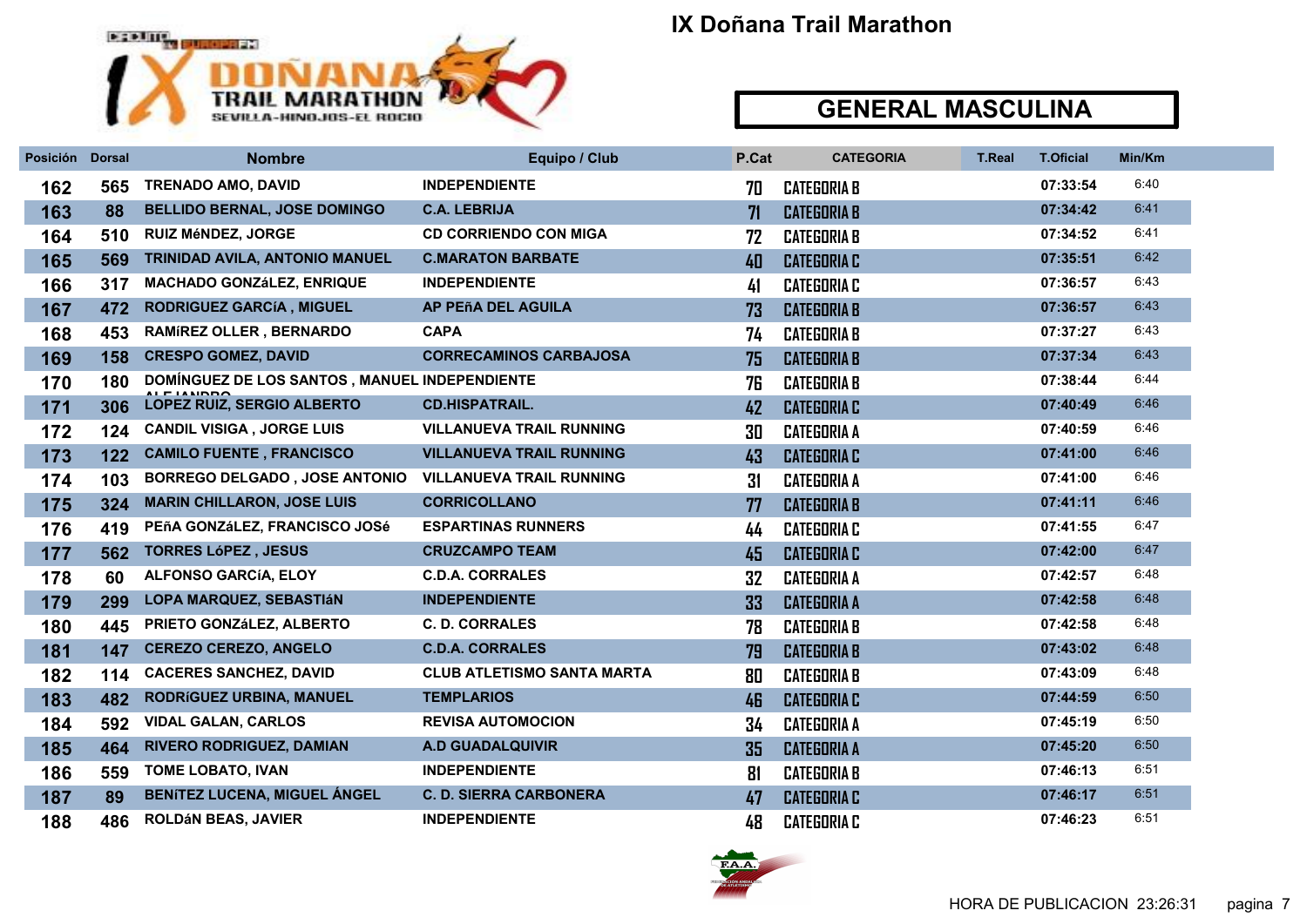# IX Doñana Trail Marathon

## GENERAL MASCULINA

| Posición | Dorsal | Nombre | Equipo / Club | P.Cat | CATEGORIA | T.Real | T.Oficial | Min/Km |
|---|---|---|---|---|---|---|---|---|
| 162 | 565 | TRENADO AMO, DAVID | INDEPENDIENTE | 70 | CATEGORIA B | | 07:33:54 | 6:40 |
| 163 | 88 | BELLIDO BERNAL, JOSE DOMINGO | C.A. LEBRIJA | 71 | CATEGORIA B | | 07:34:42 | 6:41 |
| 164 | 510 | RUIZ MéNDEZ, JORGE | CD CORRIENDO CON MIGA | 72 | CATEGORIA B | | 07:34:52 | 6:41 |
| 165 | 569 | TRINIDAD AVILA, ANTONIO MANUEL | C.MARATON BARBATE | 40 | CATEGORIA C | | 07:35:51 | 6:42 |
| 166 | 317 | MACHADO GONZáLEZ, ENRIQUE | INDEPENDIENTE | 41 | CATEGORIA C | | 07:36:57 | 6:43 |
| 167 | 472 | RODRIGUEZ GARCíA , MIGUEL | AP PEñA DEL AGUILA | 73 | CATEGORIA B | | 07:36:57 | 6:43 |
| 168 | 453 | RAMíREZ OLLER , BERNARDO | CAPA | 74 | CATEGORIA B | | 07:37:27 | 6:43 |
| 169 | 158 | CRESPO GOMEZ, DAVID | CORRECAMINOS CARBAJOSA | 75 | CATEGORIA B | | 07:37:34 | 6:43 |
| 170 | 180 | DOMÍNGUEZ DE LOS SANTOS , MANUEL ALEJANDRO | INDEPENDIENTE | 76 | CATEGORIA B | | 07:38:44 | 6:44 |
| 171 | 306 | LOPEZ RUIZ, SERGIO ALBERTO | CD.HISPATRAIL. | 42 | CATEGORIA C | | 07:40:49 | 6:46 |
| 172 | 124 | CANDIL VISIGA , JORGE LUIS | VILLANUEVA TRAIL RUNNING | 30 | CATEGORIA A | | 07:40:59 | 6:46 |
| 173 | 122 | CAMILO FUENTE , FRANCISCO | VILLANUEVA TRAIL RUNNING | 43 | CATEGORIA C | | 07:41:00 | 6:46 |
| 174 | 103 | BORREGO DELGADO , JOSE ANTONIO | VILLANUEVA TRAIL RUNNING | 31 | CATEGORIA A | | 07:41:00 | 6:46 |
| 175 | 324 | MARIN CHILLARON, JOSE LUIS | CORRICOLLANO | 77 | CATEGORIA B | | 07:41:11 | 6:46 |
| 176 | 419 | PEñA GONZáLEZ, FRANCISCO JOSé | ESPARTINAS RUNNERS | 44 | CATEGORIA C | | 07:41:55 | 6:47 |
| 177 | 562 | TORRES LóPEZ , JESUS | CRUZCAMPO TEAM | 45 | CATEGORIA C | | 07:42:00 | 6:47 |
| 178 | 60 | ALFONSO GARCíA, ELOY | C.D.A. CORRALES | 32 | CATEGORIA A | | 07:42:57 | 6:48 |
| 179 | 299 | LOPA MARQUEZ, SEBASTIáN | INDEPENDIENTE | 33 | CATEGORIA A | | 07:42:58 | 6:48 |
| 180 | 445 | PRIETO GONZáLEZ, ALBERTO | C. D. CORRALES | 78 | CATEGORIA B | | 07:42:58 | 6:48 |
| 181 | 147 | CEREZO CEREZO, ANGELO | C.D.A. CORRALES | 79 | CATEGORIA B | | 07:43:02 | 6:48 |
| 182 | 114 | CACERES SANCHEZ, DAVID | CLUB ATLETISMO SANTA MARTA | 80 | CATEGORIA B | | 07:43:09 | 6:48 |
| 183 | 482 | RODRíGUEZ URBINA, MANUEL | TEMPLARIOS | 46 | CATEGORIA C | | 07:44:59 | 6:50 |
| 184 | 592 | VIDAL GALAN, CARLOS | REVISA AUTOMOCION | 34 | CATEGORIA A | | 07:45:19 | 6:50 |
| 185 | 464 | RIVERO RODRIGUEZ, DAMIAN | A.D GUADALQUIVIR | 35 | CATEGORIA A | | 07:45:20 | 6:50 |
| 186 | 559 | TOME LOBATO, IVAN | INDEPENDIENTE | 81 | CATEGORIA B | | 07:46:13 | 6:51 |
| 187 | 89 | BENíTEZ LUCENA, MIGUEL ÁNGEL | C. D. SIERRA CARBONERA | 47 | CATEGORIA C | | 07:46:17 | 6:51 |
| 188 | 486 | ROLDáN BEAS, JAVIER | INDEPENDIENTE | 48 | CATEGORIA C | | 07:46:23 | 6:51 |

HORA DE PUBLICACION 23:26:31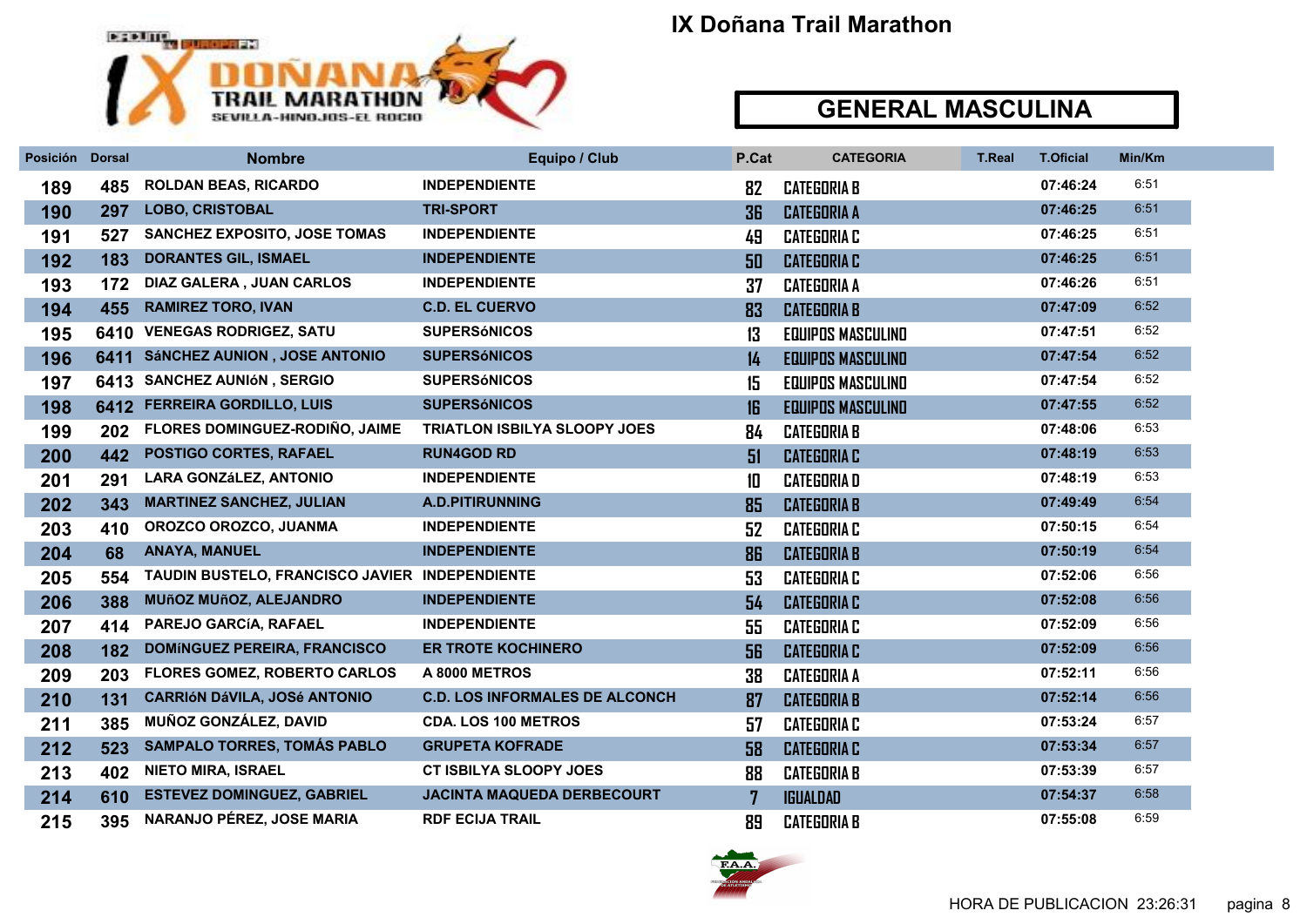# IX Doñana Trail Marathon

## GENERAL MASCULINA

| Posición | Dorsal | Nombre | Equipo / Club | P.Cat | CATEGORIA | T.Real | T.Oficial | Min/Km |
|---|---|---|---|---|---|---|---|---|
| 189 | 485 | ROLDAN BEAS, RICARDO | INDEPENDIENTE | 82 | CATEGORIA B | | 07:46:24 | 6:51 |
| 190 | 297 | LOBO, CRISTOBAL | TRI-SPORT | 36 | CATEGORIA A | | 07:46:25 | 6:51 |
| 191 | 527 | SANCHEZ EXPOSITO, JOSE TOMAS | INDEPENDIENTE | 49 | CATEGORIA C | | 07:46:25 | 6:51 |
| 192 | 183 | DORANTES GIL, ISMAEL | INDEPENDIENTE | 50 | CATEGORIA C | | 07:46:25 | 6:51 |
| 193 | 172 | DIAZ GALERA , JUAN CARLOS | INDEPENDIENTE | 37 | CATEGORIA A | | 07:46:26 | 6:51 |
| 194 | 455 | RAMIREZ TORO, IVAN | C.D. EL CUERVO | 83 | CATEGORIA B | | 07:47:09 | 6:52 |
| 195 | 6410 | VENEGAS RODRIGEZ, SATU | SUPERSóNICOS | 13 | EQUIPOS MASCULINO | | 07:47:51 | 6:52 |
| 196 | 6411 | SáNCHEZ AUNION , JOSE ANTONIO | SUPERSóNICOS | 14 | EQUIPOS MASCULINO | | 07:47:54 | 6:52 |
| 197 | 6413 | SANCHEZ AUNIóN , SERGIO | SUPERSóNICOS | 15 | EQUIPOS MASCULINO | | 07:47:54 | 6:52 |
| 198 | 6412 | FERREIRA GORDILLO, LUIS | SUPERSóNICOS | 16 | EQUIPOS MASCULINO | | 07:47:55 | 6:52 |
| 199 | 202 | FLORES DOMINGUEZ-RODIÑO, JAIME | TRIATLON ISBILYA SLOOPY JOES | 84 | CATEGORIA B | | 07:48:06 | 6:53 |
| 200 | 442 | POSTIGO CORTES, RAFAEL | RUN4GOD RD | 51 | CATEGORIA C | | 07:48:19 | 6:53 |
| 201 | 291 | LARA GONZáLEZ, ANTONIO | INDEPENDIENTE | 10 | CATEGORIA D | | 07:48:19 | 6:53 |
| 202 | 343 | MARTINEZ SANCHEZ, JULIAN | A.D.PITIRUNNING | 85 | CATEGORIA B | | 07:49:49 | 6:54 |
| 203 | 410 | OROZCO OROZCO, JUANMA | INDEPENDIENTE | 52 | CATEGORIA C | | 07:50:15 | 6:54 |
| 204 | 68 | ANAYA, MANUEL | INDEPENDIENTE | 86 | CATEGORIA B | | 07:50:19 | 6:54 |
| 205 | 554 | TAUDIN BUSTELO, FRANCISCO JAVIER | INDEPENDIENTE | 53 | CATEGORIA C | | 07:52:06 | 6:56 |
| 206 | 388 | MUñOZ MUñOZ, ALEJANDRO | INDEPENDIENTE | 54 | CATEGORIA C | | 07:52:08 | 6:56 |
| 207 | 414 | PAREJO GARCíA, RAFAEL | INDEPENDIENTE | 55 | CATEGORIA C | | 07:52:09 | 6:56 |
| 208 | 182 | DOMíNGUEZ PEREIRA, FRANCISCO | ER TROTE KOCHINERO | 56 | CATEGORIA C | | 07:52:09 | 6:56 |
| 209 | 203 | FLORES GOMEZ, ROBERTO CARLOS | A 8000 METROS | 38 | CATEGORIA A | | 07:52:11 | 6:56 |
| 210 | 131 | CARRIóN DáVILA, JOSé ANTONIO | C.D. LOS INFORMALES DE ALCONCH | 87 | CATEGORIA B | | 07:52:14 | 6:56 |
| 211 | 385 | MUÑOZ GONZÁLEZ, DAVID | CDA. LOS 100 METROS | 57 | CATEGORIA C | | 07:53:24 | 6:57 |
| 212 | 523 | SAMPALO TORRES, TOMÁS PABLO | GRUPETA KOFRADE | 58 | CATEGORIA C | | 07:53:34 | 6:57 |
| 213 | 402 | NIETO MIRA, ISRAEL | CT ISBILYA SLOOPY JOES | 88 | CATEGORIA B | | 07:53:39 | 6:57 |
| 214 | 610 | ESTEVEZ DOMINGUEZ, GABRIEL | JACINTA MAQUEDA DERBECOURT | 7 | IGUALDAD | | 07:54:37 | 6:58 |
| 215 | 395 | NARANJO PÉREZ, JOSE MARIA | RDF ECIJA TRAIL | 89 | CATEGORIA B | | 07:55:08 | 6:59 |

HORA DE PUBLICACION 23:26:31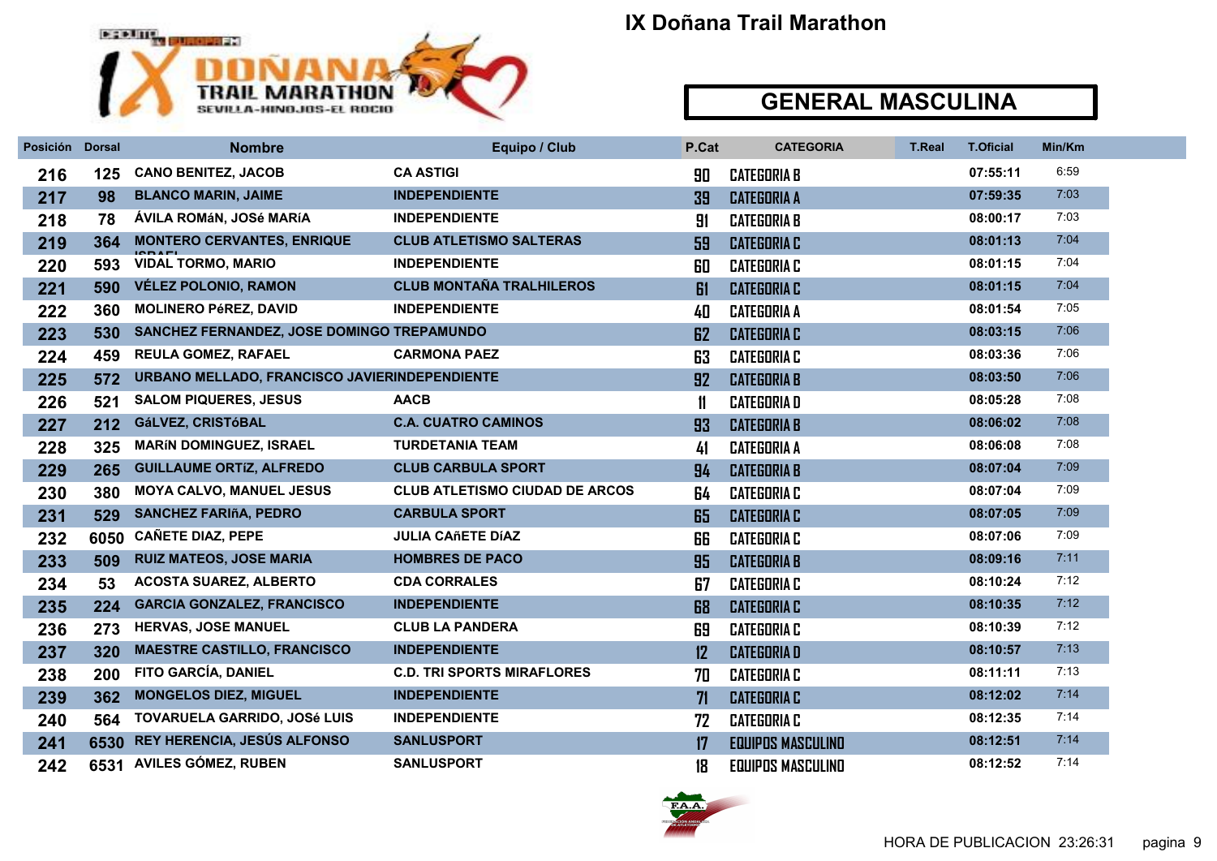# IX Doñana Trail Marathon

## GENERAL MASCULINA

| Posición | Dorsal | Nombre | Equipo / Club | P.Cat | CATEGORIA | T.Real | T.Oficial | Min/Km |
|---|---|---|---|---|---|---|---|---|
| 216 | 125 | CANO BENITEZ, JACOB | CA ASTIGI | 90 | CATEGORIA B | | 07:55:11 | 6:59 |
| 217 | 98 | BLANCO MARIN, JAIME | INDEPENDIENTE | 39 | CATEGORIA A | | 07:59:35 | 7:03 |
| 218 | 78 | ÁVILA ROMáN, JOSé MARíA | INDEPENDIENTE | 91 | CATEGORIA B | | 08:00:17 | 7:03 |
| 219 | 364 | MONTERO CERVANTES, ENRIQUE ISRAEL | CLUB ATLETISMO SALTERAS | 59 | CATEGORIA C | | 08:01:13 | 7:04 |
| 220 | 593 | VIDAL TORMO, MARIO | INDEPENDIENTE | 60 | CATEGORIA C | | 08:01:15 | 7:04 |
| 221 | 590 | VÉLEZ POLONIO, RAMON | CLUB MONTAÑA TRALHILEROS | 61 | CATEGORIA C | | 08:01:15 | 7:04 |
| 222 | 360 | MOLINERO PéREZ, DAVID | INDEPENDIENTE | 40 | CATEGORIA A | | 08:01:54 | 7:05 |
| 223 | 530 | SANCHEZ FERNANDEZ, JOSE DOMINGO | TREPAMUNDO | 62 | CATEGORIA C | | 08:03:15 | 7:06 |
| 224 | 459 | REULA GOMEZ, RAFAEL | CARMONA PAEZ | 63 | CATEGORIA C | | 08:03:36 | 7:06 |
| 225 | 572 | URBANO MELLADO, FRANCISCO JAVIER | INDEPENDIENTE | 92 | CATEGORIA B | | 08:03:50 | 7:06 |
| 226 | 521 | SALOM PIQUERES, JESUS | AACB | 11 | CATEGORIA D | | 08:05:28 | 7:08 |
| 227 | 212 | GáLVEZ, CRISTóBAL | C.A. CUATRO CAMINOS | 93 | CATEGORIA B | | 08:06:02 | 7:08 |
| 228 | 325 | MARíN DOMINGUEZ, ISRAEL | TURDETANIA TEAM | 41 | CATEGORIA A | | 08:06:08 | 7:08 |
| 229 | 265 | GUILLAUME ORTíZ, ALFREDO | CLUB CARBULA SPORT | 94 | CATEGORIA B | | 08:07:04 | 7:09 |
| 230 | 380 | MOYA CALVO, MANUEL JESUS | CLUB ATLETISMO CIUDAD DE ARCOS | 64 | CATEGORIA C | | 08:07:04 | 7:09 |
| 231 | 529 | SANCHEZ FARIñA, PEDRO | CARBULA SPORT | 65 | CATEGORIA C | | 08:07:05 | 7:09 |
| 232 | 6050 | CAÑETE DIAZ, PEPE | JULIA CAñETE DíAZ | 66 | CATEGORIA C | | 08:07:06 | 7:09 |
| 233 | 509 | RUIZ MATEOS, JOSE MARIA | HOMBRES DE PACO | 95 | CATEGORIA B | | 08:09:16 | 7:11 |
| 234 | 53 | ACOSTA SUAREZ, ALBERTO | CDA CORRALES | 67 | CATEGORIA C | | 08:10:24 | 7:12 |
| 235 | 224 | GARCIA GONZALEZ, FRANCISCO | INDEPENDIENTE | 68 | CATEGORIA C | | 08:10:35 | 7:12 |
| 236 | 273 | HERVAS, JOSE MANUEL | CLUB LA PANDERA | 69 | CATEGORIA C | | 08:10:39 | 7:12 |
| 237 | 320 | MAESTRE CASTILLO, FRANCISCO | INDEPENDIENTE | 12 | CATEGORIA D | | 08:10:57 | 7:13 |
| 238 | 200 | FITO GARCÍA, DANIEL | C.D. TRI SPORTS MIRAFLORES | 70 | CATEGORIA C | | 08:11:11 | 7:13 |
| 239 | 362 | MONGELOS DIEZ, MIGUEL | INDEPENDIENTE | 71 | CATEGORIA C | | 08:12:02 | 7:14 |
| 240 | 564 | TOVARUELA GARRIDO, JOSé LUIS | INDEPENDIENTE | 72 | CATEGORIA C | | 08:12:35 | 7:14 |
| 241 | 6530 | REY HERENCIA, JESÚS ALFONSO | SANLUSPORT | 17 | EQUIPOS MASCULINO | | 08:12:51 | 7:14 |
| 242 | 6531 | AVILES GÓMEZ, RUBEN | SANLUSPORT | 18 | EQUIPOS MASCULINO | | 08:12:52 | 7:14 |

HORA DE PUBLICACION 23:26:31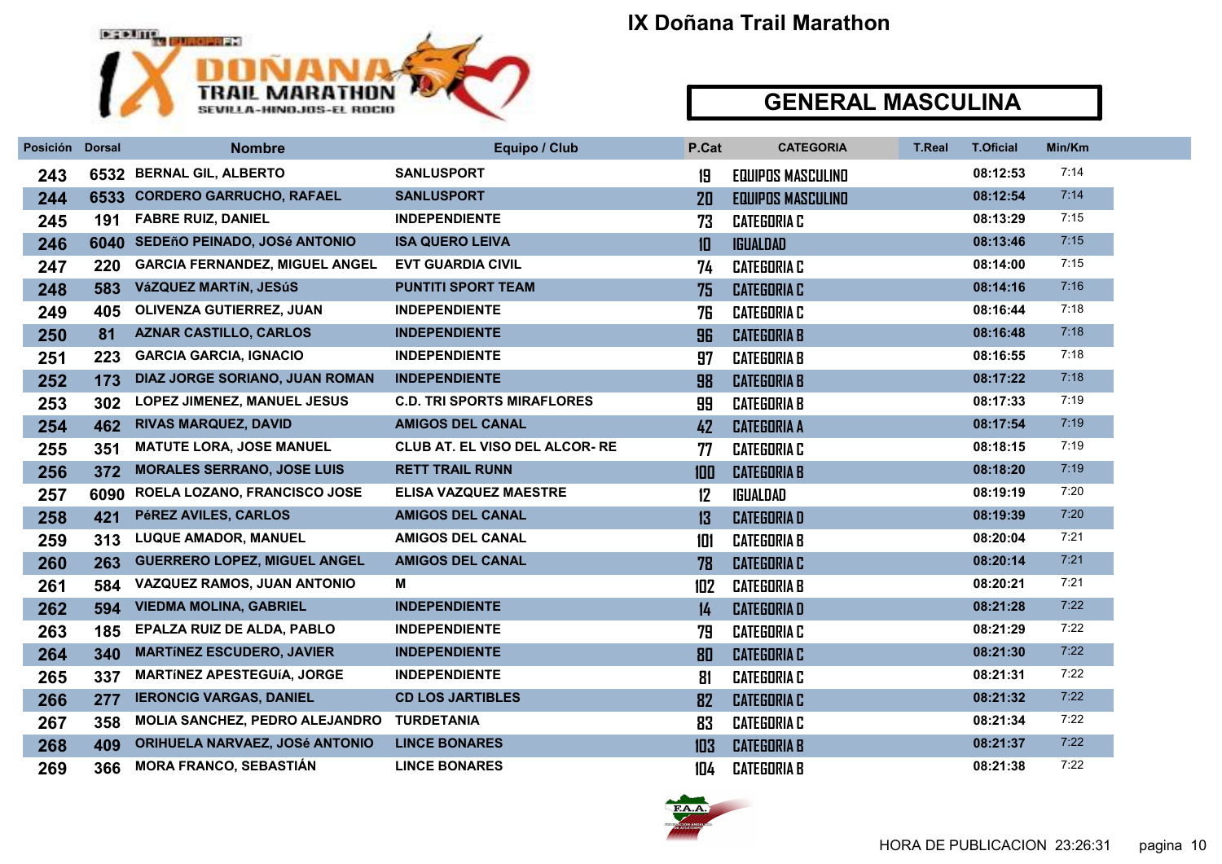# IX Doñana Trail Marathon

## GENERAL MASCULINA

| Posición | Dorsal | Nombre | Equipo / Club | P.Cat | CATEGORIA | T.Real | T.Oficial | Min/Km |
|---|---|---|---|---|---|---|---|---|
| 243 | 6532 | BERNAL GIL, ALBERTO | SANLUSPORT | 19 | EQUIPOS MASCULINO | | 08:12:53 | 7:14 |
| 244 | 6533 | CORDERO GARRUCHO, RAFAEL | SANLUSPORT | 20 | EQUIPOS MASCULINO | | 08:12:54 | 7:14 |
| 245 | 191 | FABRE RUIZ, DANIEL | INDEPENDIENTE | 73 | CATEGORIA C | | 08:13:29 | 7:15 |
| 246 | 6040 | SEDEñO PEINADO, JOSé ANTONIO | ISA QUERO LEIVA | 10 | IGUALDAD | | 08:13:46 | 7:15 |
| 247 | 220 | GARCIA FERNANDEZ, MIGUEL ANGEL | EVT GUARDIA CIVIL | 74 | CATEGORIA C | | 08:14:00 | 7:15 |
| 248 | 583 | VáZQUEZ MARTíN, JESúS | PUNTITI SPORT TEAM | 75 | CATEGORIA C | | 08:14:16 | 7:16 |
| 249 | 405 | OLIVENZA GUTIERREZ, JUAN | INDEPENDIENTE | 76 | CATEGORIA C | | 08:16:44 | 7:18 |
| 250 | 81 | AZNAR CASTILLO, CARLOS | INDEPENDIENTE | 96 | CATEGORIA B | | 08:16:48 | 7:18 |
| 251 | 223 | GARCIA GARCIA, IGNACIO | INDEPENDIENTE | 97 | CATEGORIA B | | 08:16:55 | 7:18 |
| 252 | 173 | DIAZ JORGE SORIANO, JUAN ROMAN | INDEPENDIENTE | 98 | CATEGORIA B | | 08:17:22 | 7:18 |
| 253 | 302 | LOPEZ JIMENEZ, MANUEL JESUS | C.D. TRI SPORTS MIRAFLORES | 99 | CATEGORIA B | | 08:17:33 | 7:19 |
| 254 | 462 | RIVAS MARQUEZ, DAVID | AMIGOS DEL CANAL | 42 | CATEGORIA A | | 08:17:54 | 7:19 |
| 255 | 351 | MATUTE LORA, JOSE MANUEL | CLUB AT. EL VISO DEL ALCOR- RE | 77 | CATEGORIA C | | 08:18:15 | 7:19 |
| 256 | 372 | MORALES SERRANO, JOSE LUIS | RETT TRAIL RUNN | 100 | CATEGORIA B | | 08:18:20 | 7:19 |
| 257 | 6090 | ROELA LOZANO, FRANCISCO JOSE | ELISA VAZQUEZ MAESTRE | 12 | IGUALDAD | | 08:19:19 | 7:20 |
| 258 | 421 | PéREZ AVILES, CARLOS | AMIGOS DEL CANAL | 13 | CATEGORIA D | | 08:19:39 | 7:20 |
| 259 | 313 | LUQUE AMADOR, MANUEL | AMIGOS DEL CANAL | 101 | CATEGORIA B | | 08:20:04 | 7:21 |
| 260 | 263 | GUERRERO LOPEZ, MIGUEL ANGEL | AMIGOS DEL CANAL | 78 | CATEGORIA C | | 08:20:14 | 7:21 |
| 261 | 584 | VAZQUEZ RAMOS, JUAN ANTONIO | M | 102 | CATEGORIA B | | 08:20:21 | 7:21 |
| 262 | 594 | VIEDMA MOLINA, GABRIEL | INDEPENDIENTE | 14 | CATEGORIA D | | 08:21:28 | 7:22 |
| 263 | 185 | EPALZA RUIZ DE ALDA, PABLO | INDEPENDIENTE | 79 | CATEGORIA C | | 08:21:29 | 7:22 |
| 264 | 340 | MARTíNEZ ESCUDERO, JAVIER | INDEPENDIENTE | 80 | CATEGORIA C | | 08:21:30 | 7:22 |
| 265 | 337 | MARTíNEZ APESTEGUíA, JORGE | INDEPENDIENTE | 81 | CATEGORIA C | | 08:21:31 | 7:22 |
| 266 | 277 | IERONCIG VARGAS, DANIEL | CD LOS JARTIBLES | 82 | CATEGORIA C | | 08:21:32 | 7:22 |
| 267 | 358 | MOLIA SANCHEZ, PEDRO ALEJANDRO | TURDETANIA | 83 | CATEGORIA C | | 08:21:34 | 7:22 |
| 268 | 409 | ORIHUELA NARVAEZ, JOSé ANTONIO | LINCE BONARES | 103 | CATEGORIA B | | 08:21:37 | 7:22 |
| 269 | 366 | MORA FRANCO, SEBASTIÁN | LINCE BONARES | 104 | CATEGORIA B | | 08:21:38 | 7:22 |

HORA DE PUBLICACION 23:26:31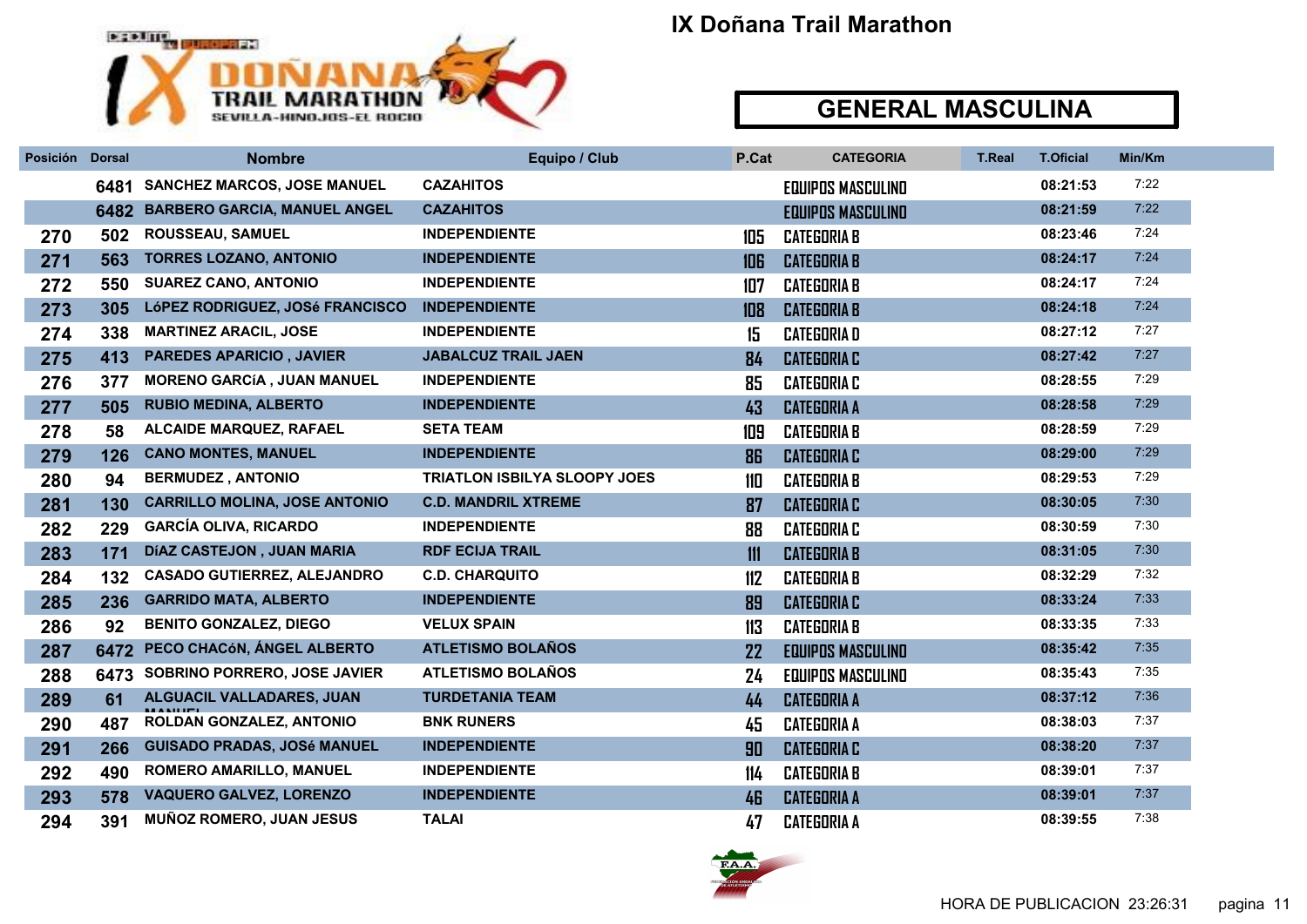# IX Doñana Trail Marathon

## GENERAL MASCULINA

| Posición | Dorsal | Nombre | Equipo / Club | P.Cat | CATEGORIA | T.Real | T.Oficial | Min/Km |
|---|---|---|---|---|---|---|---|---|
| | 6481 | SANCHEZ MARCOS, JOSE MANUEL | CAZAHITOS | | EQUIPOS MASCULINO | | 08:21:53 | 7:22 |
| | 6482 | BARBERO GARCIA, MANUEL ANGEL | CAZAHITOS | | EQUIPOS MASCULINO | | 08:21:59 | 7:22 |
| 270 | 502 | ROUSSEAU, SAMUEL | INDEPENDIENTE | 105 | CATEGORIA B | | 08:23:46 | 7:24 |
| 271 | 563 | TORRES LOZANO, ANTONIO | INDEPENDIENTE | 106 | CATEGORIA B | | 08:24:17 | 7:24 |
| 272 | 550 | SUAREZ CANO, ANTONIO | INDEPENDIENTE | 107 | CATEGORIA B | | 08:24:17 | 7:24 |
| 273 | 305 | LóPEZ RODRIGUEZ, JOSé FRANCISCO | INDEPENDIENTE | 108 | CATEGORIA B | | 08:24:18 | 7:24 |
| 274 | 338 | MARTINEZ ARACIL, JOSE | INDEPENDIENTE | 15 | CATEGORIA D | | 08:27:12 | 7:27 |
| 275 | 413 | PAREDES APARICIO , JAVIER | JABALCUZ TRAIL JAEN | 84 | CATEGORIA C | | 08:27:42 | 7:27 |
| 276 | 377 | MORENO GARCíA , JUAN MANUEL | INDEPENDIENTE | 85 | CATEGORIA C | | 08:28:55 | 7:29 |
| 277 | 505 | RUBIO MEDINA, ALBERTO | INDEPENDIENTE | 43 | CATEGORIA A | | 08:28:58 | 7:29 |
| 278 | 58 | ALCAIDE MARQUEZ, RAFAEL | SETA TEAM | 109 | CATEGORIA B | | 08:28:59 | 7:29 |
| 279 | 126 | CANO MONTES, MANUEL | INDEPENDIENTE | 86 | CATEGORIA C | | 08:29:00 | 7:29 |
| 280 | 94 | BERMUDEZ , ANTONIO | TRIATLON ISBILYA SLOOPY JOES | 110 | CATEGORIA B | | 08:29:53 | 7:29 |
| 281 | 130 | CARRILLO MOLINA, JOSE ANTONIO | C.D. MANDRIL XTREME | 87 | CATEGORIA C | | 08:30:05 | 7:30 |
| 282 | 229 | GARCÍA OLIVA, RICARDO | INDEPENDIENTE | 88 | CATEGORIA C | | 08:30:59 | 7:30 |
| 283 | 171 | DíAZ CASTEJON , JUAN MARIA | RDF ECIJA TRAIL | 111 | CATEGORIA B | | 08:31:05 | 7:30 |
| 284 | 132 | CASADO GUTIERREZ, ALEJANDRO | C.D. CHARQUITO | 112 | CATEGORIA B | | 08:32:29 | 7:32 |
| 285 | 236 | GARRIDO MATA, ALBERTO | INDEPENDIENTE | 89 | CATEGORIA C | | 08:33:24 | 7:33 |
| 286 | 92 | BENITO GONZALEZ, DIEGO | VELUX SPAIN | 113 | CATEGORIA B | | 08:33:35 | 7:33 |
| 287 | 6472 | PECO CHACóN, ÁNGEL ALBERTO | ATLETISMO BOLAÑOS | 22 | EQUIPOS MASCULINO | | 08:35:42 | 7:35 |
| 288 | 6473 | SOBRINO PORRERO, JOSE JAVIER | ATLETISMO BOLAÑOS | 24 | EQUIPOS MASCULINO | | 08:35:43 | 7:35 |
| 289 | 61 | ALGUACIL VALLADARES, JUAN MANUEL | TURDETANIA TEAM | 44 | CATEGORIA A | | 08:37:12 | 7:36 |
| 290 | 487 | ROLDAN GONZALEZ, ANTONIO | BNK RUNERS | 45 | CATEGORIA A | | 08:38:03 | 7:37 |
| 291 | 266 | GUISADO PRADAS, JOSé MANUEL | INDEPENDIENTE | 90 | CATEGORIA C | | 08:38:20 | 7:37 |
| 292 | 490 | ROMERO AMARILLO, MANUEL | INDEPENDIENTE | 114 | CATEGORIA B | | 08:39:01 | 7:37 |
| 293 | 578 | VAQUERO GALVEZ, LORENZO | INDEPENDIENTE | 46 | CATEGORIA A | | 08:39:01 | 7:37 |
| 294 | 391 | MUÑOZ ROMERO, JUAN JESUS | TALAI | 47 | CATEGORIA A | | 08:39:55 | 7:38 |

HORA DE PUBLICACION 23:26:31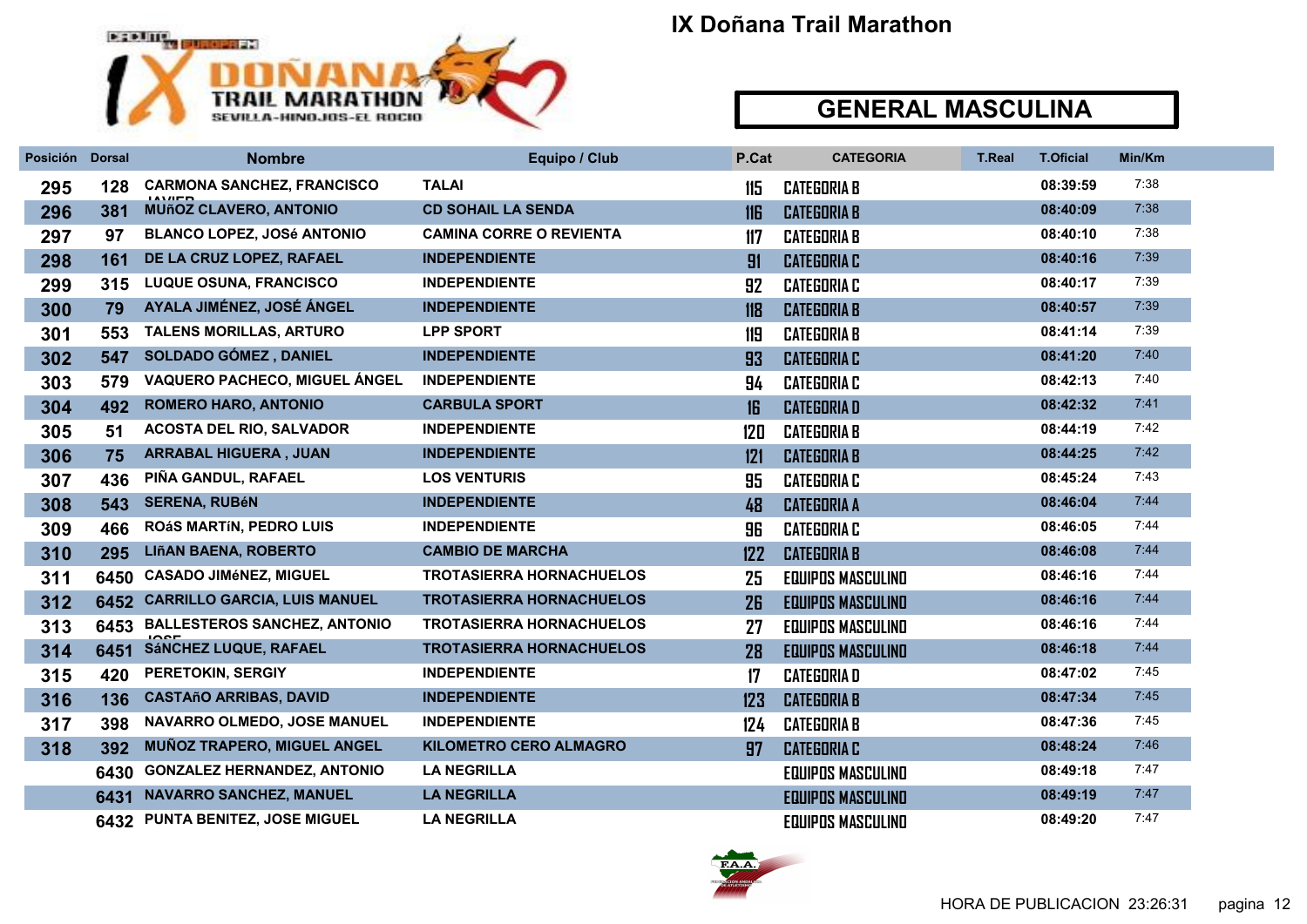# IX Doñana Trail Marathon

## GENERAL MASCULINA

| Posición | Dorsal | Nombre | Equipo / Club | P.Cat | CATEGORIA | T.Real | T.Oficial | Min/Km |
|---|---|---|---|---|---|---|---|---|
| 295 | 128 | CARMONA SANCHEZ, FRANCISCO JAVIER | TALAI | 115 | CATEGORIA B | | 08:39:59 | 7:38 |
| 296 | 381 | MUñOZ CLAVERO, ANTONIO | CD SOHAIL LA SENDA | 116 | CATEGORIA B | | 08:40:09 | 7:38 |
| 297 | 97 | BLANCO LOPEZ, JOSé ANTONIO | CAMINA CORRE O REVIENTA | 117 | CATEGORIA B | | 08:40:10 | 7:38 |
| 298 | 161 | DE LA CRUZ LOPEZ, RAFAEL | INDEPENDIENTE | 91 | CATEGORIA C | | 08:40:16 | 7:39 |
| 299 | 315 | LUQUE OSUNA, FRANCISCO | INDEPENDIENTE | 92 | CATEGORIA C | | 08:40:17 | 7:39 |
| 300 | 79 | AYALA JIMÉNEZ, JOSÉ ÁNGEL | INDEPENDIENTE | 118 | CATEGORIA B | | 08:40:57 | 7:39 |
| 301 | 553 | TALENS MORILLAS, ARTURO | LPP SPORT | 119 | CATEGORIA B | | 08:41:14 | 7:39 |
| 302 | 547 | SOLDADO GÓMEZ , DANIEL | INDEPENDIENTE | 93 | CATEGORIA C | | 08:41:20 | 7:40 |
| 303 | 579 | VAQUERO PACHECO, MIGUEL ÁNGEL | INDEPENDIENTE | 94 | CATEGORIA C | | 08:42:13 | 7:40 |
| 304 | 492 | ROMERO HARO, ANTONIO | CARBULA SPORT | 16 | CATEGORIA D | | 08:42:32 | 7:41 |
| 305 | 51 | ACOSTA DEL RIO, SALVADOR | INDEPENDIENTE | 120 | CATEGORIA B | | 08:44:19 | 7:42 |
| 306 | 75 | ARRABAL HIGUERA , JUAN | INDEPENDIENTE | 121 | CATEGORIA B | | 08:44:25 | 7:42 |
| 307 | 436 | PIÑA GANDUL, RAFAEL | LOS VENTURIS | 95 | CATEGORIA C | | 08:45:24 | 7:43 |
| 308 | 543 | SERENA, RUBéN | INDEPENDIENTE | 48 | CATEGORIA A | | 08:46:04 | 7:44 |
| 309 | 466 | ROáS MARTíN, PEDRO LUIS | INDEPENDIENTE | 96 | CATEGORIA C | | 08:46:05 | 7:44 |
| 310 | 295 | LIñAN BAENA, ROBERTO | CAMBIO DE MARCHA | 122 | CATEGORIA B | | 08:46:08 | 7:44 |
| 311 | 6450 | CASADO JIMéNEZ, MIGUEL | TROTASIERRA HORNACHUELOS | 25 | EQUIPOS MASCULINO | | 08:46:16 | 7:44 |
| 312 | 6452 | CARRILLO GARCIA, LUIS MANUEL | TROTASIERRA HORNACHUELOS | 26 | EQUIPOS MASCULINO | | 08:46:16 | 7:44 |
| 313 | 6453 | BALLESTEROS SANCHEZ, ANTONIO JOSE | TROTASIERRA HORNACHUELOS | 27 | EQUIPOS MASCULINO | | 08:46:16 | 7:44 |
| 314 | 6451 | SáNCHEZ LUQUE, RAFAEL | TROTASIERRA HORNACHUELOS | 28 | EQUIPOS MASCULINO | | 08:46:18 | 7:44 |
| 315 | 420 | PERETOKIN, SERGIY | INDEPENDIENTE | 17 | CATEGORIA D | | 08:47:02 | 7:45 |
| 316 | 136 | CASTAñO ARRIBAS, DAVID | INDEPENDIENTE | 123 | CATEGORIA B | | 08:47:34 | 7:45 |
| 317 | 398 | NAVARRO OLMEDO, JOSE MANUEL | INDEPENDIENTE | 124 | CATEGORIA B | | 08:47:36 | 7:45 |
| 318 | 392 | MUÑOZ TRAPERO, MIGUEL ANGEL | KILOMETRO CERO ALMAGRO | 97 | CATEGORIA C | | 08:48:24 | 7:46 |
| | 6430 | GONZALEZ HERNANDEZ, ANTONIO | LA NEGRILLA | | EQUIPOS MASCULINO | | 08:49:18 | 7:47 |
| | 6431 | NAVARRO SANCHEZ, MANUEL | LA NEGRILLA | | EQUIPOS MASCULINO | | 08:49:19 | 7:47 |
| | 6432 | PUNTA BENITEZ, JOSE MIGUEL | LA NEGRILLA | | EQUIPOS MASCULINO | | 08:49:20 | 7:47 |

HORA DE PUBLICACION 23:26:31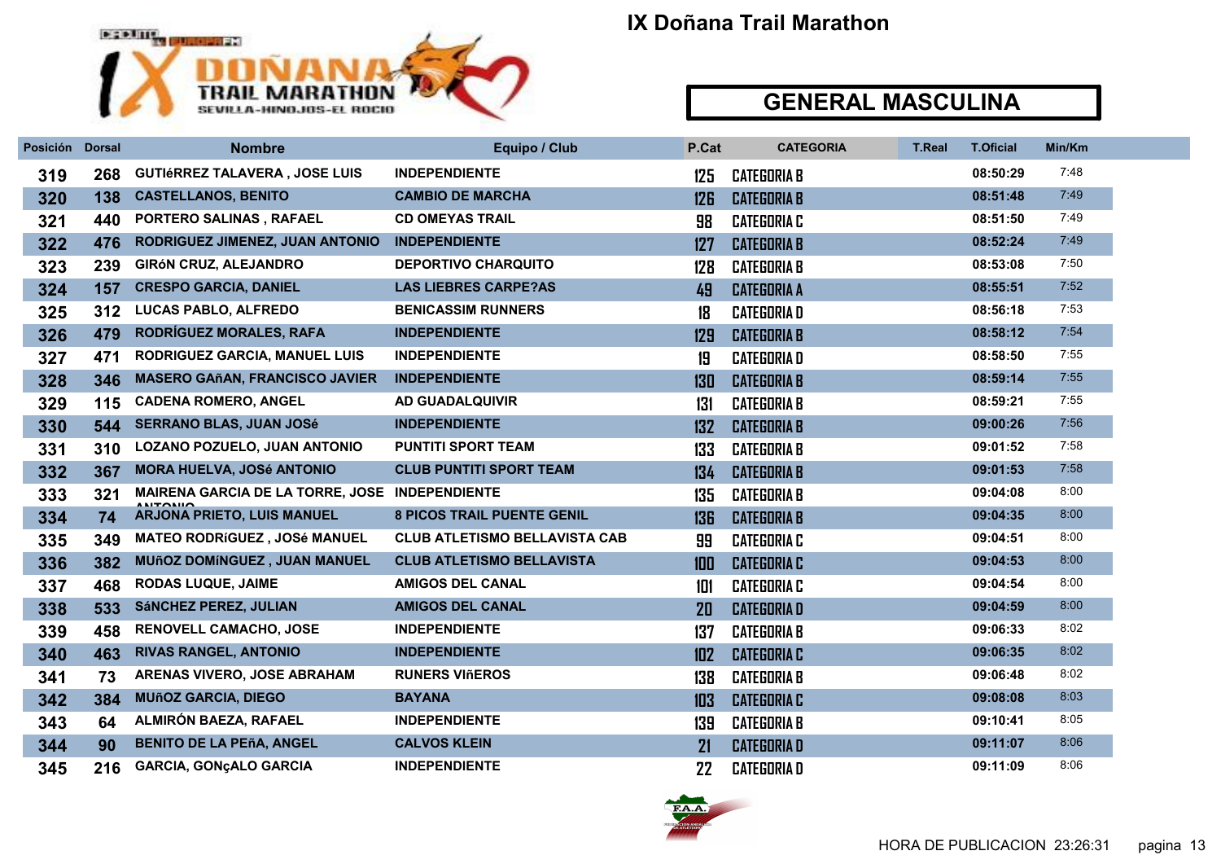# IX Doñana Trail Marathon

## GENERAL MASCULINA

| Posición | Dorsal | Nombre | Equipo / Club | P.Cat | CATEGORIA | T.Real | T.Oficial | Min/Km |
|---|---|---|---|---|---|---|---|---|
| 319 | 268 | GUTIéRREZ TALAVERA , JOSE LUIS | INDEPENDIENTE | 125 | CATEGORIA B | | 08:50:29 | 7:48 |
| 320 | 138 | CASTELLANOS, BENITO | CAMBIO DE MARCHA | 126 | CATEGORIA B | | 08:51:48 | 7:49 |
| 321 | 440 | PORTERO SALINAS , RAFAEL | CD OMEYAS TRAIL | 98 | CATEGORIA C | | 08:51:50 | 7:49 |
| 322 | 476 | RODRIGUEZ JIMENEZ, JUAN ANTONIO | INDEPENDIENTE | 127 | CATEGORIA B | | 08:52:24 | 7:49 |
| 323 | 239 | GIRóN CRUZ, ALEJANDRO | DEPORTIVO CHARQUITO | 128 | CATEGORIA B | | 08:53:08 | 7:50 |
| 324 | 157 | CRESPO GARCIA, DANIEL | LAS LIEBRES CARPE?AS | 49 | CATEGORIA A | | 08:55:51 | 7:52 |
| 325 | 312 | LUCAS PABLO, ALFREDO | BENICASSIM RUNNERS | 18 | CATEGORIA D | | 08:56:18 | 7:53 |
| 326 | 479 | RODRÍGUEZ MORALES, RAFA | INDEPENDIENTE | 129 | CATEGORIA B | | 08:58:12 | 7:54 |
| 327 | 471 | RODRIGUEZ GARCIA, MANUEL LUIS | INDEPENDIENTE | 19 | CATEGORIA D | | 08:58:50 | 7:55 |
| 328 | 346 | MASERO GAñAN, FRANCISCO JAVIER | INDEPENDIENTE | 130 | CATEGORIA B | | 08:59:14 | 7:55 |
| 329 | 115 | CADENA ROMERO, ANGEL | AD GUADALQUIVIR | 131 | CATEGORIA B | | 08:59:21 | 7:55 |
| 330 | 544 | SERRANO BLAS, JUAN JOSé | INDEPENDIENTE | 132 | CATEGORIA B | | 09:00:26 | 7:56 |
| 331 | 310 | LOZANO POZUELO, JUAN ANTONIO | PUNTITI SPORT TEAM | 133 | CATEGORIA B | | 09:01:52 | 7:58 |
| 332 | 367 | MORA HUELVA, JOSé ANTONIO | CLUB PUNTITI SPORT TEAM | 134 | CATEGORIA B | | 09:01:53 | 7:58 |
| 333 | 321 | MAIRENA GARCIA DE LA TORRE, JOSE ANTONIO | INDEPENDIENTE | 135 | CATEGORIA B | | 09:04:08 | 8:00 |
| 334 | 74 | ARJONA PRIETO, LUIS MANUEL | 8 PICOS TRAIL PUENTE GENIL | 136 | CATEGORIA B | | 09:04:35 | 8:00 |
| 335 | 349 | MATEO RODRíGUEZ , JOSé MANUEL | CLUB ATLETISMO BELLAVISTA CAB | 99 | CATEGORIA C | | 09:04:51 | 8:00 |
| 336 | 382 | MUñOZ DOMíNGUEZ , JUAN MANUEL | CLUB ATLETISMO BELLAVISTA | 100 | CATEGORIA C | | 09:04:53 | 8:00 |
| 337 | 468 | RODAS LUQUE, JAIME | AMIGOS DEL CANAL | 101 | CATEGORIA C | | 09:04:54 | 8:00 |
| 338 | 533 | SáNCHEZ PEREZ, JULIAN | AMIGOS DEL CANAL | 20 | CATEGORIA D | | 09:04:59 | 8:00 |
| 339 | 458 | RENOVELL CAMACHO, JOSE | INDEPENDIENTE | 137 | CATEGORIA B | | 09:06:33 | 8:02 |
| 340 | 463 | RIVAS RANGEL, ANTONIO | INDEPENDIENTE | 102 | CATEGORIA C | | 09:06:35 | 8:02 |
| 341 | 73 | ARENAS VIVERO, JOSE ABRAHAM | RUNERS VIñEROS | 138 | CATEGORIA B | | 09:06:48 | 8:02 |
| 342 | 384 | MUñOZ GARCIA, DIEGO | BAYANA | 103 | CATEGORIA C | | 09:08:08 | 8:03 |
| 343 | 64 | ALMIRÓN BAEZA, RAFAEL | INDEPENDIENTE | 139 | CATEGORIA B | | 09:10:41 | 8:05 |
| 344 | 90 | BENITO DE LA PEñA, ANGEL | CALVOS KLEIN | 21 | CATEGORIA D | | 09:11:07 | 8:06 |
| 345 | 216 | GARCIA, GONçALO GARCIA | INDEPENDIENTE | 22 | CATEGORIA D | | 09:11:09 | 8:06 |

HORA DE PUBLICACION 23:26:31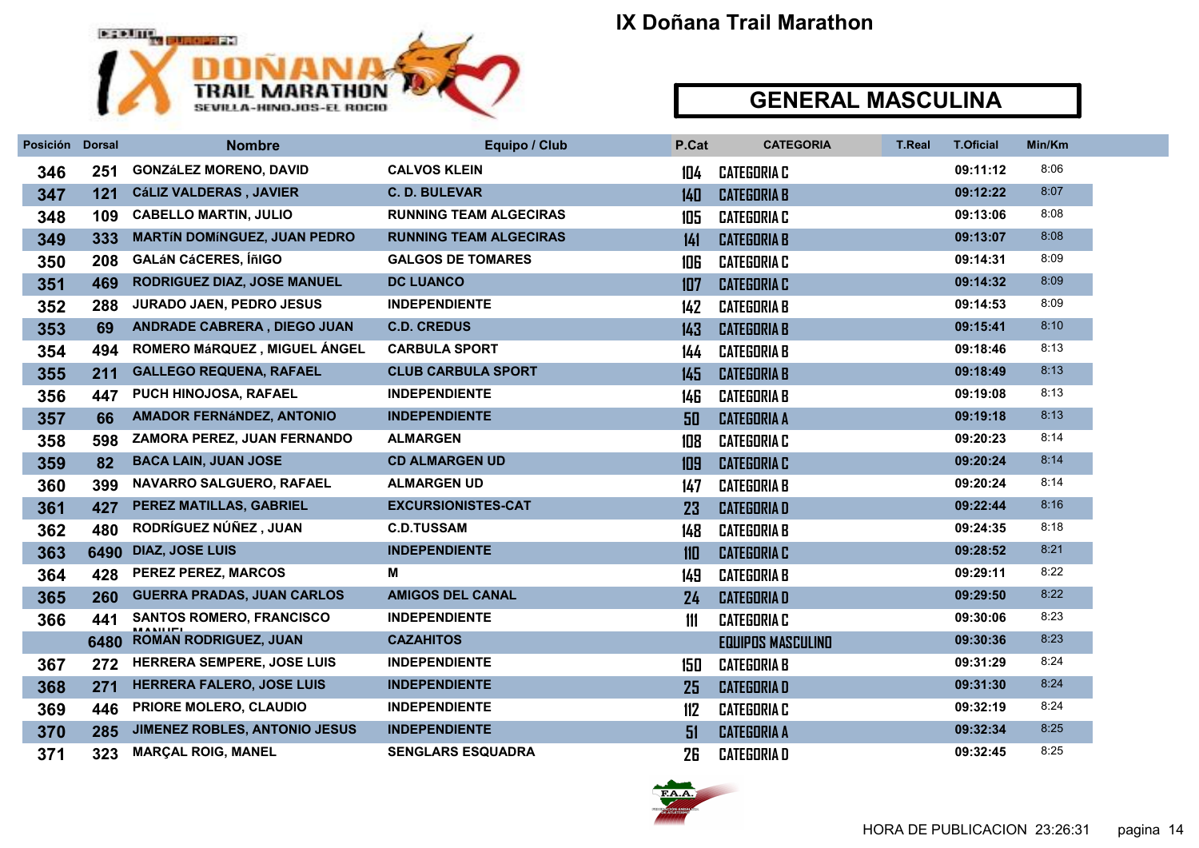# IX Doñana Trail Marathon

## GENERAL MASCULINA

| Posición | Dorsal | Nombre | Equipo / Club | P.Cat | CATEGORIA | T.Real | T.Oficial | Min/Km |
|---|---|---|---|---|---|---|---|---|
| 346 | 251 | GONZáLEZ MORENO, DAVID | CALVOS KLEIN | 104 | CATEGORIA C | | 09:11:12 | 8:06 |
| 347 | 121 | CáLIZ VALDERAS , JAVIER | C. D. BULEVAR | 140 | CATEGORIA B | | 09:12:22 | 8:07 |
| 348 | 109 | CABELLO MARTIN, JULIO | RUNNING TEAM ALGECIRAS | 105 | CATEGORIA C | | 09:13:06 | 8:08 |
| 349 | 333 | MARTíN DOMíNGUEZ, JUAN PEDRO | RUNNING TEAM ALGECIRAS | 141 | CATEGORIA B | | 09:13:07 | 8:08 |
| 350 | 208 | GALáN CáCERES, ÍñIGO | GALGOS DE TOMARES | 106 | CATEGORIA C | | 09:14:31 | 8:09 |
| 351 | 469 | RODRIGUEZ DIAZ, JOSE MANUEL | DC LUANCO | 107 | CATEGORIA C | | 09:14:32 | 8:09 |
| 352 | 288 | JURADO JAEN, PEDRO JESUS | INDEPENDIENTE | 142 | CATEGORIA B | | 09:14:53 | 8:09 |
| 353 | 69 | ANDRADE CABRERA , DIEGO JUAN | C.D. CREDUS | 143 | CATEGORIA B | | 09:15:41 | 8:10 |
| 354 | 494 | ROMERO MáRQUEZ , MIGUEL ÁNGEL | CARBULA SPORT | 144 | CATEGORIA B | | 09:18:46 | 8:13 |
| 355 | 211 | GALLEGO REQUENA, RAFAEL | CLUB CARBULA SPORT | 145 | CATEGORIA B | | 09:18:49 | 8:13 |
| 356 | 447 | PUCH HINOJOSA, RAFAEL | INDEPENDIENTE | 146 | CATEGORIA B | | 09:19:08 | 8:13 |
| 357 | 66 | AMADOR FERNáNDEZ, ANTONIO | INDEPENDIENTE | 50 | CATEGORIA A | | 09:19:18 | 8:13 |
| 358 | 598 | ZAMORA PEREZ, JUAN FERNANDO | ALMARGEN | 108 | CATEGORIA C | | 09:20:23 | 8:14 |
| 359 | 82 | BACA LAIN, JUAN JOSE | CD ALMARGEN UD | 109 | CATEGORIA C | | 09:20:24 | 8:14 |
| 360 | 399 | NAVARRO SALGUERO, RAFAEL | ALMARGEN UD | 147 | CATEGORIA B | | 09:20:24 | 8:14 |
| 361 | 427 | PEREZ MATILLAS, GABRIEL | EXCURSIONISTES-CAT | 23 | CATEGORIA D | | 09:22:44 | 8:16 |
| 362 | 480 | RODRÍGUEZ NÚÑEZ , JUAN | C.D.TUSSAM | 148 | CATEGORIA B | | 09:24:35 | 8:18 |
| 363 | 6490 | DIAZ, JOSE LUIS | INDEPENDIENTE | 110 | CATEGORIA C | | 09:28:52 | 8:21 |
| 364 | 428 | PEREZ PEREZ, MARCOS | M | 149 | CATEGORIA B | | 09:29:11 | 8:22 |
| 365 | 260 | GUERRA PRADAS, JUAN CARLOS | AMIGOS DEL CANAL | 24 | CATEGORIA D | | 09:29:50 | 8:22 |
| 366 | 441 | SANTOS ROMERO, FRANCISCO MANUEL | INDEPENDIENTE | 111 | CATEGORIA C | | 09:30:06 | 8:23 |
| | 6480 | ROMAN RODRIGUEZ, JUAN | CAZAHITOS | | EQUIPOS MASCULINO | | 09:30:36 | 8:23 |
| 367 | 272 | HERRERA SEMPERE, JOSE LUIS | INDEPENDIENTE | 150 | CATEGORIA B | | 09:31:29 | 8:24 |
| 368 | 271 | HERRERA FALERO, JOSE LUIS | INDEPENDIENTE | 25 | CATEGORIA D | | 09:31:30 | 8:24 |
| 369 | 446 | PRIORE MOLERO, CLAUDIO | INDEPENDIENTE | 112 | CATEGORIA C | | 09:32:19 | 8:24 |
| 370 | 285 | JIMENEZ ROBLES, ANTONIO JESUS | INDEPENDIENTE | 51 | CATEGORIA A | | 09:32:34 | 8:25 |
| 371 | 323 | MARÇAL ROIG, MANEL | SENGLARS ESQUADRA | 26 | CATEGORIA D | | 09:32:45 | 8:25 |

HORA DE PUBLICACION 23:26:31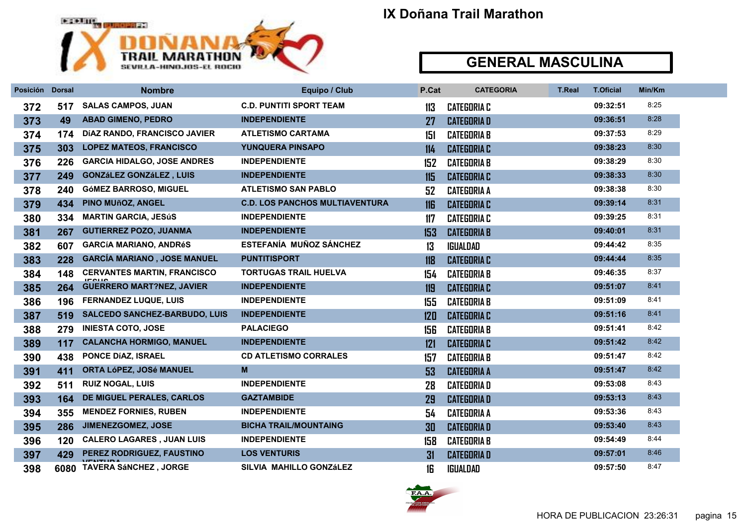# IX Doñana Trail Marathon

## GENERAL MASCULINA

| Posición | Dorsal | Nombre | Equipo / Club | P.Cat | CATEGORIA | T.Real | T.Oficial | Min/Km |
|---|---|---|---|---|---|---|---|---|
| 372 | 517 | SALAS CAMPOS, JUAN | C.D. PUNTITI SPORT TEAM | 113 | CATEGORIA C | | 09:32:51 | 8:25 |
| 373 | 49 | ABAD GIMENO, PEDRO | INDEPENDIENTE | 27 | CATEGORIA D | | 09:36:51 | 8:28 |
| 374 | 174 | DíAZ RANDO, FRANCISCO JAVIER | ATLETISMO CARTAMA | 151 | CATEGORIA B | | 09:37:53 | 8:29 |
| 375 | 303 | LOPEZ MATEOS, FRANCISCO | YUNQUERA PINSAPO | 114 | CATEGORIA C | | 09:38:23 | 8:30 |
| 376 | 226 | GARCIA HIDALGO, JOSE ANDRES | INDEPENDIENTE | 152 | CATEGORIA B | | 09:38:29 | 8:30 |
| 377 | 249 | GONZáLEZ GONZáLEZ , LUIS | INDEPENDIENTE | 115 | CATEGORIA C | | 09:38:33 | 8:30 |
| 378 | 240 | GóMEZ BARROSO, MIGUEL | ATLETISMO SAN PABLO | 52 | CATEGORIA A | | 09:38:38 | 8:30 |
| 379 | 434 | PINO MUñOZ, ANGEL | C.D. LOS PANCHOS MULTIAVENTURA | 116 | CATEGORIA C | | 09:39:14 | 8:31 |
| 380 | 334 | MARTIN GARCIA, JESúS | INDEPENDIENTE | 117 | CATEGORIA C | | 09:39:25 | 8:31 |
| 381 | 267 | GUTIERREZ POZO, JUANMA | INDEPENDIENTE | 153 | CATEGORIA B | | 09:40:01 | 8:31 |
| 382 | 607 | GARCíA MARIANO, ANDRéS | ESTEFANÍA MUÑOZ SÁNCHEZ | 13 | IGUALDAD | | 09:44:42 | 8:35 |
| 383 | 228 | GARCÍA MARIANO , JOSE MANUEL | PUNTITISPORT | 118 | CATEGORIA C | | 09:44:44 | 8:35 |
| 384 | 148 | CERVANTES MARTIN, FRANCISCO JESUS | TORTUGAS TRAIL HUELVA | 154 | CATEGORIA B | | 09:46:35 | 8:37 |
| 385 | 264 | GUERRERO MART?NEZ, JAVIER | INDEPENDIENTE | 119 | CATEGORIA C | | 09:51:07 | 8:41 |
| 386 | 196 | FERNANDEZ LUQUE, LUIS | INDEPENDIENTE | 155 | CATEGORIA B | | 09:51:09 | 8:41 |
| 387 | 519 | SALCEDO SANCHEZ-BARBUDO, LUIS | INDEPENDIENTE | 120 | CATEGORIA C | | 09:51:16 | 8:41 |
| 388 | 279 | INIESTA COTO, JOSE | PALACIEGO | 156 | CATEGORIA B | | 09:51:41 | 8:42 |
| 389 | 117 | CALANCHA HORMIGO, MANUEL | INDEPENDIENTE | 121 | CATEGORIA C | | 09:51:42 | 8:42 |
| 390 | 438 | PONCE DíAZ, ISRAEL | CD ATLETISMO CORRALES | 157 | CATEGORIA B | | 09:51:47 | 8:42 |
| 391 | 411 | ORTA LóPEZ, JOSé MANUEL | M | 53 | CATEGORIA A | | 09:51:47 | 8:42 |
| 392 | 511 | RUIZ NOGAL, LUIS | INDEPENDIENTE | 28 | CATEGORIA D | | 09:53:08 | 8:43 |
| 393 | 164 | DE MIGUEL PERALES, CARLOS | GAZTAMBIDE | 29 | CATEGORIA D | | 09:53:13 | 8:43 |
| 394 | 355 | MENDEZ FORNIES, RUBEN | INDEPENDIENTE | 54 | CATEGORIA A | | 09:53:36 | 8:43 |
| 395 | 286 | JIMENEZGOMEZ, JOSE | BICHA TRAIL/MOUNTAING | 30 | CATEGORIA D | | 09:53:40 | 8:43 |
| 396 | 120 | CALERO LAGARES , JUAN LUIS | INDEPENDIENTE | 158 | CATEGORIA B | | 09:54:49 | 8:44 |
| 397 | 429 | PEREZ RODRIGUEZ, FAUSTINO VENTURA | LOS VENTURIS | 31 | CATEGORIA D | | 09:57:01 | 8:46 |
| 398 | 6080 | TAVERA SáNCHEZ , JORGE | SILVIA MAHILLO GONZáLEZ | 16 | IGUALDAD | | 09:57:50 | 8:47 |

HORA DE PUBLICACION 23:26:31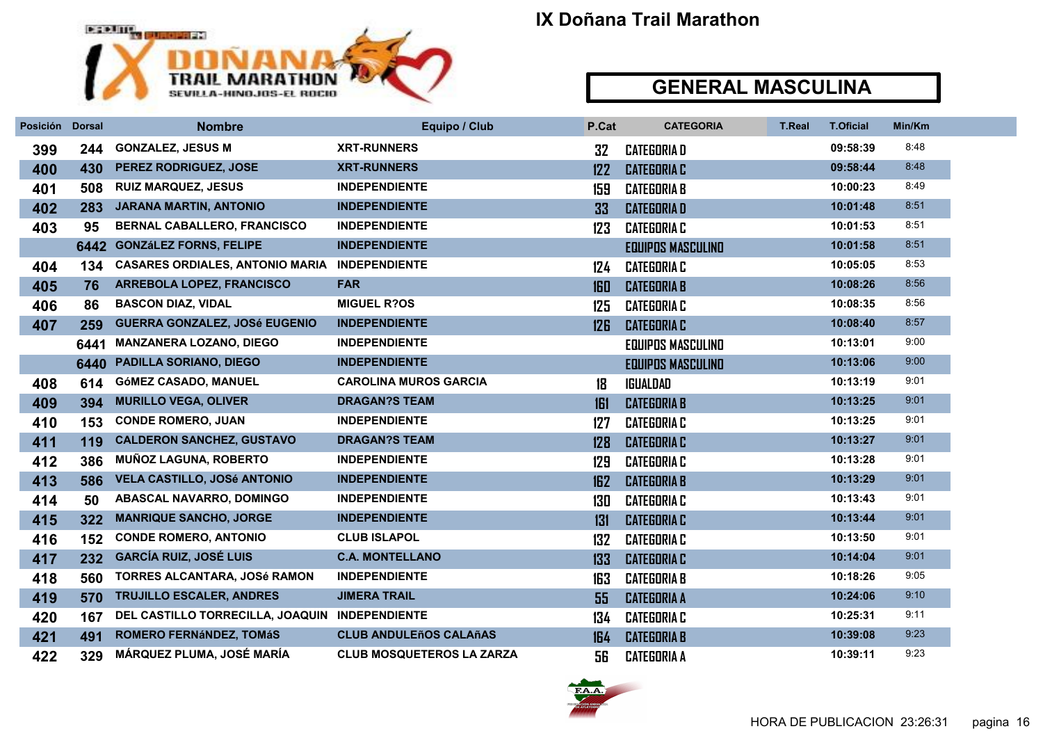# IX Doñana Trail Marathon

## GENERAL MASCULINA

| Posición | Dorsal | Nombre | Equipo / Club | P.Cat | CATEGORIA | T.Real | T.Oficial | Min/Km |
|---|---|---|---|---|---|---|---|---|
| 399 | 244 | GONZALEZ, JESUS M | XRT-RUNNERS | 32 | CATEGORIA D | | 09:58:39 | 8:48 |
| 400 | 430 | PEREZ RODRIGUEZ, JOSE | XRT-RUNNERS | 122 | CATEGORIA C | | 09:58:44 | 8:48 |
| 401 | 508 | RUIZ MARQUEZ, JESUS | INDEPENDIENTE | 159 | CATEGORIA B | | 10:00:23 | 8:49 |
| 402 | 283 | JARANA MARTIN, ANTONIO | INDEPENDIENTE | 33 | CATEGORIA D | | 10:01:48 | 8:51 |
| 403 | 95 | BERNAL CABALLERO, FRANCISCO | INDEPENDIENTE | 123 | CATEGORIA C | | 10:01:53 | 8:51 |
| | 6442 | GONZáLEZ FORNS, FELIPE | INDEPENDIENTE | | EQUIPOS MASCULINO | | 10:01:58 | 8:51 |
| 404 | 134 | CASARES ORDIALES, ANTONIO MARIA | INDEPENDIENTE | 124 | CATEGORIA C | | 10:05:05 | 8:53 |
| 405 | 76 | ARREBOLA LOPEZ, FRANCISCO | FAR | 160 | CATEGORIA B | | 10:08:26 | 8:56 |
| 406 | 86 | BASCON DIAZ, VIDAL | MIGUEL R?OS | 125 | CATEGORIA C | | 10:08:35 | 8:56 |
| 407 | 259 | GUERRA GONZALEZ, JOSé EUGENIO | INDEPENDIENTE | 126 | CATEGORIA C | | 10:08:40 | 8:57 |
| | 6441 | MANZANERA LOZANO, DIEGO | INDEPENDIENTE | | EQUIPOS MASCULINO | | 10:13:01 | 9:00 |
| | 6440 | PADILLA SORIANO, DIEGO | INDEPENDIENTE | | EQUIPOS MASCULINO | | 10:13:06 | 9:00 |
| 408 | 614 | GóMEZ CASADO, MANUEL | CAROLINA MUROS GARCIA | 18 | IGUALDAD | | 10:13:19 | 9:01 |
| 409 | 394 | MURILLO VEGA, OLIVER | DRAGAN?S TEAM | 161 | CATEGORIA B | | 10:13:25 | 9:01 |
| 410 | 153 | CONDE ROMERO, JUAN | INDEPENDIENTE | 127 | CATEGORIA C | | 10:13:25 | 9:01 |
| 411 | 119 | CALDERON SANCHEZ, GUSTAVO | DRAGAN?S TEAM | 128 | CATEGORIA C | | 10:13:27 | 9:01 |
| 412 | 386 | MUÑOZ LAGUNA, ROBERTO | INDEPENDIENTE | 129 | CATEGORIA C | | 10:13:28 | 9:01 |
| 413 | 586 | VELA CASTILLO, JOSé ANTONIO | INDEPENDIENTE | 162 | CATEGORIA B | | 10:13:29 | 9:01 |
| 414 | 50 | ABASCAL NAVARRO, DOMINGO | INDEPENDIENTE | 130 | CATEGORIA C | | 10:13:43 | 9:01 |
| 415 | 322 | MANRIQUE SANCHO, JORGE | INDEPENDIENTE | 131 | CATEGORIA C | | 10:13:44 | 9:01 |
| 416 | 152 | CONDE ROMERO, ANTONIO | CLUB ISLAPOL | 132 | CATEGORIA C | | 10:13:50 | 9:01 |
| 417 | 232 | GARCÍA RUIZ, JOSÉ LUIS | C.A. MONTELLANO | 133 | CATEGORIA C | | 10:14:04 | 9:01 |
| 418 | 560 | TORRES ALCANTARA, JOSé RAMON | INDEPENDIENTE | 163 | CATEGORIA B | | 10:18:26 | 9:05 |
| 419 | 570 | TRUJILLO ESCALER, ANDRES | JIMERA TRAIL | 55 | CATEGORIA A | | 10:24:06 | 9:10 |
| 420 | 167 | DEL CASTILLO TORRECILLA, JOAQUIN | INDEPENDIENTE | 134 | CATEGORIA C | | 10:25:31 | 9:11 |
| 421 | 491 | ROMERO FERNáNDEZ, TOMáS | CLUB ANDULEñOS CALAñAS | 164 | CATEGORIA B | | 10:39:08 | 9:23 |
| 422 | 329 | MÁRQUEZ PLUMA, JOSÉ MARÍA | CLUB MOSQUETEROS LA ZARZA | 56 | CATEGORIA A | | 10:39:11 | 9:23 |

HORA DE PUBLICACION 23:26:31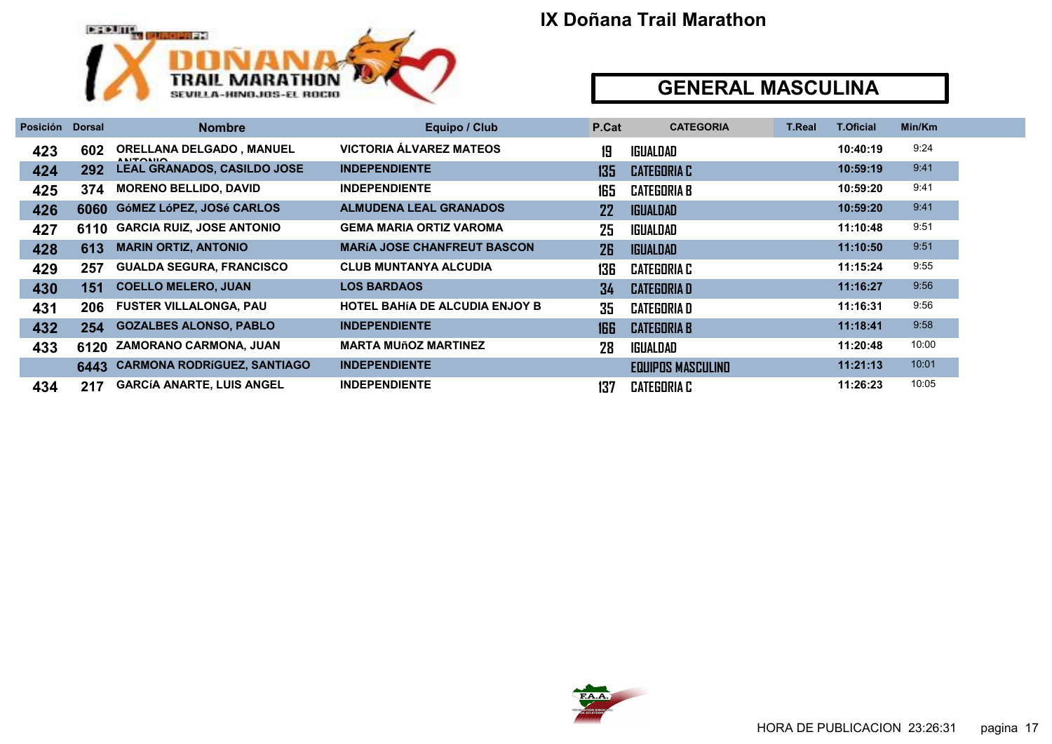# IX Doñana Trail Marathon

## GENERAL MASCULINA

| Posición | Dorsal | Nombre | Equipo / Club | P.Cat | CATEGORIA | T.Real | T.Oficial | Min/Km |
|---|---|---|---|---|---|---|---|---|
| 423 | 602 | ORELLANA DELGADO , MANUEL ANTONIO | VICTORIA ÁLVAREZ MATEOS | 19 | IGUALDAD | | 10:40:19 | 9:24 |
| 424 | 292 | LEAL GRANADOS, CASILDO JOSE | INDEPENDIENTE | 135 | CATEGORIA C | | 10:59:19 | 9:41 |
| 425 | 374 | MORENO BELLIDO, DAVID | INDEPENDIENTE | 165 | CATEGORIA B | | 10:59:20 | 9:41 |
| 426 | 6060 | GóMEZ LóPEZ, JOSé CARLOS | ALMUDENA LEAL GRANADOS | 22 | IGUALDAD | | 10:59:20 | 9:41 |
| 427 | 6110 | GARCIA RUIZ, JOSE ANTONIO | GEMA MARIA ORTIZ VAROMA | 25 | IGUALDAD | | 11:10:48 | 9:51 |
| 428 | 613 | MARIN ORTIZ, ANTONIO | MARíA JOSE CHANFREUT BASCON | 26 | IGUALDAD | | 11:10:50 | 9:51 |
| 429 | 257 | GUALDA SEGURA, FRANCISCO | CLUB MUNTANYA ALCUDIA | 136 | CATEGORIA C | | 11:15:24 | 9:55 |
| 430 | 151 | COELLO MELERO, JUAN | LOS BARDAOS | 34 | CATEGORIA D | | 11:16:27 | 9:56 |
| 431 | 206 | FUSTER VILLALONGA, PAU | HOTEL BAHíA DE ALCUDIA ENJOY B | 35 | CATEGORIA D | | 11:16:31 | 9:56 |
| 432 | 254 | GOZALBES ALONSO, PABLO | INDEPENDIENTE | 166 | CATEGORIA B | | 11:18:41 | 9:58 |
| 433 | 6120 | ZAMORANO CARMONA, JUAN | MARTA MUñOZ MARTINEZ | 28 | IGUALDAD | | 11:20:48 | 10:00 |
| | 6443 | CARMONA RODRíGUEZ, SANTIAGO | INDEPENDIENTE | | EQUIPOS MASCULINO | | 11:21:13 | 10:01 |
| 434 | 217 | GARCíA ANARTE, LUIS ANGEL | INDEPENDIENTE | 137 | CATEGORIA C | | 11:26:23 | 10:05 |

HORA DE PUBLICACION 23:26:31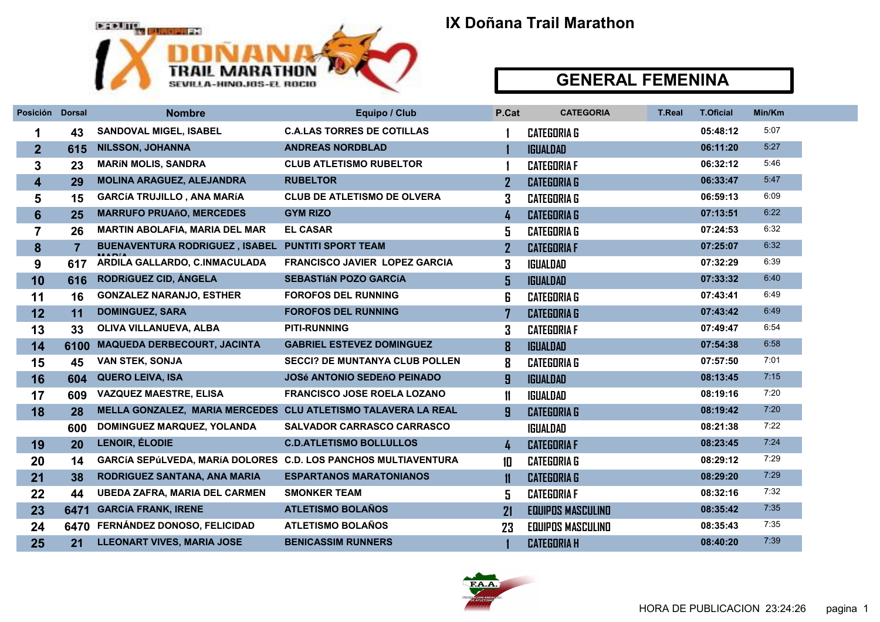# IX Doñana Trail Marathon

## GENERAL FEMENINA

| Posición | Dorsal | Nombre | Equipo / Club | P.Cat | CATEGORIA | T.Real | T.Oficial | Min/Km |
|---|---|---|---|---|---|---|---|---|
| 1 | 43 | SANDOVAL MIGEL, ISABEL | C.A.LAS TORRES DE COTILLAS | 1 | CATEGORIA G | | 05:48:12 | 5:07 |
| 2 | 615 | NILSSON, JOHANNA | ANDREAS NORDBLAD | 1 | IGUALDAD | | 06:11:20 | 5:27 |
| 3 | 23 | MARíN MOLIS, SANDRA | CLUB ATLETISMO RUBELTOR | 1 | CATEGORIA F | | 06:32:12 | 5:46 |
| 4 | 29 | MOLINA ARAGUEZ, ALEJANDRA | RUBELTOR | 2 | CATEGORIA G | | 06:33:47 | 5:47 |
| 5 | 15 | GARCíA TRUJILLO , ANA MARíA | CLUB DE ATLETISMO DE OLVERA | 3 | CATEGORIA G | | 06:59:13 | 6:09 |
| 6 | 25 | MARRUFO PRUAñO, MERCEDES | GYM RIZO | 4 | CATEGORIA G | | 07:13:51 | 6:22 |
| 7 | 26 | MARTIN ABOLAFIA, MARIA DEL MAR | EL CASAR | 5 | CATEGORIA G | | 07:24:53 | 6:32 |
| 8 | 7 | BUENAVENTURA RODRIGUEZ , ISABEL MARÍA | PUNTITI SPORT TEAM | 2 | CATEGORIA F | | 07:25:07 | 6:32 |
| 9 | 617 | ARDILA GALLARDO, C.INMACULADA | FRANCISCO JAVIER LOPEZ GARCIA | 3 | IGUALDAD | | 07:32:29 | 6:39 |
| 10 | 616 | RODRíGUEZ CID, ÁNGELA | SEBASTIáN POZO GARCíA | 5 | IGUALDAD | | 07:33:32 | 6:40 |
| 11 | 16 | GONZALEZ NARANJO, ESTHER | FOROFOS DEL RUNNING | 6 | CATEGORIA G | | 07:43:41 | 6:49 |
| 12 | 11 | DOMINGUEZ, SARA | FOROFOS DEL RUNNING | 7 | CATEGORIA G | | 07:43:42 | 6:49 |
| 13 | 33 | OLIVA VILLANUEVA, ALBA | PITI-RUNNING | 3 | CATEGORIA F | | 07:49:47 | 6:54 |
| 14 | 6100 | MAQUEDA DERBECOURT, JACINTA | GABRIEL ESTEVEZ DOMINGUEZ | 8 | IGUALDAD | | 07:54:38 | 6:58 |
| 15 | 45 | VAN STEK, SONJA | SECCI? DE MUNTANYA CLUB POLLEN | 8 | CATEGORIA G | | 07:57:50 | 7:01 |
| 16 | 604 | QUERO LEIVA, ISA | JOSé ANTONIO SEDEñO PEINADO | 9 | IGUALDAD | | 08:13:45 | 7:15 |
| 17 | 609 | VAZQUEZ MAESTRE, ELISA | FRANCISCO JOSE ROELA LOZANO | 11 | IGUALDAD | | 08:19:16 | 7:20 |
| 18 | 28 | MELLA GONZALEZ, MARIA MERCEDES | CLU ATLETISMO TALAVERA LA REAL | 9 | CATEGORIA G | | 08:19:42 | 7:20 |
| | 600 | DOMINGUEZ MARQUEZ, YOLANDA | SALVADOR CARRASCO CARRASCO | | IGUALDAD | | 08:21:38 | 7:22 |
| 19 | 20 | LENOIR, ÉLODIE | C.D.ATLETISMO BOLLULLOS | 4 | CATEGORIA F | | 08:23:45 | 7:24 |
| 20 | 14 | GARCíA SEPúLVEDA, MARíA DOLORES | C.D. LOS PANCHOS MULTIAVENTURA | 10 | CATEGORIA G | | 08:29:12 | 7:29 |
| 21 | 38 | RODRIGUEZ SANTANA, ANA MARIA | ESPARTANOS MARATONIANOS | 11 | CATEGORIA G | | 08:29:20 | 7:29 |
| 22 | 44 | UBEDA ZAFRA, MARIA DEL CARMEN | SMONKER TEAM | 5 | CATEGORIA F | | 08:32:16 | 7:32 |
| 23 | 6471 | GARCíA FRANK, IRENE | ATLETISMO BOLAÑOS | 21 | EQUIPOS MASCULINO | | 08:35:42 | 7:35 |
| 24 | 6470 | FERNÁNDEZ DONOSO, FELICIDAD | ATLETISMO BOLAÑOS | 23 | EQUIPOS MASCULINO | | 08:35:43 | 7:35 |
| 25 | 21 | LLEONART VIVES, MARIA JOSE | BENICASSIM RUNNERS | 1 | CATEGORIA H | | 08:40:20 | 7:39 |

HORA DE PUBLICACION 23:24:26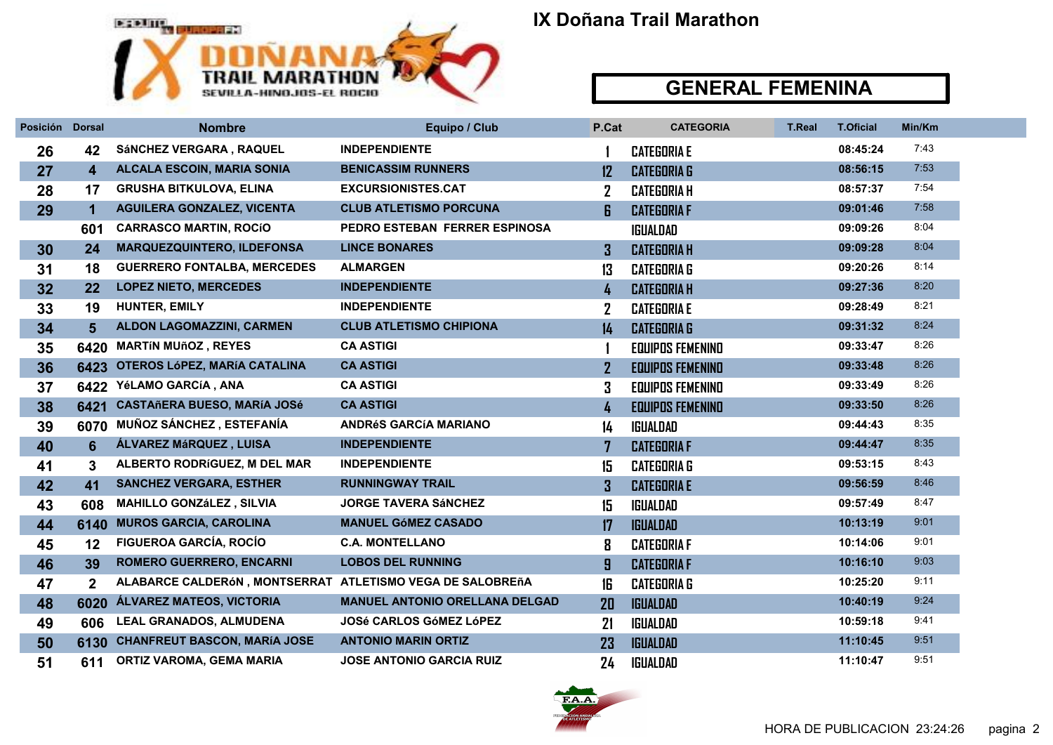# IX Doñana Trail Marathon

## GENERAL FEMENINA

| Posición | Dorsal | Nombre | Equipo / Club | P.Cat | CATEGORIA | T.Real | T.Oficial | Min/Km |
|---|---|---|---|---|---|---|---|---|
| 26 | 42 | SáNCHEZ VERGARA , RAQUEL | INDEPENDIENTE | 1 | CATEGORIA E | | 08:45:24 | 7:43 |
| 27 | 4 | ALCALA ESCOIN, MARIA SONIA | BENICASSIM RUNNERS | 12 | CATEGORIA G | | 08:56:15 | 7:53 |
| 28 | 17 | GRUSHA BITKULOVA, ELINA | EXCURSIONISTES.CAT | 2 | CATEGORIA H | | 08:57:37 | 7:54 |
| 29 | 1 | AGUILERA GONZALEZ, VICENTA | CLUB ATLETISMO PORCUNA | 6 | CATEGORIA F | | 09:01:46 | 7:58 |
| | 601 | CARRASCO MARTIN, ROCíO | PEDRO ESTEBAN FERRER ESPINOSA | | IGUALDAD | | 09:09:26 | 8:04 |
| 30 | 24 | MARQUEZQUINTERO, ILDEFONSA | LINCE BONARES | 3 | CATEGORIA H | | 09:09:28 | 8:04 |
| 31 | 18 | GUERRERO FONTALBA, MERCEDES | ALMARGEN | 13 | CATEGORIA G | | 09:20:26 | 8:14 |
| 32 | 22 | LOPEZ NIETO, MERCEDES | INDEPENDIENTE | 4 | CATEGORIA H | | 09:27:36 | 8:20 |
| 33 | 19 | HUNTER, EMILY | INDEPENDIENTE | 2 | CATEGORIA E | | 09:28:49 | 8:21 |
| 34 | 5 | ALDON LAGOMAZZINI, CARMEN | CLUB ATLETISMO CHIPIONA | 14 | CATEGORIA G | | 09:31:32 | 8:24 |
| 35 | 6420 | MARTíN MUñOZ , REYES | CA ASTIGI | 1 | EQUIPOS FEMENINO | | 09:33:47 | 8:26 |
| 36 | 6423 | OTEROS LóPEZ, MARíA CATALINA | CA ASTIGI | 2 | EQUIPOS FEMENINO | | 09:33:48 | 8:26 |
| 37 | 6422 | YéLAMO GARCíA , ANA | CA ASTIGI | 3 | EQUIPOS FEMENINO | | 09:33:49 | 8:26 |
| 38 | 6421 | CASTAñERA BUESO, MARíA JOSé | CA ASTIGI | 4 | EQUIPOS FEMENINO | | 09:33:50 | 8:26 |
| 39 | 6070 | MUÑOZ SÁNCHEZ , ESTEFANÍA | ANDRéS GARCíA MARIANO | 14 | IGUALDAD | | 09:44:43 | 8:35 |
| 40 | 6 | ÁLVAREZ MáRQUEZ , LUISA | INDEPENDIENTE | 7 | CATEGORIA F | | 09:44:47 | 8:35 |
| 41 | 3 | ALBERTO RODRíGUEZ, M DEL MAR | INDEPENDIENTE | 15 | CATEGORIA G | | 09:53:15 | 8:43 |
| 42 | 41 | SANCHEZ VERGARA, ESTHER | RUNNINGWAY TRAIL | 3 | CATEGORIA E | | 09:56:59 | 8:46 |
| 43 | 608 | MAHILLO GONZáLEZ , SILVIA | JORGE TAVERA SáNCHEZ | 15 | IGUALDAD | | 09:57:49 | 8:47 |
| 44 | 6140 | MUROS GARCIA, CAROLINA | MANUEL GóMEZ CASADO | 17 | IGUALDAD | | 10:13:19 | 9:01 |
| 45 | 12 | FIGUEROA GARCÍA, ROCÍO | C.A. MONTELLANO | 8 | CATEGORIA F | | 10:14:06 | 9:01 |
| 46 | 39 | ROMERO GUERRERO, ENCARNI | LOBOS DEL RUNNING | 9 | CATEGORIA F | | 10:16:10 | 9:03 |
| 47 | 2 | ALABARCE CALDERóN , MONTSERRAT | ATLETISMO VEGA DE SALOBREñA | 16 | CATEGORIA G | | 10:25:20 | 9:11 |
| 48 | 6020 | ÁLVAREZ MATEOS, VICTORIA | MANUEL ANTONIO ORELLANA DELGAD | 20 | IGUALDAD | | 10:40:19 | 9:24 |
| 49 | 606 | LEAL GRANADOS, ALMUDENA | JOSé CARLOS GóMEZ LóPEZ | 21 | IGUALDAD | | 10:59:18 | 9:41 |
| 50 | 6130 | CHANFREUT BASCON, MARíA JOSE | ANTONIO MARIN ORTIZ | 23 | IGUALDAD | | 11:10:45 | 9:51 |
| 51 | 611 | ORTIZ VAROMA, GEMA MARIA | JOSE ANTONIO GARCIA RUIZ | 24 | IGUALDAD | | 11:10:47 | 9:51 |

HORA DE PUBLICACION 23:24:26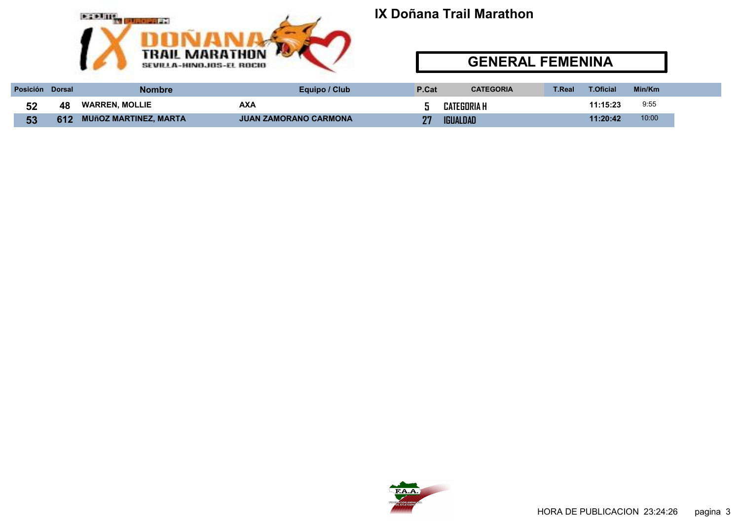# IX Doñana Trail Marathon

## GENERAL FEMENINA

| Posición | Dorsal | Nombre | Equipo / Club | P.Cat | CATEGORIA | T.Real | T.Oficial | Min/Km |
|---|---|---|---|---|---|---|---|---|
| 52 | 48 | WARREN, MOLLIE | AXA | 5 | CATEGORIA H | | 11:15:23 | 9:55 |
| 53 | 612 | MUñOZ MARTINEZ, MARTA | JUAN ZAMORANO CARMONA | 27 | IGUALDAD | | 11:20:42 | 10:00 |

HORA DE PUBLICACION 23:24:26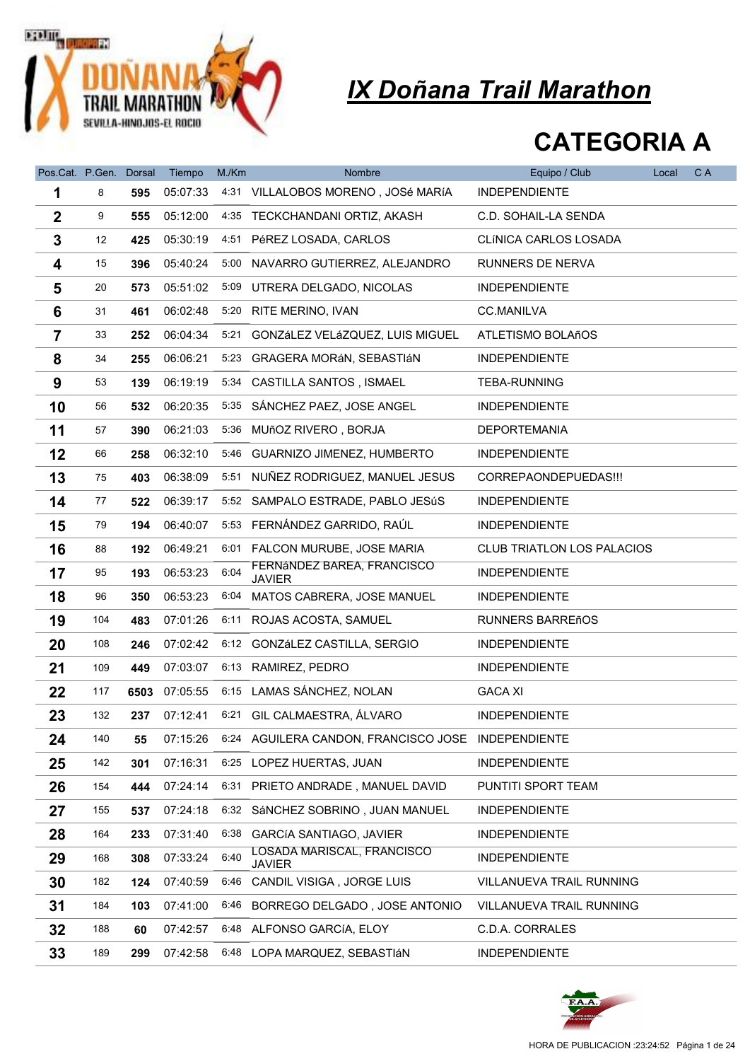# IX Doñana Trail Marathon

## CATEGORIA A

| Pos.Cat. | P.Gen. | Dorsal | Tiempo | M./Km | Nombre | Equipo / Club | Local | C A |
|---|---|---|---|---|---|---|---|---|
| 1 | 8 | 595 | 05:07:33 | 4:31 | VILLALOBOS MORENO , JOSé MARíA | INDEPENDIENTE | | |
| 2 | 9 | 555 | 05:12:00 | 4:35 | TECKCHANDANI ORTIZ, AKASH | C.D. SOHAIL-LA SENDA | | |
| 3 | 12 | 425 | 05:30:19 | 4:51 | PéREZ LOSADA, CARLOS | CLíNICA CARLOS LOSADA | | |
| 4 | 15 | 396 | 05:40:24 | 5:00 | NAVARRO GUTIERREZ, ALEJANDRO | RUNNERS DE NERVA | | |
| 5 | 20 | 573 | 05:51:02 | 5:09 | UTRERA DELGADO, NICOLAS | INDEPENDIENTE | | |
| 6 | 31 | 461 | 06:02:48 | 5:20 | RITE MERINO, IVAN | CC.MANILVA | | |
| 7 | 33 | 252 | 06:04:34 | 5:21 | GONZáLEZ VELáZQUEZ, LUIS MIGUEL | ATLETISMO BOLAñOS | | |
| 8 | 34 | 255 | 06:06:21 | 5:23 | GRAGERA MORáN, SEBASTIáN | INDEPENDIENTE | | |
| 9 | 53 | 139 | 06:19:19 | 5:34 | CASTILLA SANTOS , ISMAEL | TEBA-RUNNING | | |
| 10 | 56 | 532 | 06:20:35 | 5:35 | SÁNCHEZ PAEZ, JOSE ANGEL | INDEPENDIENTE | | |
| 11 | 57 | 390 | 06:21:03 | 5:36 | MUñOZ RIVERO , BORJA | DEPORTEMANIA | | |
| 12 | 66 | 258 | 06:32:10 | 5:46 | GUARNIZO JIMENEZ, HUMBERTO | INDEPENDIENTE | | |
| 13 | 75 | 403 | 06:38:09 | 5:51 | NUÑEZ RODRIGUEZ, MANUEL JESUS | CORREPAONDEPUEDAS!!! | | |
| 14 | 77 | 522 | 06:39:17 | 5:52 | SAMPALO ESTRADE, PABLO JESúS | INDEPENDIENTE | | |
| 15 | 79 | 194 | 06:40:07 | 5:53 | FERNÁNDEZ GARRIDO, RAÚL | INDEPENDIENTE | | |
| 16 | 88 | 192 | 06:49:21 | 6:01 | FALCON MURUBE, JOSE MARIA | CLUB TRIATLON LOS PALACIOS | | |
| 17 | 95 | 193 | 06:53:23 | 6:04 | FERNáNDEZ BAREA, FRANCISCO JAVIER | INDEPENDIENTE | | |
| 18 | 96 | 350 | 06:53:23 | 6:04 | MATOS CABRERA, JOSE MANUEL | INDEPENDIENTE | | |
| 19 | 104 | 483 | 07:01:26 | 6:11 | ROJAS ACOSTA, SAMUEL | RUNNERS BARREñOS | | |
| 20 | 108 | 246 | 07:02:42 | 6:12 | GONZáLEZ CASTILLA, SERGIO | INDEPENDIENTE | | |
| 21 | 109 | 449 | 07:03:07 | 6:13 | RAMIREZ, PEDRO | INDEPENDIENTE | | |
| 22 | 117 | 6503 | 07:05:55 | 6:15 | LAMAS SÁNCHEZ, NOLAN | GACA XI | | |
| 23 | 132 | 237 | 07:12:41 | 6:21 | GIL CALMAESTRA, ÁLVARO | INDEPENDIENTE | | |
| 24 | 140 | 55 | 07:15:26 | 6:24 | AGUILERA CANDON, FRANCISCO JOSE | INDEPENDIENTE | | |
| 25 | 142 | 301 | 07:16:31 | 6:25 | LOPEZ HUERTAS, JUAN | INDEPENDIENTE | | |
| 26 | 154 | 444 | 07:24:14 | 6:31 | PRIETO ANDRADE , MANUEL DAVID | PUNTITI SPORT TEAM | | |
| 27 | 155 | 537 | 07:24:18 | 6:32 | SáNCHEZ SOBRINO , JUAN MANUEL | INDEPENDIENTE | | |
| 28 | 164 | 233 | 07:31:40 | 6:38 | GARCíA SANTIAGO, JAVIER | INDEPENDIENTE | | |
| 29 | 168 | 308 | 07:33:24 | 6:40 | LOSADA MARISCAL, FRANCISCO JAVIER | INDEPENDIENTE | | |
| 30 | 182 | 124 | 07:40:59 | 6:46 | CANDIL VISIGA , JORGE LUIS | VILLANUEVA TRAIL RUNNING | | |
| 31 | 184 | 103 | 07:41:00 | 6:46 | BORREGO DELGADO , JOSE ANTONIO | VILLANUEVA TRAIL RUNNING | | |
| 32 | 188 | 60 | 07:42:57 | 6:48 | ALFONSO GARCíA, ELOY | C.D.A. CORRALES | | |
| 33 | 189 | 299 | 07:42:58 | 6:48 | LOPA MARQUEZ, SEBASTIáN | INDEPENDIENTE | | |

HORA DE PUBLICACION :23:24:52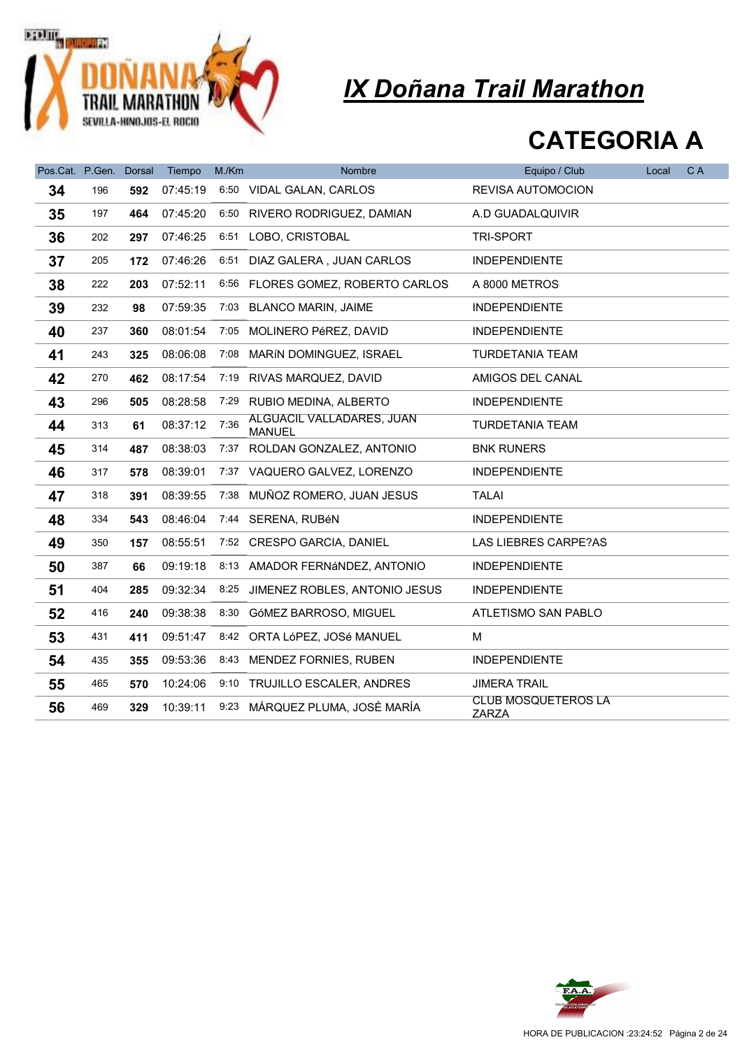# IX Doñana Trail Marathon

## CATEGORIA A

| Pos.Cat. | P.Gen. | Dorsal | Tiempo | M./Km | Nombre | Equipo / Club | Local | C A |
|---|---|---|---|---|---|---|---|---|
| **34** | 196 | **592** | 07:45:19 | 6:50 | VIDAL GALAN, CARLOS | REVISA AUTOMOCION | | |
| **35** | 197 | **464** | 07:45:20 | 6:50 | RIVERO RODRIGUEZ, DAMIAN | A.D GUADALQUIVIR | | |
| **36** | 202 | **297** | 07:46:25 | 6:51 | LOBO, CRISTOBAL | TRI-SPORT | | |
| **37** | 205 | **172** | 07:46:26 | 6:51 | DIAZ GALERA , JUAN CARLOS | INDEPENDIENTE | | |
| **38** | 222 | **203** | 07:52:11 | 6:56 | FLORES GOMEZ, ROBERTO CARLOS | A 8000 METROS | | |
| **39** | 232 | **98** | 07:59:35 | 7:03 | BLANCO MARIN, JAIME | INDEPENDIENTE | | |
| **40** | 237 | **360** | 08:01:54 | 7:05 | MOLINERO PéREZ, DAVID | INDEPENDIENTE | | |
| **41** | 243 | **325** | 08:06:08 | 7:08 | MARíN DOMINGUEZ, ISRAEL | TURDETANIA TEAM | | |
| **42** | 270 | **462** | 08:17:54 | 7:19 | RIVAS MARQUEZ, DAVID | AMIGOS DEL CANAL | | |
| **43** | 296 | **505** | 08:28:58 | 7:29 | RUBIO MEDINA, ALBERTO | INDEPENDIENTE | | |
| **44** | 313 | **61** | 08:37:12 | 7:36 | ALGUACIL VALLADARES, JUAN MANUEL | TURDETANIA TEAM | | |
| **45** | 314 | **487** | 08:38:03 | 7:37 | ROLDAN GONZALEZ, ANTONIO | BNK RUNERS | | |
| **46** | 317 | **578** | 08:39:01 | 7:37 | VAQUERO GALVEZ, LORENZO | INDEPENDIENTE | | |
| **47** | 318 | **391** | 08:39:55 | 7:38 | MUÑOZ ROMERO, JUAN JESUS | TALAI | | |
| **48** | 334 | **543** | 08:46:04 | 7:44 | SERENA, RUBéN | INDEPENDIENTE | | |
| **49** | 350 | **157** | 08:55:51 | 7:52 | CRESPO GARCIA, DANIEL | LAS LIEBRES CARPE?AS | | |
| **50** | 387 | **66** | 09:19:18 | 8:13 | AMADOR FERNáNDEZ, ANTONIO | INDEPENDIENTE | | |
| **51** | 404 | **285** | 09:32:34 | 8:25 | JIMENEZ ROBLES, ANTONIO JESUS | INDEPENDIENTE | | |
| **52** | 416 | **240** | 09:38:38 | 8:30 | GóMEZ BARROSO, MIGUEL | ATLETISMO SAN PABLO | | |
| **53** | 431 | **411** | 09:51:47 | 8:42 | ORTA LóPEZ, JOSé MANUEL | M | | |
| **54** | 435 | **355** | 09:53:36 | 8:43 | MENDEZ FORNIES, RUBEN | INDEPENDIENTE | | |
| **55** | 465 | **570** | 10:24:06 | 9:10 | TRUJILLO ESCALER, ANDRES | JIMERA TRAIL | | |
| **56** | 469 | **329** | 10:39:11 | 9:23 | MÁRQUEZ PLUMA, JOSÉ MARÍA | CLUB MOSQUETEROS LA ZARZA | | |

HORA DE PUBLICACION :23:24:52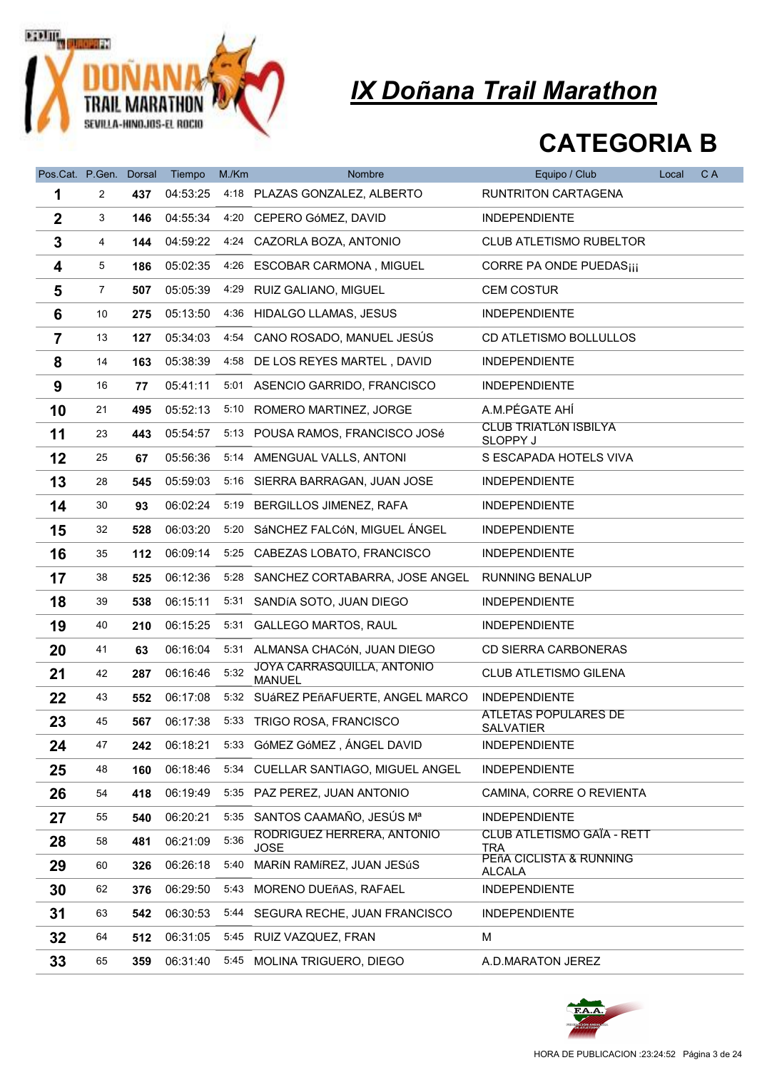# IX Doñana Trail Marathon

## CATEGORIA B

| Pos.Cat. | P.Gen. | Dorsal | Tiempo | M./Km | Nombre | Equipo / Club | Local | C A |
|---|---|---|---|---|---|---|---|---|
| **1** | 2 | **437** | 04:53:25 | 4:18 | PLAZAS GONZALEZ, ALBERTO | RUNTRITON CARTAGENA | | |
| **2** | 3 | **146** | 04:55:34 | 4:20 | CEPERO GóMEZ, DAVID | INDEPENDIENTE | | |
| **3** | 4 | **144** | 04:59:22 | 4:24 | CAZORLA BOZA, ANTONIO | CLUB ATLETISMO RUBELTOR | | |
| **4** | 5 | **186** | 05:02:35 | 4:26 | ESCOBAR CARMONA , MIGUEL | CORRE PA ONDE PUEDAS¡¡¡ | | |
| **5** | 7 | **507** | 05:05:39 | 4:29 | RUIZ GALIANO, MIGUEL | CEM COSTUR | | |
| **6** | 10 | **275** | 05:13:50 | 4:36 | HIDALGO LLAMAS, JESUS | INDEPENDIENTE | | |
| **7** | 13 | **127** | 05:34:03 | 4:54 | CANO ROSADO, MANUEL JESÚS | CD ATLETISMO BOLLULLOS | | |
| **8** | 14 | **163** | 05:38:39 | 4:58 | DE LOS REYES MARTEL , DAVID | INDEPENDIENTE | | |
| **9** | 16 | **77** | 05:41:11 | 5:01 | ASENCIO GARRIDO, FRANCISCO | INDEPENDIENTE | | |
| **10** | 21 | **495** | 05:52:13 | 5:10 | ROMERO MARTINEZ, JORGE | A.M.PÉGATE AHÍ | | |
| **11** | 23 | **443** | 05:54:57 | 5:13 | POUSA RAMOS, FRANCISCO JOSé | CLUB TRIATLóN ISBILYA SLOPPY J | | |
| **12** | 25 | **67** | 05:56:36 | 5:14 | AMENGUAL VALLS, ANTONI | S ESCAPADA HOTELS VIVA | | |
| **13** | 28 | **545** | 05:59:03 | 5:16 | SIERRA BARRAGAN, JUAN JOSE | INDEPENDIENTE | | |
| **14** | 30 | **93** | 06:02:24 | 5:19 | BERGILLOS JIMENEZ, RAFA | INDEPENDIENTE | | |
| **15** | 32 | **528** | 06:03:20 | 5:20 | SáNCHEZ FALCóN, MIGUEL ÁNGEL | INDEPENDIENTE | | |
| **16** | 35 | **112** | 06:09:14 | 5:25 | CABEZAS LOBATO, FRANCISCO | INDEPENDIENTE | | |
| **17** | 38 | **525** | 06:12:36 | 5:28 | SANCHEZ CORTABARRA, JOSE ANGEL | RUNNING BENALUP | | |
| **18** | 39 | **538** | 06:15:11 | 5:31 | SANDíA SOTO, JUAN DIEGO | INDEPENDIENTE | | |
| **19** | 40 | **210** | 06:15:25 | 5:31 | GALLEGO MARTOS, RAUL | INDEPENDIENTE | | |
| **20** | 41 | **63** | 06:16:04 | 5:31 | ALMANSA CHACóN, JUAN DIEGO | CD SIERRA CARBONERAS | | |
| **21** | 42 | **287** | 06:16:46 | 5:32 | JOYA CARRASQUILLA, ANTONIO MANUEL | CLUB ATLETISMO GILENA | | |
| **22** | 43 | **552** | 06:17:08 | 5:32 | SUáREZ PEñAFUERTE, ANGEL MARCO | INDEPENDIENTE | | |
| **23** | 45 | **567** | 06:17:38 | 5:33 | TRIGO ROSA, FRANCISCO | ATLETAS POPULARES DE SALVATIER | | |
| **24** | 47 | **242** | 06:18:21 | 5:33 | GóMEZ GóMEZ , ÁNGEL DAVID | INDEPENDIENTE | | |
| **25** | 48 | **160** | 06:18:46 | 5:34 | CUELLAR SANTIAGO, MIGUEL ANGEL | INDEPENDIENTE | | |
| **26** | 54 | **418** | 06:19:49 | 5:35 | PAZ PEREZ, JUAN ANTONIO | CAMINA, CORRE O REVIENTA | | |
| **27** | 55 | **540** | 06:20:21 | 5:35 | SANTOS CAAMAÑO, JESÚS Mª | INDEPENDIENTE | | |
| **28** | 58 | **481** | 06:21:09 | 5:36 | RODRIGUEZ HERRERA, ANTONIO JOSE | CLUB ATLETISMO GAÏA - RETT TRA | | |
| **29** | 60 | **326** | 06:26:18 | 5:40 | MARíN RAMíREZ, JUAN JESúS | PEñA CICLISTA & RUNNING ALCALA | | |
| **30** | 62 | **376** | 06:29:50 | 5:43 | MORENO DUEñAS, RAFAEL | INDEPENDIENTE | | |
| **31** | 63 | **542** | 06:30:53 | 5:44 | SEGURA RECHE, JUAN FRANCISCO | INDEPENDIENTE | | |
| **32** | 64 | **512** | 06:31:05 | 5:45 | RUIZ VAZQUEZ, FRAN | M | | |
| **33** | 65 | **359** | 06:31:40 | 5:45 | MOLINA TRIGUERO, DIEGO | A.D.MARATON JEREZ | | |

HORA DE PUBLICACION :23:24:52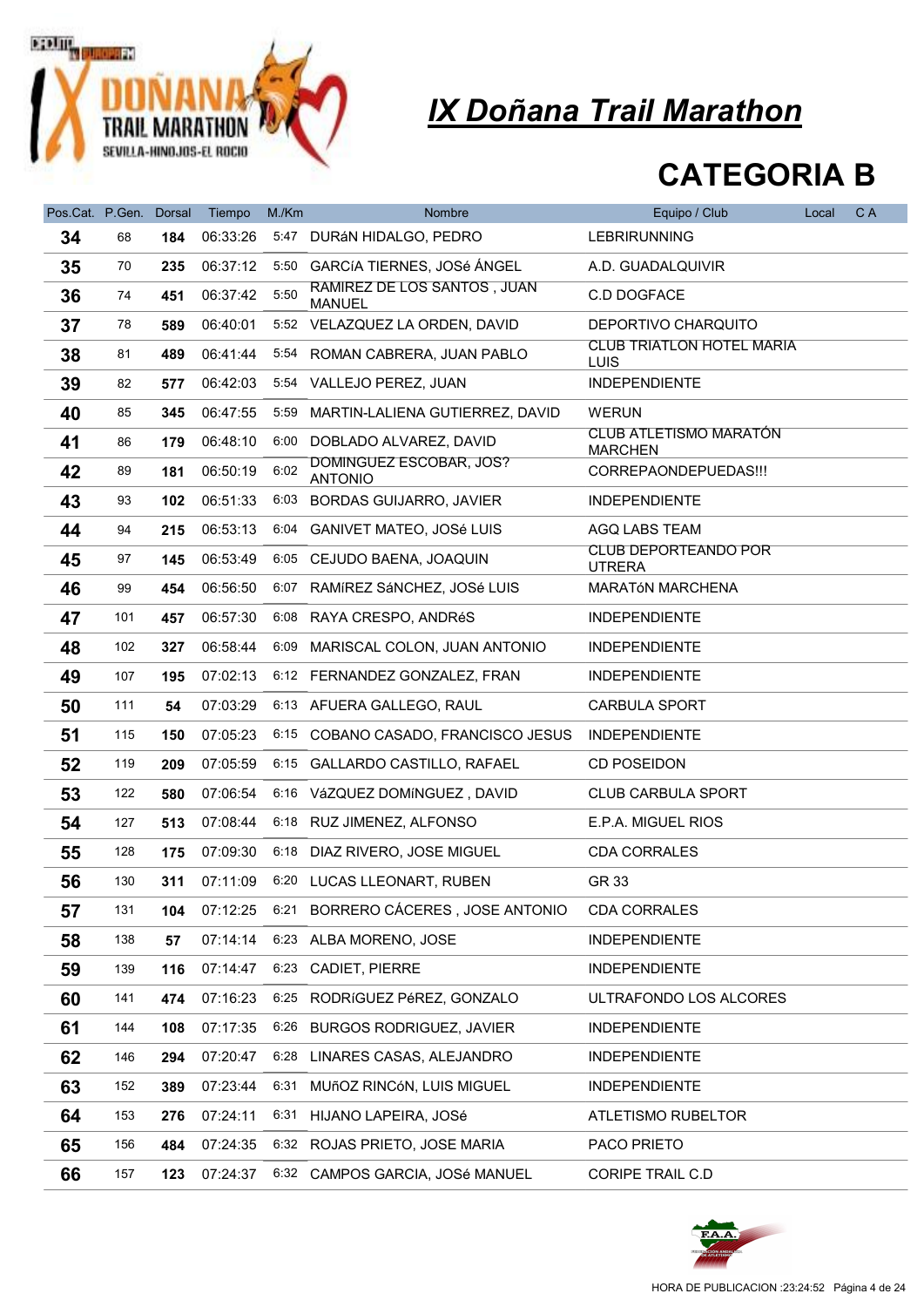# IX Doñana Trail Marathon

## CATEGORIA B

| Pos.Cat. | P.Gen. | Dorsal | Tiempo | M./Km | Nombre | Equipo / Club | Local | C A |
|---|---|---|---|---|---|---|---|---|
| 34 | 68 | 184 | 06:33:26 | 5:47 | DURáN HIDALGO, PEDRO | LEBRIRUNNING | | |
| 35 | 70 | 235 | 06:37:12 | 5:50 | GARCíA TIERNES, JOSé ÁNGEL | A.D. GUADALQUIVIR | | |
| 36 | 74 | 451 | 06:37:42 | 5:50 | RAMIREZ DE LOS SANTOS , JUAN MANUEL | C.D DOGFACE | | |
| 37 | 78 | 589 | 06:40:01 | 5:52 | VELAZQUEZ LA ORDEN, DAVID | DEPORTIVO CHARQUITO | | |
| 38 | 81 | 489 | 06:41:44 | 5:54 | ROMAN CABRERA, JUAN PABLO | CLUB TRIATLON HOTEL MARIA LUIS | | |
| 39 | 82 | 577 | 06:42:03 | 5:54 | VALLEJO PEREZ, JUAN | INDEPENDIENTE | | |
| 40 | 85 | 345 | 06:47:55 | 5:59 | MARTIN-LALIENA GUTIERREZ, DAVID | WERUN | | |
| 41 | 86 | 179 | 06:48:10 | 6:00 | DOBLADO ALVAREZ, DAVID | CLUB ATLETISMO MARATÓN MARCHEN | | |
| 42 | 89 | 181 | 06:50:19 | 6:02 | DOMINGUEZ ESCOBAR, JOS? ANTONIO | CORREPAONDEPUEDAS!!! | | |
| 43 | 93 | 102 | 06:51:33 | 6:03 | BORDAS GUIJARRO, JAVIER | INDEPENDIENTE | | |
| 44 | 94 | 215 | 06:53:13 | 6:04 | GANIVET MATEO, JOSé LUIS | AGQ LABS TEAM | | |
| 45 | 97 | 145 | 06:53:49 | 6:05 | CEJUDO BAENA, JOAQUIN | CLUB DEPORTEANDO POR UTRERA | | |
| 46 | 99 | 454 | 06:56:50 | 6:07 | RAMíREZ SáNCHEZ, JOSé LUIS | MARATóN MARCHENA | | |
| 47 | 101 | 457 | 06:57:30 | 6:08 | RAYA CRESPO, ANDRéS | INDEPENDIENTE | | |
| 48 | 102 | 327 | 06:58:44 | 6:09 | MARISCAL COLON, JUAN ANTONIO | INDEPENDIENTE | | |
| 49 | 107 | 195 | 07:02:13 | 6:12 | FERNANDEZ GONZALEZ, FRAN | INDEPENDIENTE | | |
| 50 | 111 | 54 | 07:03:29 | 6:13 | AFUERA GALLEGO, RAUL | CARBULA SPORT | | |
| 51 | 115 | 150 | 07:05:23 | 6:15 | COBANO CASADO, FRANCISCO JESUS | INDEPENDIENTE | | |
| 52 | 119 | 209 | 07:05:59 | 6:15 | GALLARDO CASTILLO, RAFAEL | CD POSEIDON | | |
| 53 | 122 | 580 | 07:06:54 | 6:16 | VáZQUEZ DOMíNGUEZ , DAVID | CLUB CARBULA SPORT | | |
| 54 | 127 | 513 | 07:08:44 | 6:18 | RUZ JIMENEZ, ALFONSO | E.P.A. MIGUEL RIOS | | |
| 55 | 128 | 175 | 07:09:30 | 6:18 | DIAZ RIVERO, JOSE MIGUEL | CDA CORRALES | | |
| 56 | 130 | 311 | 07:11:09 | 6:20 | LUCAS LLEONART, RUBEN | GR 33 | | |
| 57 | 131 | 104 | 07:12:25 | 6:21 | BORRERO CÁCERES , JOSE ANTONIO | CDA CORRALES | | |
| 58 | 138 | 57 | 07:14:14 | 6:23 | ALBA MORENO, JOSE | INDEPENDIENTE | | |
| 59 | 139 | 116 | 07:14:47 | 6:23 | CADIET, PIERRE | INDEPENDIENTE | | |
| 60 | 141 | 474 | 07:16:23 | 6:25 | RODRíGUEZ PéREZ, GONZALO | ULTRAFONDO LOS ALCORES | | |
| 61 | 144 | 108 | 07:17:35 | 6:26 | BURGOS RODRIGUEZ, JAVIER | INDEPENDIENTE | | |
| 62 | 146 | 294 | 07:20:47 | 6:28 | LINARES CASAS, ALEJANDRO | INDEPENDIENTE | | |
| 63 | 152 | 389 | 07:23:44 | 6:31 | MUñOZ RINCóN, LUIS MIGUEL | INDEPENDIENTE | | |
| 64 | 153 | 276 | 07:24:11 | 6:31 | HIJANO LAPEIRA, JOSé | ATLETISMO RUBELTOR | | |
| 65 | 156 | 484 | 07:24:35 | 6:32 | ROJAS PRIETO, JOSE MARIA | PACO PRIETO | | |
| 66 | 157 | 123 | 07:24:37 | 6:32 | CAMPOS GARCIA, JOSé MANUEL | CORIPE TRAIL C.D | | |

HORA DE PUBLICACION :23:24:52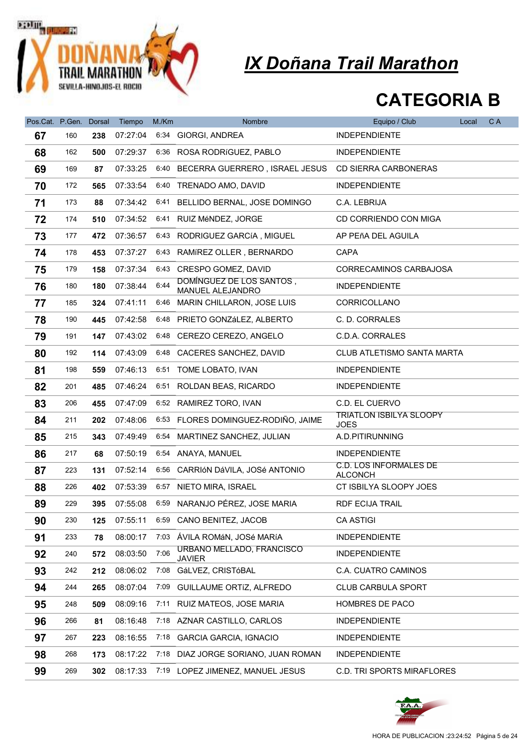# IX Doñana Trail Marathon

## CATEGORIA B

| Pos.Cat. | P.Gen. | Dorsal | Tiempo | M./Km | Nombre | Equipo / Club | Local | C A |
|---|---|---|---|---|---|---|---|---|
| **67** | 160 | **238** | 07:27:04 | 6:34 | GIORGI, ANDREA | INDEPENDIENTE | | |
| **68** | 162 | **500** | 07:29:37 | 6:36 | ROSA RODRíGUEZ, PABLO | INDEPENDIENTE | | |
| **69** | 169 | **87** | 07:33:25 | 6:40 | BECERRA GUERRERO , ISRAEL JESUS | CD SIERRA CARBONERAS | | |
| **70** | 172 | **565** | 07:33:54 | 6:40 | TRENADO AMO, DAVID | INDEPENDIENTE | | |
| **71** | 173 | **88** | 07:34:42 | 6:41 | BELLIDO BERNAL, JOSE DOMINGO | C.A. LEBRIJA | | |
| **72** | 174 | **510** | 07:34:52 | 6:41 | RUIZ MéNDEZ, JORGE | CD CORRIENDO CON MIGA | | |
| **73** | 177 | **472** | 07:36:57 | 6:43 | RODRIGUEZ GARCíA , MIGUEL | AP PEñA DEL AGUILA | | |
| **74** | 178 | **453** | 07:37:27 | 6:43 | RAMíREZ OLLER , BERNARDO | CAPA | | |
| **75** | 179 | **158** | 07:37:34 | 6:43 | CRESPO GOMEZ, DAVID | CORRECAMINOS CARBAJOSA | | |
| **76** | 180 | **180** | 07:38:44 | 6:44 | DOMÍNGUEZ DE LOS SANTOS , MANUEL ALEJANDRO | INDEPENDIENTE | | |
| **77** | 185 | **324** | 07:41:11 | 6:46 | MARIN CHILLARON, JOSE LUIS | CORRICOLLANO | | |
| **78** | 190 | **445** | 07:42:58 | 6:48 | PRIETO GONZáLEZ, ALBERTO | C. D. CORRALES | | |
| **79** | 191 | **147** | 07:43:02 | 6:48 | CEREZO CEREZO, ANGELO | C.D.A. CORRALES | | |
| **80** | 192 | **114** | 07:43:09 | 6:48 | CACERES SANCHEZ, DAVID | CLUB ATLETISMO SANTA MARTA | | |
| **81** | 198 | **559** | 07:46:13 | 6:51 | TOME LOBATO, IVAN | INDEPENDIENTE | | |
| **82** | 201 | **485** | 07:46:24 | 6:51 | ROLDAN BEAS, RICARDO | INDEPENDIENTE | | |
| **83** | 206 | **455** | 07:47:09 | 6:52 | RAMIREZ TORO, IVAN | C.D. EL CUERVO | | |
| **84** | 211 | **202** | 07:48:06 | 6:53 | FLORES DOMINGUEZ-RODIÑO, JAIME | TRIATLON ISBILYA SLOOPY JOES | | |
| **85** | 215 | **343** | 07:49:49 | 6:54 | MARTINEZ SANCHEZ, JULIAN | A.D.PITIRUNNING | | |
| **86** | 217 | **68** | 07:50:19 | 6:54 | ANAYA, MANUEL | INDEPENDIENTE | | |
| **87** | 223 | **131** | 07:52:14 | 6:56 | CARRIóN DáVILA, JOSé ANTONIO | C.D. LOS INFORMALES DE ALCONCH | | |
| **88** | 226 | **402** | 07:53:39 | 6:57 | NIETO MIRA, ISRAEL | CT ISBILYA SLOOPY JOES | | |
| **89** | 229 | **395** | 07:55:08 | 6:59 | NARANJO PÉREZ, JOSE MARIA | RDF ECIJA TRAIL | | |
| **90** | 230 | **125** | 07:55:11 | 6:59 | CANO BENITEZ, JACOB | CA ASTIGI | | |
| **91** | 233 | **78** | 08:00:17 | 7:03 | ÁVILA ROMáN, JOSé MARíA | INDEPENDIENTE | | |
| **92** | 240 | **572** | 08:03:50 | 7:06 | URBANO MELLADO, FRANCISCO JAVIER | INDEPENDIENTE | | |
| **93** | 242 | **212** | 08:06:02 | 7:08 | GáLVEZ, CRISTóBAL | C.A. CUATRO CAMINOS | | |
| **94** | 244 | **265** | 08:07:04 | 7:09 | GUILLAUME ORTíZ, ALFREDO | CLUB CARBULA SPORT | | |
| **95** | 248 | **509** | 08:09:16 | 7:11 | RUIZ MATEOS, JOSE MARIA | HOMBRES DE PACO | | |
| **96** | 266 | **81** | 08:16:48 | 7:18 | AZNAR CASTILLO, CARLOS | INDEPENDIENTE | | |
| **97** | 267 | **223** | 08:16:55 | 7:18 | GARCIA GARCIA, IGNACIO | INDEPENDIENTE | | |
| **98** | 268 | **173** | 08:17:22 | 7:18 | DIAZ JORGE SORIANO, JUAN ROMAN | INDEPENDIENTE | | |
| **99** | 269 | **302** | 08:17:33 | 7:19 | LOPEZ JIMENEZ, MANUEL JESUS | C.D. TRI SPORTS MIRAFLORES | | |

HORA DE PUBLICACION :23:24:52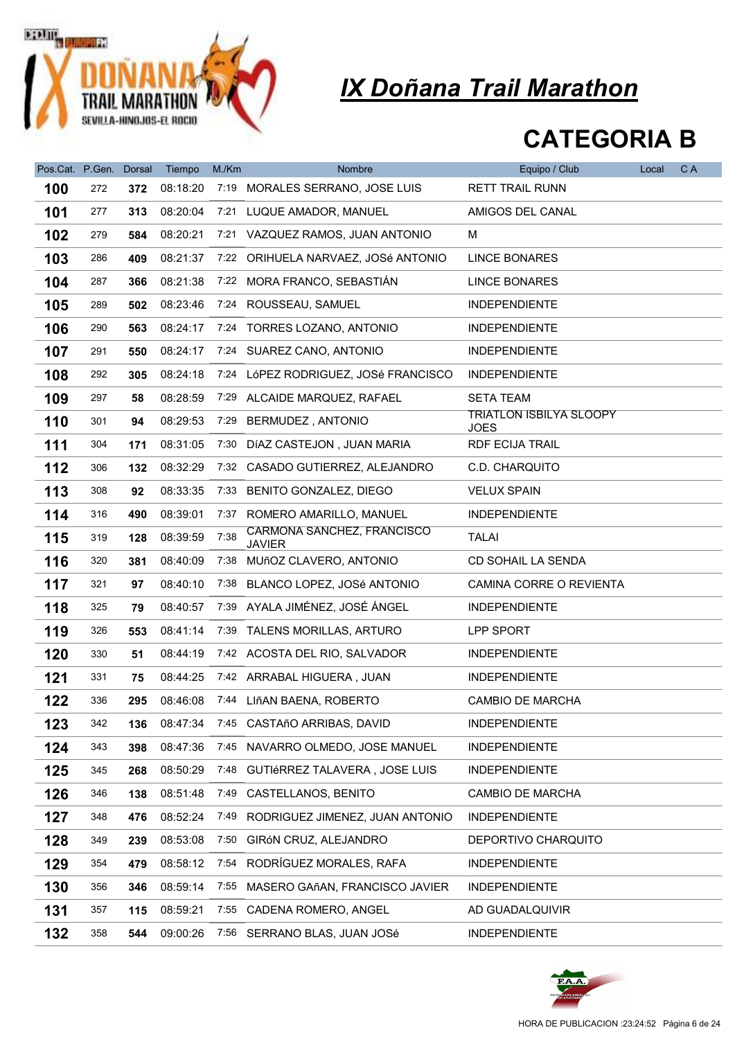# IX Doñana Trail Marathon

## CATEGORIA B

| Pos.Cat. | P.Gen. | Dorsal | Tiempo | M./Km | Nombre | Equipo / Club | Local | C A |
|---|---|---|---|---|---|---|---|---|
| **100** | 272 | **372** | 08:18:20 | 7:19 | MORALES SERRANO, JOSE LUIS | RETT TRAIL RUNN | | |
| **101** | 277 | **313** | 08:20:04 | 7:21 | LUQUE AMADOR, MANUEL | AMIGOS DEL CANAL | | |
| **102** | 279 | **584** | 08:20:21 | 7:21 | VAZQUEZ RAMOS, JUAN ANTONIO | M | | |
| **103** | 286 | **409** | 08:21:37 | 7:22 | ORIHUELA NARVAEZ, JOSé ANTONIO | LINCE BONARES | | |
| **104** | 287 | **366** | 08:21:38 | 7:22 | MORA FRANCO, SEBASTIÁN | LINCE BONARES | | |
| **105** | 289 | **502** | 08:23:46 | 7:24 | ROUSSEAU, SAMUEL | INDEPENDIENTE | | |
| **106** | 290 | **563** | 08:24:17 | 7:24 | TORRES LOZANO, ANTONIO | INDEPENDIENTE | | |
| **107** | 291 | **550** | 08:24:17 | 7:24 | SUAREZ CANO, ANTONIO | INDEPENDIENTE | | |
| **108** | 292 | **305** | 08:24:18 | 7:24 | LóPEZ RODRIGUEZ, JOSé FRANCISCO | INDEPENDIENTE | | |
| **109** | 297 | **58** | 08:28:59 | 7:29 | ALCAIDE MARQUEZ, RAFAEL | SETA TEAM | | |
| **110** | 301 | **94** | 08:29:53 | 7:29 | BERMUDEZ , ANTONIO | TRIATLON ISBILYA SLOOPY JOES | | |
| **111** | 304 | **171** | 08:31:05 | 7:30 | DíAZ CASTEJON , JUAN MARIA | RDF ECIJA TRAIL | | |
| **112** | 306 | **132** | 08:32:29 | 7:32 | CASADO GUTIERREZ, ALEJANDRO | C.D. CHARQUITO | | |
| **113** | 308 | **92** | 08:33:35 | 7:33 | BENITO GONZALEZ, DIEGO | VELUX SPAIN | | |
| **114** | 316 | **490** | 08:39:01 | 7:37 | ROMERO AMARILLO, MANUEL | INDEPENDIENTE | | |
| **115** | 319 | **128** | 08:39:59 | 7:38 | CARMONA SANCHEZ, FRANCISCO JAVIER | TALAI | | |
| **116** | 320 | **381** | 08:40:09 | 7:38 | MUñOZ CLAVERO, ANTONIO | CD SOHAIL LA SENDA | | |
| **117** | 321 | **97** | 08:40:10 | 7:38 | BLANCO LOPEZ, JOSé ANTONIO | CAMINA CORRE O REVIENTA | | |
| **118** | 325 | **79** | 08:40:57 | 7:39 | AYALA JIMÉNEZ, JOSÉ ÁNGEL | INDEPENDIENTE | | |
| **119** | 326 | **553** | 08:41:14 | 7:39 | TALENS MORILLAS, ARTURO | LPP SPORT | | |
| **120** | 330 | **51** | 08:44:19 | 7:42 | ACOSTA DEL RIO, SALVADOR | INDEPENDIENTE | | |
| **121** | 331 | **75** | 08:44:25 | 7:42 | ARRABAL HIGUERA , JUAN | INDEPENDIENTE | | |
| **122** | 336 | **295** | 08:46:08 | 7:44 | LIñAN BAENA, ROBERTO | CAMBIO DE MARCHA | | |
| **123** | 342 | **136** | 08:47:34 | 7:45 | CASTAñO ARRIBAS, DAVID | INDEPENDIENTE | | |
| **124** | 343 | **398** | 08:47:36 | 7:45 | NAVARRO OLMEDO, JOSE MANUEL | INDEPENDIENTE | | |
| **125** | 345 | **268** | 08:50:29 | 7:48 | GUTIéRREZ TALAVERA , JOSE LUIS | INDEPENDIENTE | | |
| **126** | 346 | **138** | 08:51:48 | 7:49 | CASTELLANOS, BENITO | CAMBIO DE MARCHA | | |
| **127** | 348 | **476** | 08:52:24 | 7:49 | RODRIGUEZ JIMENEZ, JUAN ANTONIO | INDEPENDIENTE | | |
| **128** | 349 | **239** | 08:53:08 | 7:50 | GIRóN CRUZ, ALEJANDRO | DEPORTIVO CHARQUITO | | |
| **129** | 354 | **479** | 08:58:12 | 7:54 | RODRÍGUEZ MORALES, RAFA | INDEPENDIENTE | | |
| **130** | 356 | **346** | 08:59:14 | 7:55 | MASERO GAñAN, FRANCISCO JAVIER | INDEPENDIENTE | | |
| **131** | 357 | **115** | 08:59:21 | 7:55 | CADENA ROMERO, ANGEL | AD GUADALQUIVIR | | |
| **132** | 358 | **544** | 09:00:26 | 7:56 | SERRANO BLAS, JUAN JOSé | INDEPENDIENTE | | |

HORA DE PUBLICACION :23:24:52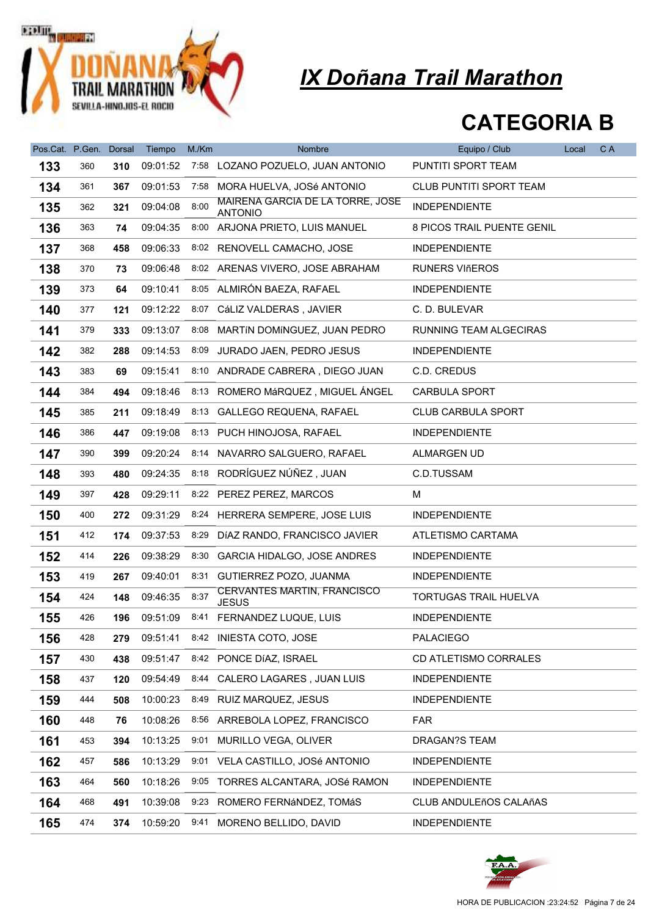# IX Doñana Trail Marathon

## CATEGORIA B

| Pos.Cat. | P.Gen. | Dorsal | Tiempo | M./Km | Nombre | Equipo / Club | Local | C A |
|---|---|---|---|---|---|---|---|---|
| 133 | 360 | 310 | 09:01:52 | 7:58 | LOZANO POZUELO, JUAN ANTONIO | PUNTITI SPORT TEAM | | |
| 134 | 361 | 367 | 09:01:53 | 7:58 | MORA HUELVA, JOSé ANTONIO | CLUB PUNTITI SPORT TEAM | | |
| 135 | 362 | 321 | 09:04:08 | 8:00 | MAIRENA GARCIA DE LA TORRE, JOSE ANTONIO | INDEPENDIENTE | | |
| 136 | 363 | 74 | 09:04:35 | 8:00 | ARJONA PRIETO, LUIS MANUEL | 8 PICOS TRAIL PUENTE GENIL | | |
| 137 | 368 | 458 | 09:06:33 | 8:02 | RENOVELL CAMACHO, JOSE | INDEPENDIENTE | | |
| 138 | 370 | 73 | 09:06:48 | 8:02 | ARENAS VIVERO, JOSE ABRAHAM | RUNERS VIñEROS | | |
| 139 | 373 | 64 | 09:10:41 | 8:05 | ALMIRÓN BAEZA, RAFAEL | INDEPENDIENTE | | |
| 140 | 377 | 121 | 09:12:22 | 8:07 | CáLIZ VALDERAS , JAVIER | C. D. BULEVAR | | |
| 141 | 379 | 333 | 09:13:07 | 8:08 | MARTíN DOMíNGUEZ, JUAN PEDRO | RUNNING TEAM ALGECIRAS | | |
| 142 | 382 | 288 | 09:14:53 | 8:09 | JURADO JAEN, PEDRO JESUS | INDEPENDIENTE | | |
| 143 | 383 | 69 | 09:15:41 | 8:10 | ANDRADE CABRERA , DIEGO JUAN | C.D. CREDUS | | |
| 144 | 384 | 494 | 09:18:46 | 8:13 | ROMERO MáRQUEZ , MIGUEL ÁNGEL | CARBULA SPORT | | |
| 145 | 385 | 211 | 09:18:49 | 8:13 | GALLEGO REQUENA, RAFAEL | CLUB CARBULA SPORT | | |
| 146 | 386 | 447 | 09:19:08 | 8:13 | PUCH HINOJOSA, RAFAEL | INDEPENDIENTE | | |
| 147 | 390 | 399 | 09:20:24 | 8:14 | NAVARRO SALGUERO, RAFAEL | ALMARGEN UD | | |
| 148 | 393 | 480 | 09:24:35 | 8:18 | RODRÍGUEZ NÚÑEZ , JUAN | C.D.TUSSAM | | |
| 149 | 397 | 428 | 09:29:11 | 8:22 | PEREZ PEREZ, MARCOS | M | | |
| 150 | 400 | 272 | 09:31:29 | 8:24 | HERRERA SEMPERE, JOSE LUIS | INDEPENDIENTE | | |
| 151 | 412 | 174 | 09:37:53 | 8:29 | DíAZ RANDO, FRANCISCO JAVIER | ATLETISMO CARTAMA | | |
| 152 | 414 | 226 | 09:38:29 | 8:30 | GARCIA HIDALGO, JOSE ANDRES | INDEPENDIENTE | | |
| 153 | 419 | 267 | 09:40:01 | 8:31 | GUTIERREZ POZO, JUANMA | INDEPENDIENTE | | |
| 154 | 424 | 148 | 09:46:35 | 8:37 | CERVANTES MARTIN, FRANCISCO JESUS | TORTUGAS TRAIL HUELVA | | |
| 155 | 426 | 196 | 09:51:09 | 8:41 | FERNANDEZ LUQUE, LUIS | INDEPENDIENTE | | |
| 156 | 428 | 279 | 09:51:41 | 8:42 | INIESTA COTO, JOSE | PALACIEGO | | |
| 157 | 430 | 438 | 09:51:47 | 8:42 | PONCE DíAZ, ISRAEL | CD ATLETISMO CORRALES | | |
| 158 | 437 | 120 | 09:54:49 | 8:44 | CALERO LAGARES , JUAN LUIS | INDEPENDIENTE | | |
| 159 | 444 | 508 | 10:00:23 | 8:49 | RUIZ MARQUEZ, JESUS | INDEPENDIENTE | | |
| 160 | 448 | 76 | 10:08:26 | 8:56 | ARREBOLA LOPEZ, FRANCISCO | FAR | | |
| 161 | 453 | 394 | 10:13:25 | 9:01 | MURILLO VEGA, OLIVER | DRAGAN?S TEAM | | |
| 162 | 457 | 586 | 10:13:29 | 9:01 | VELA CASTILLO, JOSé ANTONIO | INDEPENDIENTE | | |
| 163 | 464 | 560 | 10:18:26 | 9:05 | TORRES ALCANTARA, JOSé RAMON | INDEPENDIENTE | | |
| 164 | 468 | 491 | 10:39:08 | 9:23 | ROMERO FERNáNDEZ, TOMáS | CLUB ANDULEñOS CALAñAS | | |
| 165 | 474 | 374 | 10:59:20 | 9:41 | MORENO BELLIDO, DAVID | INDEPENDIENTE | | |

HORA DE PUBLICACION :23:24:52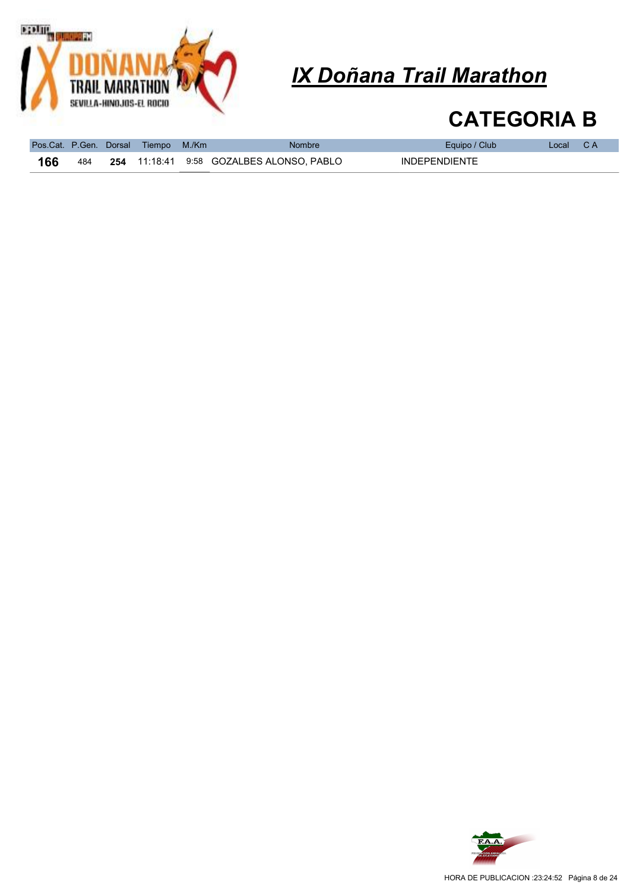# IX Doñana Trail Marathon

## CATEGORIA B

| Pos.Cat. | P.Gen. | Dorsal | Tiempo | M./Km | Nombre | Equipo / Club | Local | C A |
|---|---|---|---|---|---|---|---|---|
| **166** | 484 | **254** | 11:18:41 | 9:58 | GOZALBES ALONSO, PABLO | INDEPENDIENTE | | |

HORA DE PUBLICACION :23:24:52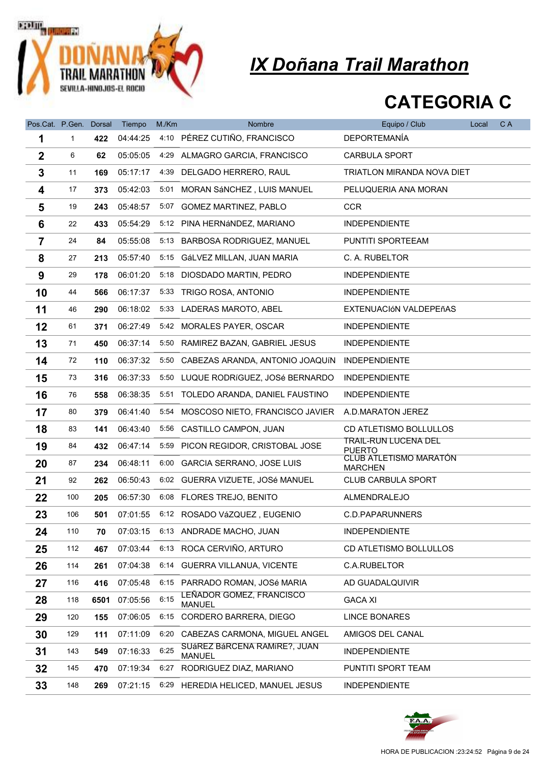# IX Doñana Trail Marathon

## CATEGORIA C

| Pos.Cat. | P.Gen. | Dorsal | Tiempo | M./Km | Nombre | Equipo / Club | Local | C A |
|---|---|---|---|---|---|---|---|---|
| 1 | 1 | 422 | 04:44:25 | 4:10 | PÉREZ CUTIÑO, FRANCISCO | DEPORTEMANÍA | | |
| 2 | 6 | 62 | 05:05:05 | 4:29 | ALMAGRO GARCIA, FRANCISCO | CARBULA SPORT | | |
| 3 | 11 | 169 | 05:17:17 | 4:39 | DELGADO HERRERO, RAUL | TRIATLON MIRANDA NOVA DIET | | |
| 4 | 17 | 373 | 05:42:03 | 5:01 | MORAN SáNCHEZ , LUIS MANUEL | PELUQUERIA ANA MORAN | | |
| 5 | 19 | 243 | 05:48:57 | 5:07 | GOMEZ MARTINEZ, PABLO | CCR | | |
| 6 | 22 | 433 | 05:54:29 | 5:12 | PINA HERNáNDEZ, MARIANO | INDEPENDIENTE | | |
| 7 | 24 | 84 | 05:55:08 | 5:13 | BARBOSA RODRIGUEZ, MANUEL | PUNTITI SPORTEEAM | | |
| 8 | 27 | 213 | 05:57:40 | 5:15 | GáLVEZ MILLAN, JUAN MARIA | C. A. RUBELTOR | | |
| 9 | 29 | 178 | 06:01:20 | 5:18 | DIOSDADO MARTIN, PEDRO | INDEPENDIENTE | | |
| 10 | 44 | 566 | 06:17:37 | 5:33 | TRIGO ROSA, ANTONIO | INDEPENDIENTE | | |
| 11 | 46 | 290 | 06:18:02 | 5:33 | LADERAS MAROTO, ABEL | EXTENUACIóN VALDEPEñAS | | |
| 12 | 61 | 371 | 06:27:49 | 5:42 | MORALES PAYER, OSCAR | INDEPENDIENTE | | |
| 13 | 71 | 450 | 06:37:14 | 5:50 | RAMIREZ BAZAN, GABRIEL JESUS | INDEPENDIENTE | | |
| 14 | 72 | 110 | 06:37:32 | 5:50 | CABEZAS ARANDA, ANTONIO JOAQUíN | INDEPENDIENTE | | |
| 15 | 73 | 316 | 06:37:33 | 5:50 | LUQUE RODRíGUEZ, JOSé BERNARDO | INDEPENDIENTE | | |
| 16 | 76 | 558 | 06:38:35 | 5:51 | TOLEDO ARANDA, DANIEL FAUSTINO | INDEPENDIENTE | | |
| 17 | 80 | 379 | 06:41:40 | 5:54 | MOSCOSO NIETO, FRANCISCO JAVIER | A.D.MARATON JEREZ | | |
| 18 | 83 | 141 | 06:43:40 | 5:56 | CASTILLO CAMPON, JUAN | CD ATLETISMO BOLLULLOS | | |
| 19 | 84 | 432 | 06:47:14 | 5:59 | PICON REGIDOR, CRISTOBAL JOSE | TRAIL-RUN LUCENA DEL PUERTO | | |
| 20 | 87 | 234 | 06:48:11 | 6:00 | GARCIA SERRANO, JOSE LUIS | CLUB ATLETISMO MARATÓN MARCHEN | | |
| 21 | 92 | 262 | 06:50:43 | 6:02 | GUERRA VIZUETE, JOSé MANUEL | CLUB CARBULA SPORT | | |
| 22 | 100 | 205 | 06:57:30 | 6:08 | FLORES TREJO, BENITO | ALMENDRALEJO | | |
| 23 | 106 | 501 | 07:01:55 | 6:12 | ROSADO VáZQUEZ , EUGENIO | C.D.PAPARUNNERS | | |
| 24 | 110 | 70 | 07:03:15 | 6:13 | ANDRADE MACHO, JUAN | INDEPENDIENTE | | |
| 25 | 112 | 467 | 07:03:44 | 6:13 | ROCA CERVIÑO, ARTURO | CD ATLETISMO BOLLULLOS | | |
| 26 | 114 | 261 | 07:04:38 | 6:14 | GUERRA VILLANUA, VICENTE | C.A.RUBELTOR | | |
| 27 | 116 | 416 | 07:05:48 | 6:15 | PARRADO ROMAN, JOSé MARIA | AD GUADALQUIVIR | | |
| 28 | 118 | 6501 | 07:05:56 | 6:15 | LEÑADOR GOMEZ, FRANCISCO MANUEL | GACA XI | | |
| 29 | 120 | 155 | 07:06:05 | 6:15 | CORDERO BARRERA, DIEGO | LINCE BONARES | | |
| 30 | 129 | 111 | 07:11:09 | 6:20 | CABEZAS CARMONA, MIGUEL ANGEL | AMIGOS DEL CANAL | | |
| 31 | 143 | 549 | 07:16:33 | 6:25 | SUáREZ BáRCENA RAMíRE?, JUAN MANUEL | INDEPENDIENTE | | |
| 32 | 145 | 470 | 07:19:34 | 6:27 | RODRIGUEZ DIAZ, MARIANO | PUNTITI SPORT TEAM | | |
| 33 | 148 | 269 | 07:21:15 | 6:29 | HEREDIA HELICED, MANUEL JESUS | INDEPENDIENTE | | |

HORA DE PUBLICACION :23:24:52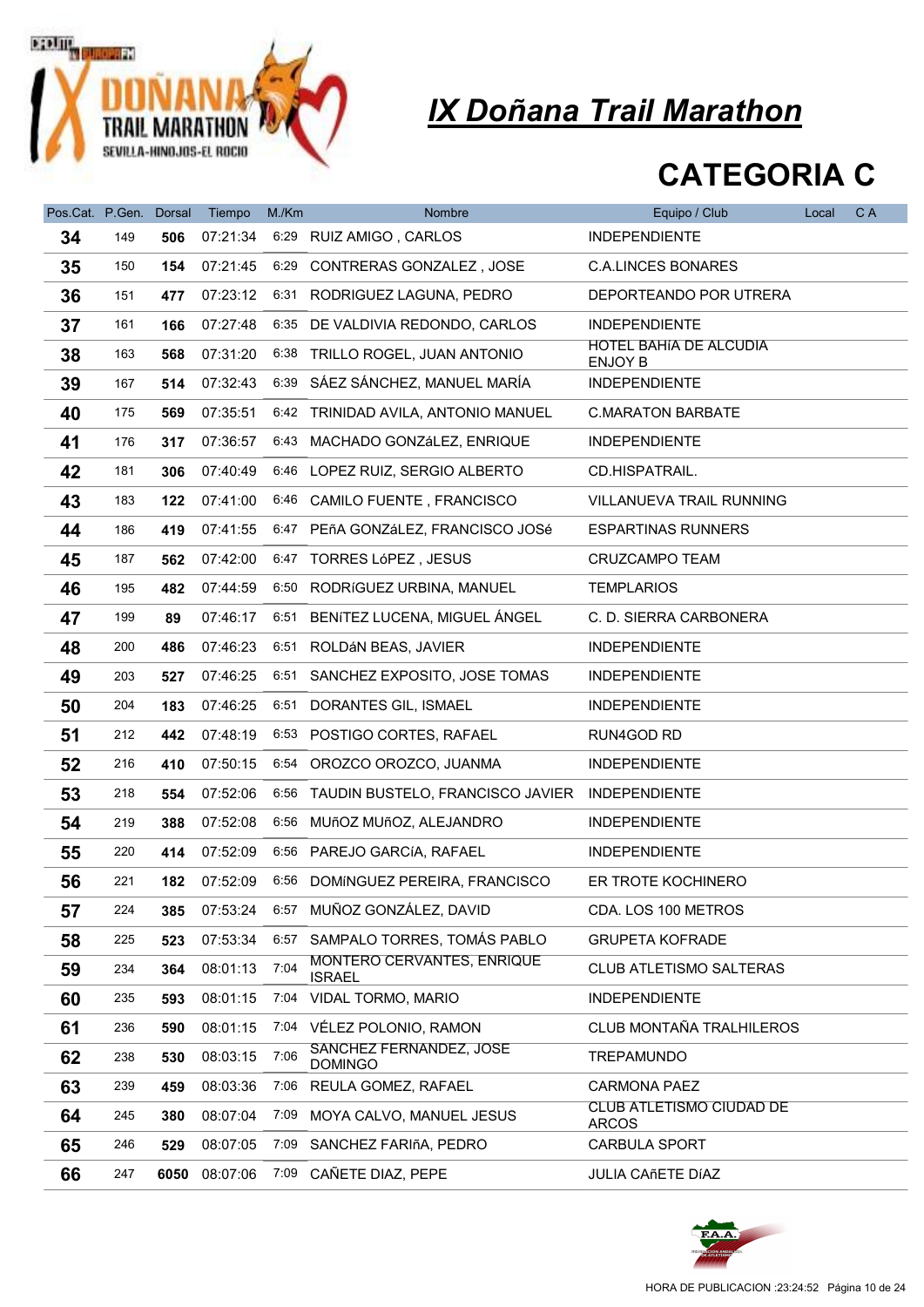# IX Doñana Trail Marathon

## CATEGORIA C

| Pos.Cat. | P.Gen. | Dorsal | Tiempo | M./Km | Nombre | Equipo / Club | Local | C A |
|---|---|---|---|---|---|---|---|---|
| 34 | 149 | 506 | 07:21:34 | 6:29 | RUIZ AMIGO , CARLOS | INDEPENDIENTE | | |
| 35 | 150 | 154 | 07:21:45 | 6:29 | CONTRERAS GONZALEZ , JOSE | C.A.LINCES BONARES | | |
| 36 | 151 | 477 | 07:23:12 | 6:31 | RODRIGUEZ LAGUNA, PEDRO | DEPORTEANDO POR UTRERA | | |
| 37 | 161 | 166 | 07:27:48 | 6:35 | DE VALDIVIA REDONDO, CARLOS | INDEPENDIENTE | | |
| 38 | 163 | 568 | 07:31:20 | 6:38 | TRILLO ROGEL, JUAN ANTONIO | HOTEL BAHíA DE ALCUDIA ENJOY B | | |
| 39 | 167 | 514 | 07:32:43 | 6:39 | SÁEZ SÁNCHEZ, MANUEL MARÍA | INDEPENDIENTE | | |
| 40 | 175 | 569 | 07:35:51 | 6:42 | TRINIDAD AVILA, ANTONIO MANUEL | C.MARATON BARBATE | | |
| 41 | 176 | 317 | 07:36:57 | 6:43 | MACHADO GONZáLEZ, ENRIQUE | INDEPENDIENTE | | |
| 42 | 181 | 306 | 07:40:49 | 6:46 | LOPEZ RUIZ, SERGIO ALBERTO | CD.HISPATRAIL. | | |
| 43 | 183 | 122 | 07:41:00 | 6:46 | CAMILO FUENTE , FRANCISCO | VILLANUEVA TRAIL RUNNING | | |
| 44 | 186 | 419 | 07:41:55 | 6:47 | PEñA GONZáLEZ, FRANCISCO JOSé | ESPARTINAS RUNNERS | | |
| 45 | 187 | 562 | 07:42:00 | 6:47 | TORRES LóPEZ , JESUS | CRUZCAMPO TEAM | | |
| 46 | 195 | 482 | 07:44:59 | 6:50 | RODRíGUEZ URBINA, MANUEL | TEMPLARIOS | | |
| 47 | 199 | 89 | 07:46:17 | 6:51 | BENíTEZ LUCENA, MIGUEL ÁNGEL | C. D. SIERRA CARBONERA | | |
| 48 | 200 | 486 | 07:46:23 | 6:51 | ROLDáN BEAS, JAVIER | INDEPENDIENTE | | |
| 49 | 203 | 527 | 07:46:25 | 6:51 | SANCHEZ EXPOSITO, JOSE TOMAS | INDEPENDIENTE | | |
| 50 | 204 | 183 | 07:46:25 | 6:51 | DORANTES GIL, ISMAEL | INDEPENDIENTE | | |
| 51 | 212 | 442 | 07:48:19 | 6:53 | POSTIGO CORTES, RAFAEL | RUN4GOD RD | | |
| 52 | 216 | 410 | 07:50:15 | 6:54 | OROZCO OROZCO, JUANMA | INDEPENDIENTE | | |
| 53 | 218 | 554 | 07:52:06 | 6:56 | TAUDIN BUSTELO, FRANCISCO JAVIER | INDEPENDIENTE | | |
| 54 | 219 | 388 | 07:52:08 | 6:56 | MUñOZ MUñOZ, ALEJANDRO | INDEPENDIENTE | | |
| 55 | 220 | 414 | 07:52:09 | 6:56 | PAREJO GARCíA, RAFAEL | INDEPENDIENTE | | |
| 56 | 221 | 182 | 07:52:09 | 6:56 | DOMíNGUEZ PEREIRA, FRANCISCO | ER TROTE KOCHINERO | | |
| 57 | 224 | 385 | 07:53:24 | 6:57 | MUÑOZ GONZÁLEZ, DAVID | CDA. LOS 100 METROS | | |
| 58 | 225 | 523 | 07:53:34 | 6:57 | SAMPALO TORRES, TOMÁS PABLO | GRUPETA KOFRADE | | |
| 59 | 234 | 364 | 08:01:13 | 7:04 | MONTERO CERVANTES, ENRIQUE ISRAEL | CLUB ATLETISMO SALTERAS | | |
| 60 | 235 | 593 | 08:01:15 | 7:04 | VIDAL TORMO, MARIO | INDEPENDIENTE | | |
| 61 | 236 | 590 | 08:01:15 | 7:04 | VÉLEZ POLONIO, RAMON | CLUB MONTAÑA TRALHILEROS | | |
| 62 | 238 | 530 | 08:03:15 | 7:06 | SANCHEZ FERNANDEZ, JOSE DOMINGO | TREPAMUNDO | | |
| 63 | 239 | 459 | 08:03:36 | 7:06 | REULA GOMEZ, RAFAEL | CARMONA PAEZ | | |
| 64 | 245 | 380 | 08:07:04 | 7:09 | MOYA CALVO, MANUEL JESUS | CLUB ATLETISMO CIUDAD DE ARCOS | | |
| 65 | 246 | 529 | 08:07:05 | 7:09 | SANCHEZ FARIñA, PEDRO | CARBULA SPORT | | |
| 66 | 247 | 6050 | 08:07:06 | 7:09 | CAÑETE DIAZ, PEPE | JULIA CAñETE DíAZ | | |

HORA DE PUBLICACION :23:24:52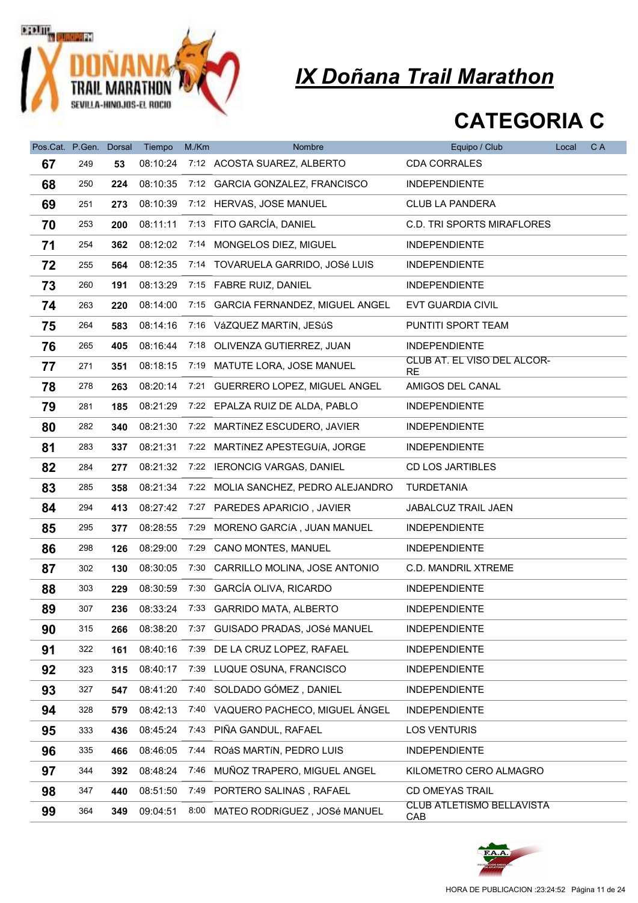# IX Doñana Trail Marathon

## CATEGORIA C

| Pos.Cat. | P.Gen. | Dorsal | Tiempo | M./Km | Nombre | Equipo / Club | Local | C A |
|---|---|---|---|---|---|---|---|---|
| 67 | 249 | 53 | 08:10:24 | 7:12 | ACOSTA SUAREZ, ALBERTO | CDA CORRALES | | |
| 68 | 250 | 224 | 08:10:35 | 7:12 | GARCIA GONZALEZ, FRANCISCO | INDEPENDIENTE | | |
| 69 | 251 | 273 | 08:10:39 | 7:12 | HERVAS, JOSE MANUEL | CLUB LA PANDERA | | |
| 70 | 253 | 200 | 08:11:11 | 7:13 | FITO GARCÍA, DANIEL | C.D. TRI SPORTS MIRAFLORES | | |
| 71 | 254 | 362 | 08:12:02 | 7:14 | MONGELOS DIEZ, MIGUEL | INDEPENDIENTE | | |
| 72 | 255 | 564 | 08:12:35 | 7:14 | TOVARUELA GARRIDO, JOSé LUIS | INDEPENDIENTE | | |
| 73 | 260 | 191 | 08:13:29 | 7:15 | FABRE RUIZ, DANIEL | INDEPENDIENTE | | |
| 74 | 263 | 220 | 08:14:00 | 7:15 | GARCIA FERNANDEZ, MIGUEL ANGEL | EVT GUARDIA CIVIL | | |
| 75 | 264 | 583 | 08:14:16 | 7:16 | VáZQUEZ MARTíN, JESúS | PUNTITI SPORT TEAM | | |
| 76 | 265 | 405 | 08:16:44 | 7:18 | OLIVENZA GUTIERREZ, JUAN | INDEPENDIENTE | | |
| 77 | 271 | 351 | 08:18:15 | 7:19 | MATUTE LORA, JOSE MANUEL | CLUB AT. EL VISO DEL ALCOR-RE | | |
| 78 | 278 | 263 | 08:20:14 | 7:21 | GUERRERO LOPEZ, MIGUEL ANGEL | AMIGOS DEL CANAL | | |
| 79 | 281 | 185 | 08:21:29 | 7:22 | EPALZA RUIZ DE ALDA, PABLO | INDEPENDIENTE | | |
| 80 | 282 | 340 | 08:21:30 | 7:22 | MARTíNEZ ESCUDERO, JAVIER | INDEPENDIENTE | | |
| 81 | 283 | 337 | 08:21:31 | 7:22 | MARTíNEZ APESTEGUíA, JORGE | INDEPENDIENTE | | |
| 82 | 284 | 277 | 08:21:32 | 7:22 | IERONCIG VARGAS, DANIEL | CD LOS JARTIBLES | | |
| 83 | 285 | 358 | 08:21:34 | 7:22 | MOLIA SANCHEZ, PEDRO ALEJANDRO | TURDETANIA | | |
| 84 | 294 | 413 | 08:27:42 | 7:27 | PAREDES APARICIO , JAVIER | JABALCUZ TRAIL JAEN | | |
| 85 | 295 | 377 | 08:28:55 | 7:29 | MORENO GARCíA , JUAN MANUEL | INDEPENDIENTE | | |
| 86 | 298 | 126 | 08:29:00 | 7:29 | CANO MONTES, MANUEL | INDEPENDIENTE | | |
| 87 | 302 | 130 | 08:30:05 | 7:30 | CARRILLO MOLINA, JOSE ANTONIO | C.D. MANDRIL XTREME | | |
| 88 | 303 | 229 | 08:30:59 | 7:30 | GARCÍA OLIVA, RICARDO | INDEPENDIENTE | | |
| 89 | 307 | 236 | 08:33:24 | 7:33 | GARRIDO MATA, ALBERTO | INDEPENDIENTE | | |
| 90 | 315 | 266 | 08:38:20 | 7:37 | GUISADO PRADAS, JOSé MANUEL | INDEPENDIENTE | | |
| 91 | 322 | 161 | 08:40:16 | 7:39 | DE LA CRUZ LOPEZ, RAFAEL | INDEPENDIENTE | | |
| 92 | 323 | 315 | 08:40:17 | 7:39 | LUQUE OSUNA, FRANCISCO | INDEPENDIENTE | | |
| 93 | 327 | 547 | 08:41:20 | 7:40 | SOLDADO GÓMEZ , DANIEL | INDEPENDIENTE | | |
| 94 | 328 | 579 | 08:42:13 | 7:40 | VAQUERO PACHECO, MIGUEL ÁNGEL | INDEPENDIENTE | | |
| 95 | 333 | 436 | 08:45:24 | 7:43 | PIÑA GANDUL, RAFAEL | LOS VENTURIS | | |
| 96 | 335 | 466 | 08:46:05 | 7:44 | ROáS MARTíN, PEDRO LUIS | INDEPENDIENTE | | |
| 97 | 344 | 392 | 08:48:24 | 7:46 | MUÑOZ TRAPERO, MIGUEL ANGEL | KILOMETRO CERO ALMAGRO | | |
| 98 | 347 | 440 | 08:51:50 | 7:49 | PORTERO SALINAS , RAFAEL | CD OMEYAS TRAIL | | |
| 99 | 364 | 349 | 09:04:51 | 8:00 | MATEO RODRíGUEZ , JOSé MANUEL | CLUB ATLETISMO BELLAVISTA CAB | | |

HORA DE PUBLICACION :23:24:52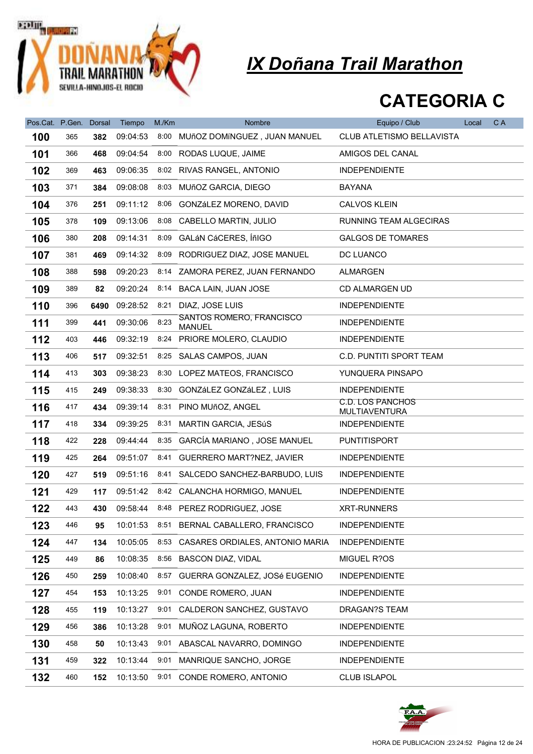# IX Doñana Trail Marathon

## CATEGORIA C

| Pos.Cat. | P.Gen. | Dorsal | Tiempo | M./Km | Nombre | Equipo / Club | Local | C A |
|---|---|---|---|---|---|---|---|---|
| 100 | 365 | 382 | 09:04:53 | 8:00 | MUñOZ DOMíNGUEZ , JUAN MANUEL | CLUB ATLETISMO BELLAVISTA | | |
| 101 | 366 | 468 | 09:04:54 | 8:00 | RODAS LUQUE, JAIME | AMIGOS DEL CANAL | | |
| 102 | 369 | 463 | 09:06:35 | 8:02 | RIVAS RANGEL, ANTONIO | INDEPENDIENTE | | |
| 103 | 371 | 384 | 09:08:08 | 8:03 | MUñOZ GARCIA, DIEGO | BAYANA | | |
| 104 | 376 | 251 | 09:11:12 | 8:06 | GONZáLEZ MORENO, DAVID | CALVOS KLEIN | | |
| 105 | 378 | 109 | 09:13:06 | 8:08 | CABELLO MARTIN, JULIO | RUNNING TEAM ALGECIRAS | | |
| 106 | 380 | 208 | 09:14:31 | 8:09 | GALáN CáCERES, ÍñIGO | GALGOS DE TOMARES | | |
| 107 | 381 | 469 | 09:14:32 | 8:09 | RODRIGUEZ DIAZ, JOSE MANUEL | DC LUANCO | | |
| 108 | 388 | 598 | 09:20:23 | 8:14 | ZAMORA PEREZ, JUAN FERNANDO | ALMARGEN | | |
| 109 | 389 | 82 | 09:20:24 | 8:14 | BACA LAIN, JUAN JOSE | CD ALMARGEN UD | | |
| 110 | 396 | 6490 | 09:28:52 | 8:21 | DIAZ, JOSE LUIS | INDEPENDIENTE | | |
| 111 | 399 | 441 | 09:30:06 | 8:23 | SANTOS ROMERO, FRANCISCO MANUEL | INDEPENDIENTE | | |
| 112 | 403 | 446 | 09:32:19 | 8:24 | PRIORE MOLERO, CLAUDIO | INDEPENDIENTE | | |
| 113 | 406 | 517 | 09:32:51 | 8:25 | SALAS CAMPOS, JUAN | C.D. PUNTITI SPORT TEAM | | |
| 114 | 413 | 303 | 09:38:23 | 8:30 | LOPEZ MATEOS, FRANCISCO | YUNQUERA PINSAPO | | |
| 115 | 415 | 249 | 09:38:33 | 8:30 | GONZáLEZ GONZáLEZ , LUIS | INDEPENDIENTE | | |
| 116 | 417 | 434 | 09:39:14 | 8:31 | PINO MUñOZ, ANGEL | C.D. LOS PANCHOS MULTIAVENTURA | | |
| 117 | 418 | 334 | 09:39:25 | 8:31 | MARTIN GARCIA, JESúS | INDEPENDIENTE | | |
| 118 | 422 | 228 | 09:44:44 | 8:35 | GARCÍA MARIANO , JOSE MANUEL | PUNTITISPORT | | |
| 119 | 425 | 264 | 09:51:07 | 8:41 | GUERRERO MART?NEZ, JAVIER | INDEPENDIENTE | | |
| 120 | 427 | 519 | 09:51:16 | 8:41 | SALCEDO SANCHEZ-BARBUDO, LUIS | INDEPENDIENTE | | |
| 121 | 429 | 117 | 09:51:42 | 8:42 | CALANCHA HORMIGO, MANUEL | INDEPENDIENTE | | |
| 122 | 443 | 430 | 09:58:44 | 8:48 | PEREZ RODRIGUEZ, JOSE | XRT-RUNNERS | | |
| 123 | 446 | 95 | 10:01:53 | 8:51 | BERNAL CABALLERO, FRANCISCO | INDEPENDIENTE | | |
| 124 | 447 | 134 | 10:05:05 | 8:53 | CASARES ORDIALES, ANTONIO MARIA | INDEPENDIENTE | | |
| 125 | 449 | 86 | 10:08:35 | 8:56 | BASCON DIAZ, VIDAL | MIGUEL R?OS | | |
| 126 | 450 | 259 | 10:08:40 | 8:57 | GUERRA GONZALEZ, JOSé EUGENIO | INDEPENDIENTE | | |
| 127 | 454 | 153 | 10:13:25 | 9:01 | CONDE ROMERO, JUAN | INDEPENDIENTE | | |
| 128 | 455 | 119 | 10:13:27 | 9:01 | CALDERON SANCHEZ, GUSTAVO | DRAGAN?S TEAM | | |
| 129 | 456 | 386 | 10:13:28 | 9:01 | MUÑOZ LAGUNA, ROBERTO | INDEPENDIENTE | | |
| 130 | 458 | 50 | 10:13:43 | 9:01 | ABASCAL NAVARRO, DOMINGO | INDEPENDIENTE | | |
| 131 | 459 | 322 | 10:13:44 | 9:01 | MANRIQUE SANCHO, JORGE | INDEPENDIENTE | | |
| 132 | 460 | 152 | 10:13:50 | 9:01 | CONDE ROMERO, ANTONIO | CLUB ISLAPOL | | |

HORA DE PUBLICACION :23:24:52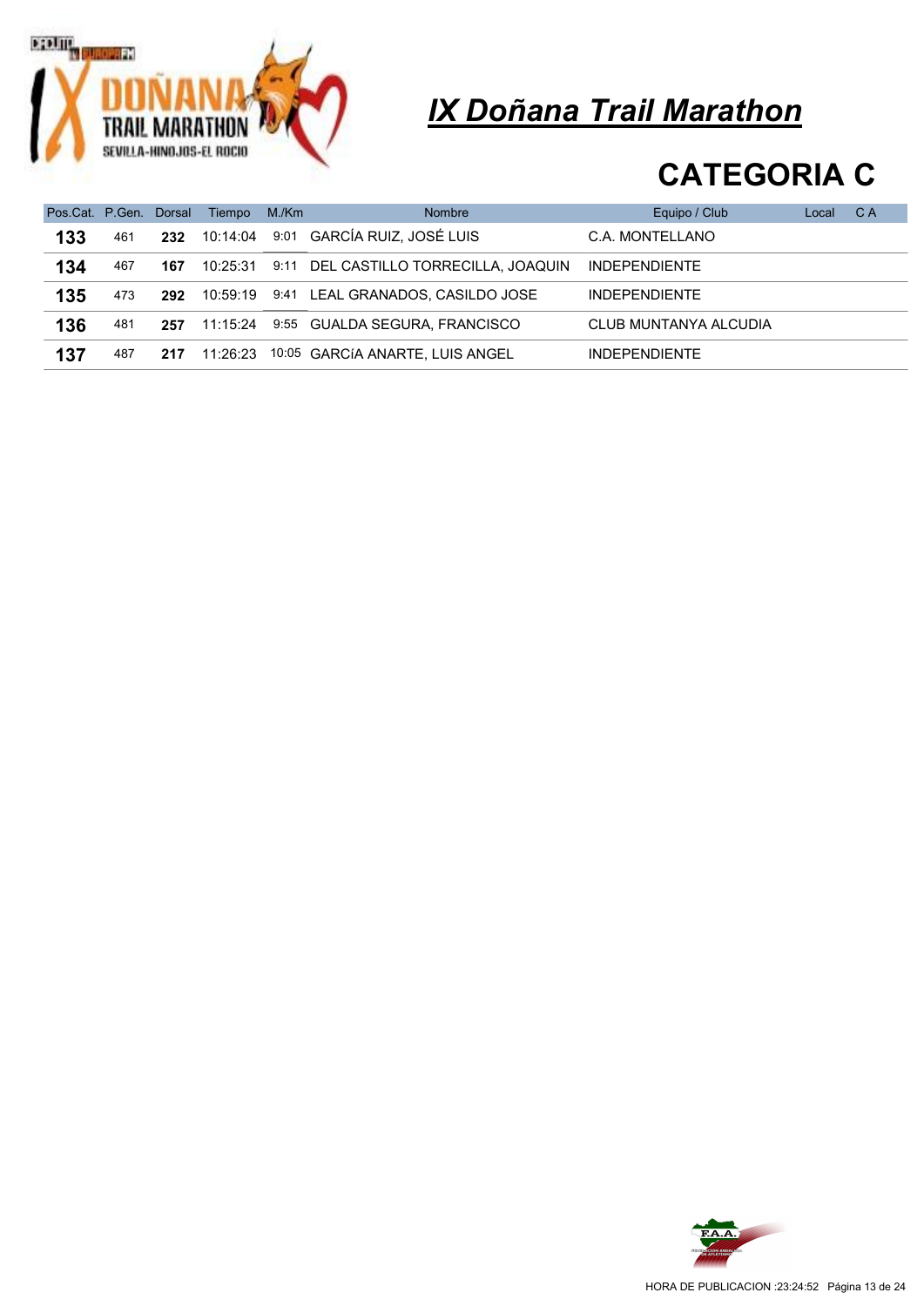# IX Doñana Trail Marathon

## CATEGORIA C

| Pos.Cat. | P.Gen. | Dorsal | Tiempo | M./Km | Nombre | Equipo / Club | Local | C A |
|---|---|---|---|---|---|---|---|---|
| **133** | 461 | **232** | 10:14:04 | 9:01 | GARCÍA RUIZ, JOSÉ LUIS | C.A. MONTELLANO | | |
| **134** | 467 | **167** | 10:25:31 | 9:11 | DEL CASTILLO TORRECILLA, JOAQUIN | INDEPENDIENTE | | |
| **135** | 473 | **292** | 10:59:19 | 9:41 | LEAL GRANADOS, CASILDO JOSE | INDEPENDIENTE | | |
| **136** | 481 | **257** | 11:15:24 | 9:55 | GUALDA SEGURA, FRANCISCO | CLUB MUNTANYA ALCUDIA | | |
| **137** | 487 | **217** | 11:26:23 | 10:05 | GARCíA ANARTE, LUIS ANGEL | INDEPENDIENTE | | |

HORA DE PUBLICACION :23:24:52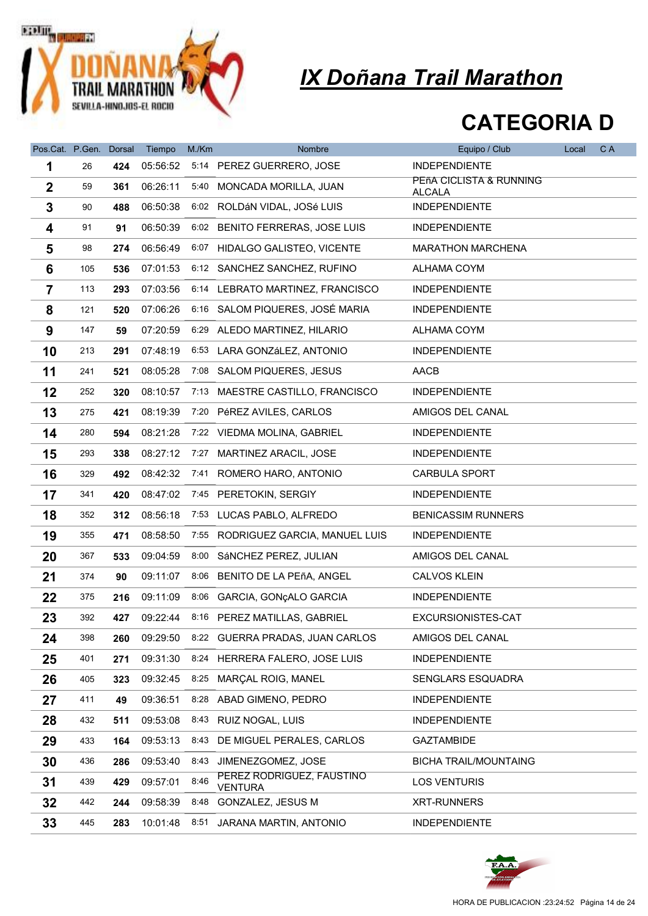# IX Doñana Trail Marathon

## CATEGORIA D

| Pos.Cat. | P.Gen. | Dorsal | Tiempo | M./Km | Nombre | Equipo / Club | Local | C A |
|---|---|---|---|---|---|---|---|---|
| **1** | 26 | **424** | 05:56:52 | 5:14 | PEREZ GUERRERO, JOSE | INDEPENDIENTE | | |
| **2** | 59 | **361** | 06:26:11 | 5:40 | MONCADA MORILLA, JUAN | PEñA CICLISTA & RUNNING ALCALA | | |
| **3** | 90 | **488** | 06:50:38 | 6:02 | ROLDáN VIDAL, JOSé LUIS | INDEPENDIENTE | | |
| **4** | 91 | **91** | 06:50:39 | 6:02 | BENITO FERRERAS, JOSE LUIS | INDEPENDIENTE | | |
| **5** | 98 | **274** | 06:56:49 | 6:07 | HIDALGO GALISTEO, VICENTE | MARATHON MARCHENA | | |
| **6** | 105 | **536** | 07:01:53 | 6:12 | SANCHEZ SANCHEZ, RUFINO | ALHAMA COYM | | |
| **7** | 113 | **293** | 07:03:56 | 6:14 | LEBRATO MARTINEZ, FRANCISCO | INDEPENDIENTE | | |
| **8** | 121 | **520** | 07:06:26 | 6:16 | SALOM PIQUERES, JOSÉ MARIA | INDEPENDIENTE | | |
| **9** | 147 | **59** | 07:20:59 | 6:29 | ALEDO MARTINEZ, HILARIO | ALHAMA COYM | | |
| **10** | 213 | **291** | 07:48:19 | 6:53 | LARA GONZáLEZ, ANTONIO | INDEPENDIENTE | | |
| **11** | 241 | **521** | 08:05:28 | 7:08 | SALOM PIQUERES, JESUS | AACB | | |
| **12** | 252 | **320** | 08:10:57 | 7:13 | MAESTRE CASTILLO, FRANCISCO | INDEPENDIENTE | | |
| **13** | 275 | **421** | 08:19:39 | 7:20 | PéREZ AVILES, CARLOS | AMIGOS DEL CANAL | | |
| **14** | 280 | **594** | 08:21:28 | 7:22 | VIEDMA MOLINA, GABRIEL | INDEPENDIENTE | | |
| **15** | 293 | **338** | 08:27:12 | 7:27 | MARTINEZ ARACIL, JOSE | INDEPENDIENTE | | |
| **16** | 329 | **492** | 08:42:32 | 7:41 | ROMERO HARO, ANTONIO | CARBULA SPORT | | |
| **17** | 341 | **420** | 08:47:02 | 7:45 | PERETOKIN, SERGIY | INDEPENDIENTE | | |
| **18** | 352 | **312** | 08:56:18 | 7:53 | LUCAS PABLO, ALFREDO | BENICASSIM RUNNERS | | |
| **19** | 355 | **471** | 08:58:50 | 7:55 | RODRIGUEZ GARCIA, MANUEL LUIS | INDEPENDIENTE | | |
| **20** | 367 | **533** | 09:04:59 | 8:00 | SáNCHEZ PEREZ, JULIAN | AMIGOS DEL CANAL | | |
| **21** | 374 | **90** | 09:11:07 | 8:06 | BENITO DE LA PEñA, ANGEL | CALVOS KLEIN | | |
| **22** | 375 | **216** | 09:11:09 | 8:06 | GARCIA, GONçALO GARCIA | INDEPENDIENTE | | |
| **23** | 392 | **427** | 09:22:44 | 8:16 | PEREZ MATILLAS, GABRIEL | EXCURSIONISTES-CAT | | |
| **24** | 398 | **260** | 09:29:50 | 8:22 | GUERRA PRADAS, JUAN CARLOS | AMIGOS DEL CANAL | | |
| **25** | 401 | **271** | 09:31:30 | 8:24 | HERRERA FALERO, JOSE LUIS | INDEPENDIENTE | | |
| **26** | 405 | **323** | 09:32:45 | 8:25 | MARÇAL ROIG, MANEL | SENGLARS ESQUADRA | | |
| **27** | 411 | **49** | 09:36:51 | 8:28 | ABAD GIMENO, PEDRO | INDEPENDIENTE | | |
| **28** | 432 | **511** | 09:53:08 | 8:43 | RUIZ NOGAL, LUIS | INDEPENDIENTE | | |
| **29** | 433 | **164** | 09:53:13 | 8:43 | DE MIGUEL PERALES, CARLOS | GAZTAMBIDE | | |
| **30** | 436 | **286** | 09:53:40 | 8:43 | JIMENEZGOMEZ, JOSE | BICHA TRAIL/MOUNTAING | | |
| **31** | 439 | **429** | 09:57:01 | 8:46 | PEREZ RODRIGUEZ, FAUSTINO VENTURA | LOS VENTURIS | | |
| **32** | 442 | **244** | 09:58:39 | 8:48 | GONZALEZ, JESUS M | XRT-RUNNERS | | |
| **33** | 445 | **283** | 10:01:48 | 8:51 | JARANA MARTIN, ANTONIO | INDEPENDIENTE | | |

HORA DE PUBLICACION :23:24:52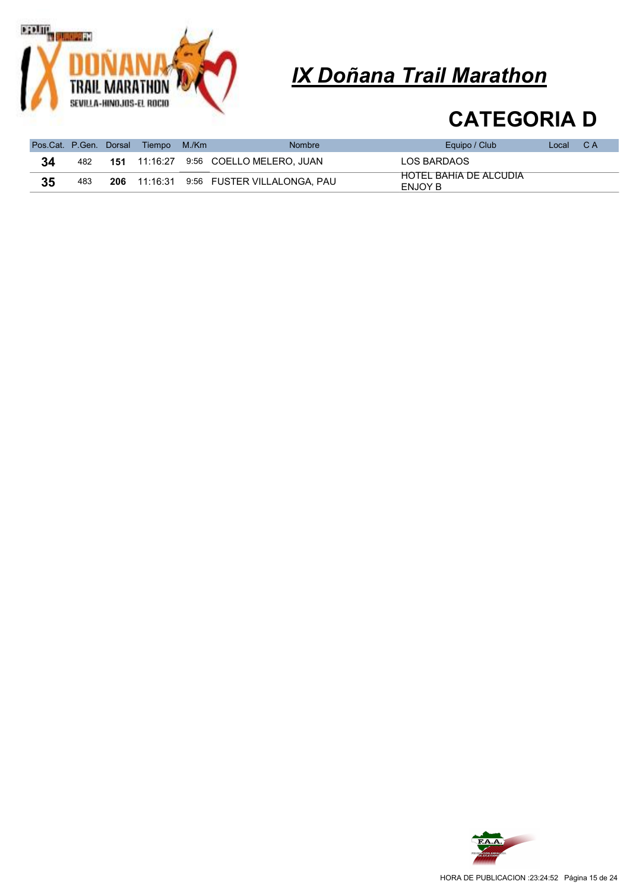# IX Doñana Trail Marathon

## CATEGORIA D

| Pos.Cat. | P.Gen. | Dorsal | Tiempo | M./Km | Nombre | Equipo / Club | Local | C A |
|---|---|---|---|---|---|---|---|---|
| **34** | 482 | **151** | 11:16:27 | 9:56 | COELLO MELERO, JUAN | LOS BARDAOS | | |
| **35** | 483 | **206** | 11:16:31 | 9:56 | FUSTER VILLALONGA, PAU | HOTEL BAHíA DE ALCUDIA ENJOY B | | |

HORA DE PUBLICACION :23:24:52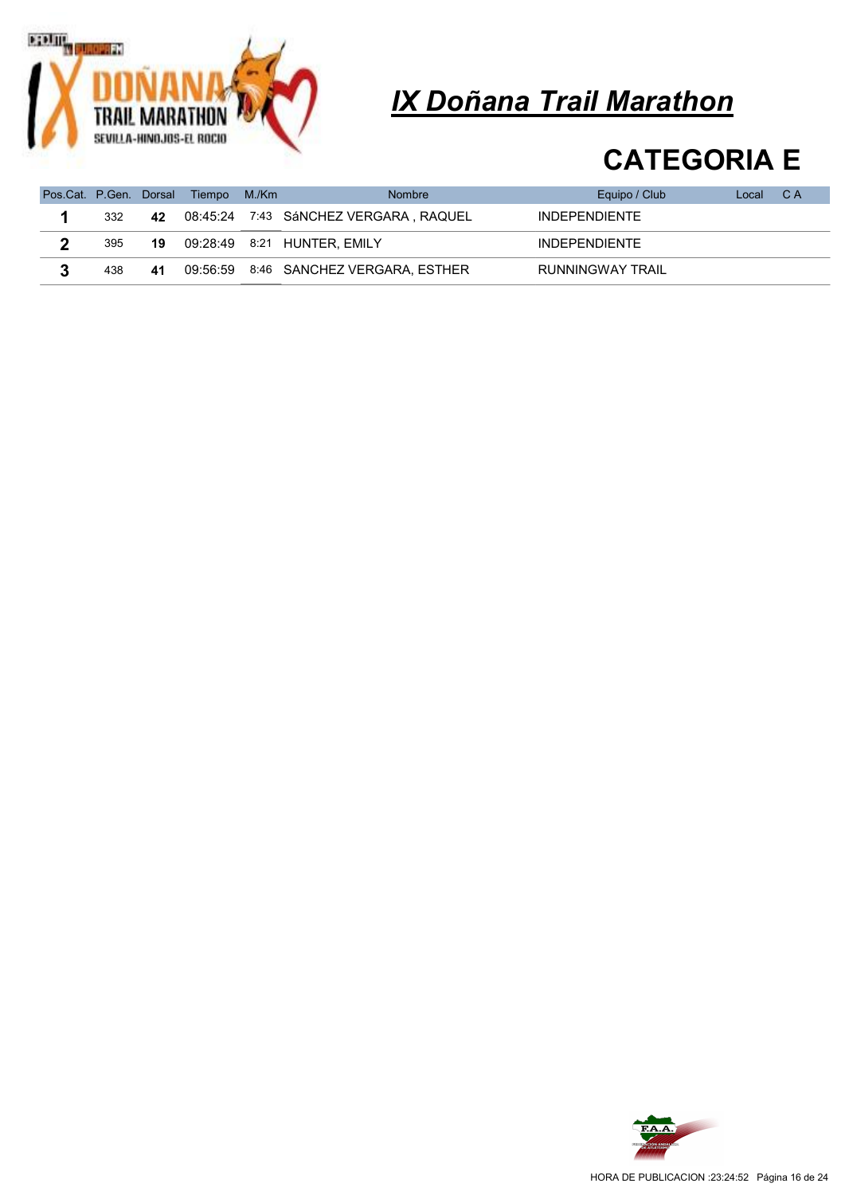# IX Doñana Trail Marathon

## CATEGORIA E

| Pos.Cat. | P.Gen. | Dorsal | Tiempo | M./Km | Nombre | Equipo / Club | Local | C A |
|---|---|---|---|---|---|---|---|---|
| **1** | 332 | **42** | 08:45:24 | 7:43 | SáNCHEZ VERGARA , RAQUEL | INDEPENDIENTE | | |
| **2** | 395 | **19** | 09:28:49 | 8:21 | HUNTER, EMILY | INDEPENDIENTE | | |
| **3** | 438 | **41** | 09:56:59 | 8:46 | SANCHEZ VERGARA, ESTHER | RUNNINGWAY TRAIL | | |

HORA DE PUBLICACION :23:24:52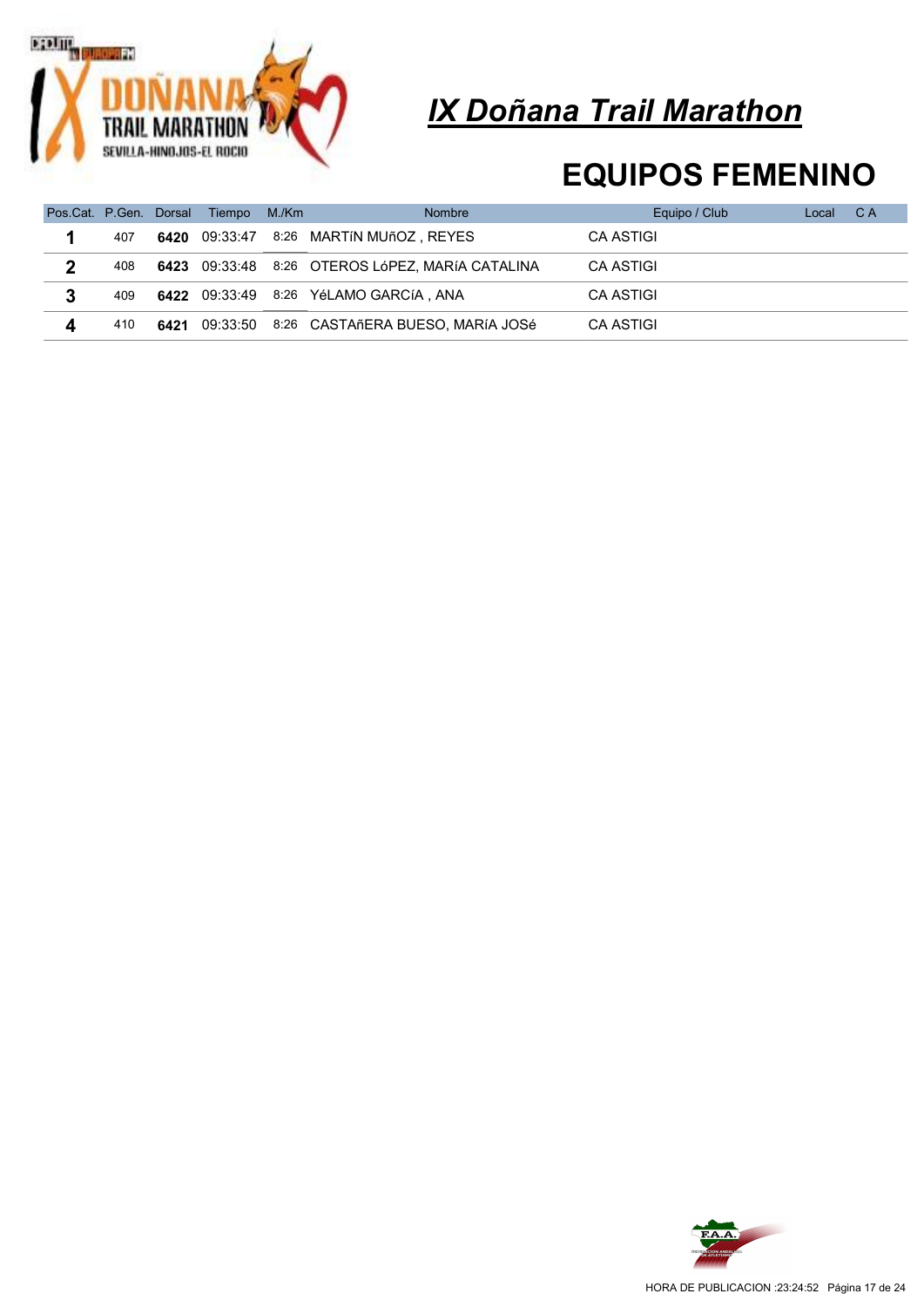# IX Doñana Trail Marathon

## EQUIPOS FEMENINO

| Pos.Cat. | P.Gen. | Dorsal | Tiempo | M./Km | Nombre | Equipo / Club | Local | C A |
|---|---|---|---|---|---|---|---|---|
| **1** | 407 | **6420** | 09:33:47 | 8:26 | MARTíN MUñOZ , REYES | CA ASTIGI | | |
| **2** | 408 | **6423** | 09:33:48 | 8:26 | OTEROS LóPEZ, MARíA CATALINA | CA ASTIGI | | |
| **3** | 409 | **6422** | 09:33:49 | 8:26 | YéLAMO GARCíA , ANA | CA ASTIGI | | |
| **4** | 410 | **6421** | 09:33:50 | 8:26 | CASTAñERA BUESO, MARíA JOSé | CA ASTIGI | | |

HORA DE PUBLICACION :23:24:52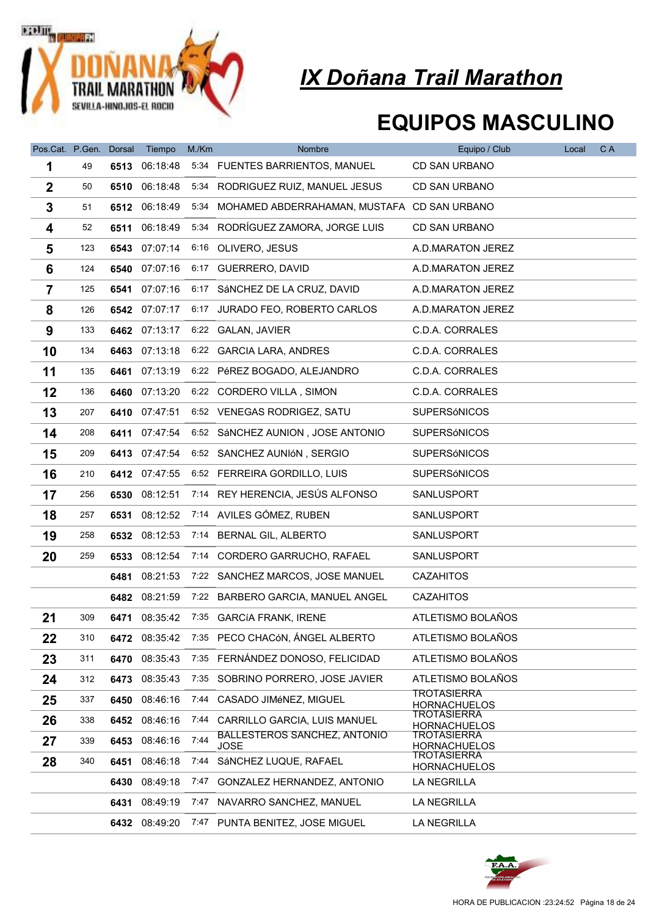# IX Doñana Trail Marathon

## EQUIPOS MASCULINO

| Pos.Cat. | P.Gen. | Dorsal | Tiempo | M./Km | Nombre | Equipo / Club | Local | C A |
|---|---|---|---|---|---|---|---|---|
| 1 | 49 | 6513 | 06:18:48 | 5:34 | FUENTES BARRIENTOS, MANUEL | CD SAN URBANO | | |
| 2 | 50 | 6510 | 06:18:48 | 5:34 | RODRIGUEZ RUIZ, MANUEL JESUS | CD SAN URBANO | | |
| 3 | 51 | 6512 | 06:18:49 | 5:34 | MOHAMED ABDERRAHAMAN, MUSTAFA | CD SAN URBANO | | |
| 4 | 52 | 6511 | 06:18:49 | 5:34 | RODRÍGUEZ ZAMORA, JORGE LUIS | CD SAN URBANO | | |
| 5 | 123 | 6543 | 07:07:14 | 6:16 | OLIVERO, JESUS | A.D.MARATON JEREZ | | |
| 6 | 124 | 6540 | 07:07:16 | 6:17 | GUERRERO, DAVID | A.D.MARATON JEREZ | | |
| 7 | 125 | 6541 | 07:07:16 | 6:17 | SáNCHEZ DE LA CRUZ, DAVID | A.D.MARATON JEREZ | | |
| 8 | 126 | 6542 | 07:07:17 | 6:17 | JURADO FEO, ROBERTO CARLOS | A.D.MARATON JEREZ | | |
| 9 | 133 | 6462 | 07:13:17 | 6:22 | GALAN, JAVIER | C.D.A. CORRALES | | |
| 10 | 134 | 6463 | 07:13:18 | 6:22 | GARCIA LARA, ANDRES | C.D.A. CORRALES | | |
| 11 | 135 | 6461 | 07:13:19 | 6:22 | PéREZ BOGADO, ALEJANDRO | C.D.A. CORRALES | | |
| 12 | 136 | 6460 | 07:13:20 | 6:22 | CORDERO VILLA , SIMON | C.D.A. CORRALES | | |
| 13 | 207 | 6410 | 07:47:51 | 6:52 | VENEGAS RODRIGEZ, SATU | SUPERSóNICOS | | |
| 14 | 208 | 6411 | 07:47:54 | 6:52 | SáNCHEZ AUNION , JOSE ANTONIO | SUPERSóNICOS | | |
| 15 | 209 | 6413 | 07:47:54 | 6:52 | SANCHEZ AUNIóN , SERGIO | SUPERSóNICOS | | |
| 16 | 210 | 6412 | 07:47:55 | 6:52 | FERREIRA GORDILLO, LUIS | SUPERSóNICOS | | |
| 17 | 256 | 6530 | 08:12:51 | 7:14 | REY HERENCIA, JESÚS ALFONSO | SANLUSPORT | | |
| 18 | 257 | 6531 | 08:12:52 | 7:14 | AVILES GÓMEZ, RUBEN | SANLUSPORT | | |
| 19 | 258 | 6532 | 08:12:53 | 7:14 | BERNAL GIL, ALBERTO | SANLUSPORT | | |
| 20 | 259 | 6533 | 08:12:54 | 7:14 | CORDERO GARRUCHO, RAFAEL | SANLUSPORT | | |
| | | 6481 | 08:21:53 | 7:22 | SANCHEZ MARCOS, JOSE MANUEL | CAZAHITOS | | |
| | | 6482 | 08:21:59 | 7:22 | BARBERO GARCIA, MANUEL ANGEL | CAZAHITOS | | |
| 21 | 309 | 6471 | 08:35:42 | 7:35 | GARCíA FRANK, IRENE | ATLETISMO BOLAÑOS | | |
| 22 | 310 | 6472 | 08:35:42 | 7:35 | PECO CHACóN, ÁNGEL ALBERTO | ATLETISMO BOLAÑOS | | |
| 23 | 311 | 6470 | 08:35:43 | 7:35 | FERNÁNDEZ DONOSO, FELICIDAD | ATLETISMO BOLAÑOS | | |
| 24 | 312 | 6473 | 08:35:43 | 7:35 | SOBRINO PORRERO, JOSE JAVIER | ATLETISMO BOLAÑOS | | |
| 25 | 337 | 6450 | 08:46:16 | 7:44 | CASADO JIMéNEZ, MIGUEL | TROTASIERRA HORNACHUELOS | | |
| 26 | 338 | 6452 | 08:46:16 | 7:44 | CARRILLO GARCIA, LUIS MANUEL | TROTASIERRA HORNACHUELOS | | |
| 27 | 339 | 6453 | 08:46:16 | 7:44 | BALLESTEROS SANCHEZ, ANTONIO JOSE | TROTASIERRA HORNACHUELOS | | |
| 28 | 340 | 6451 | 08:46:18 | 7:44 | SáNCHEZ LUQUE, RAFAEL | TROTASIERRA HORNACHUELOS | | |
| | | 6430 | 08:49:18 | 7:47 | GONZALEZ HERNANDEZ, ANTONIO | LA NEGRILLA | | |
| | | 6431 | 08:49:19 | 7:47 | NAVARRO SANCHEZ, MANUEL | LA NEGRILLA | | |
| | | 6432 | 08:49:20 | 7:47 | PUNTA BENITEZ, JOSE MIGUEL | LA NEGRILLA | | |

HORA DE PUBLICACION :23:24:52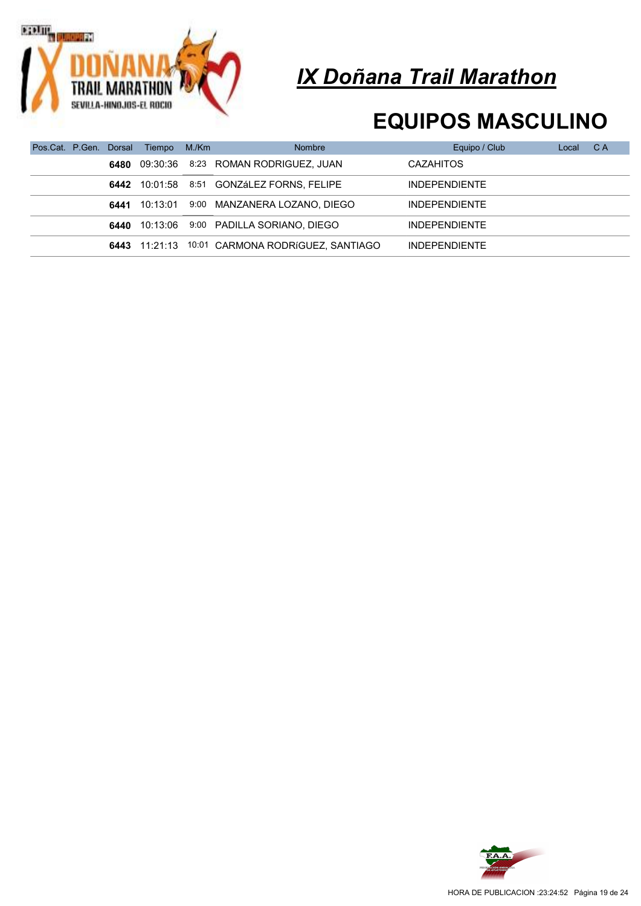# IX Doñana Trail Marathon

## EQUIPOS MASCULINO

| Pos.Cat. | P.Gen. | Dorsal | Tiempo | M./Km | Nombre | Equipo / Club | Local | C A |
|---|---|---|---|---|---|---|---|---|
| | | **6480** | 09:30:36 | 8:23 | ROMAN RODRIGUEZ, JUAN | CAZAHITOS | | |
| | | **6442** | 10:01:58 | 8:51 | GONZáLEZ FORNS, FELIPE | INDEPENDIENTE | | |
| | | **6441** | 10:13:01 | 9:00 | MANZANERA LOZANO, DIEGO | INDEPENDIENTE | | |
| | | **6440** | 10:13:06 | 9:00 | PADILLA SORIANO, DIEGO | INDEPENDIENTE | | |
| | | **6443** | 11:21:13 | 10:01 | CARMONA RODRíGUEZ, SANTIAGO | INDEPENDIENTE | | |

HORA DE PUBLICACION :23:24:52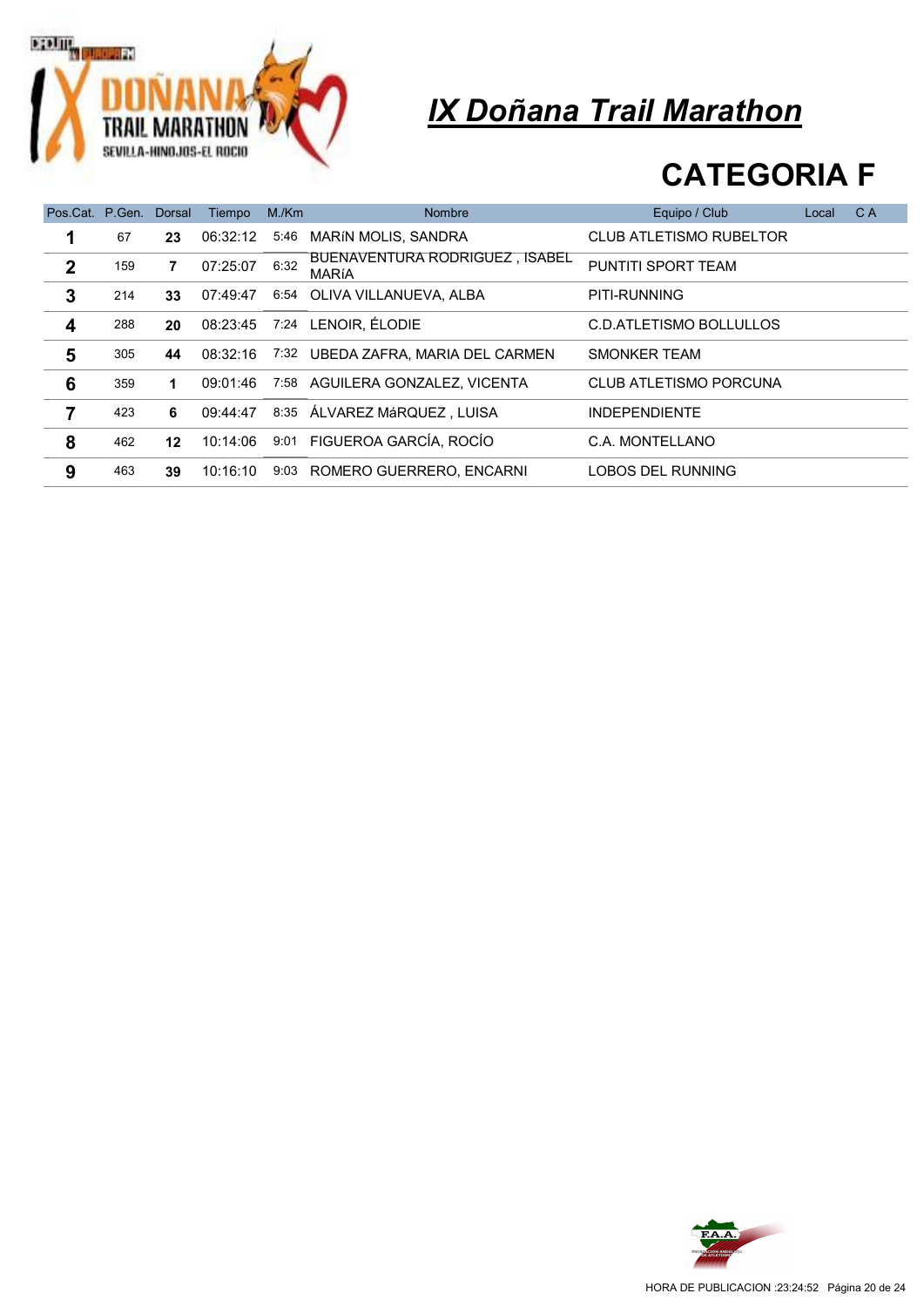# IX Doñana Trail Marathon

## CATEGORIA F

| Pos.Cat. | P.Gen. | Dorsal | Tiempo | M./Km | Nombre | Equipo / Club | Local | C A |
|---|---|---|---|---|---|---|---|---|
| **1** | 67 | **23** | 06:32:12 | 5:46 | MARíN MOLIS, SANDRA | CLUB ATLETISMO RUBELTOR | | |
| **2** | 159 | **7** | 07:25:07 | 6:32 | BUENAVENTURA RODRIGUEZ , ISABEL MARíA | PUNTITI SPORT TEAM | | |
| **3** | 214 | **33** | 07:49:47 | 6:54 | OLIVA VILLANUEVA, ALBA | PITI-RUNNING | | |
| **4** | 288 | **20** | 08:23:45 | 7:24 | LENOIR, ÉLODIE | C.D.ATLETISMO BOLLULLOS | | |
| **5** | 305 | **44** | 08:32:16 | 7:32 | UBEDA ZAFRA, MARIA DEL CARMEN | SMONKER TEAM | | |
| **6** | 359 | **1** | 09:01:46 | 7:58 | AGUILERA GONZALEZ, VICENTA | CLUB ATLETISMO PORCUNA | | |
| **7** | 423 | **6** | 09:44:47 | 8:35 | ÁLVAREZ MáRQUEZ , LUISA | INDEPENDIENTE | | |
| **8** | 462 | **12** | 10:14:06 | 9:01 | FIGUEROA GARCÍA, ROCÍO | C.A. MONTELLANO | | |
| **9** | 463 | **39** | 10:16:10 | 9:03 | ROMERO GUERRERO, ENCARNI | LOBOS DEL RUNNING | | |

HORA DE PUBLICACION :23:24:52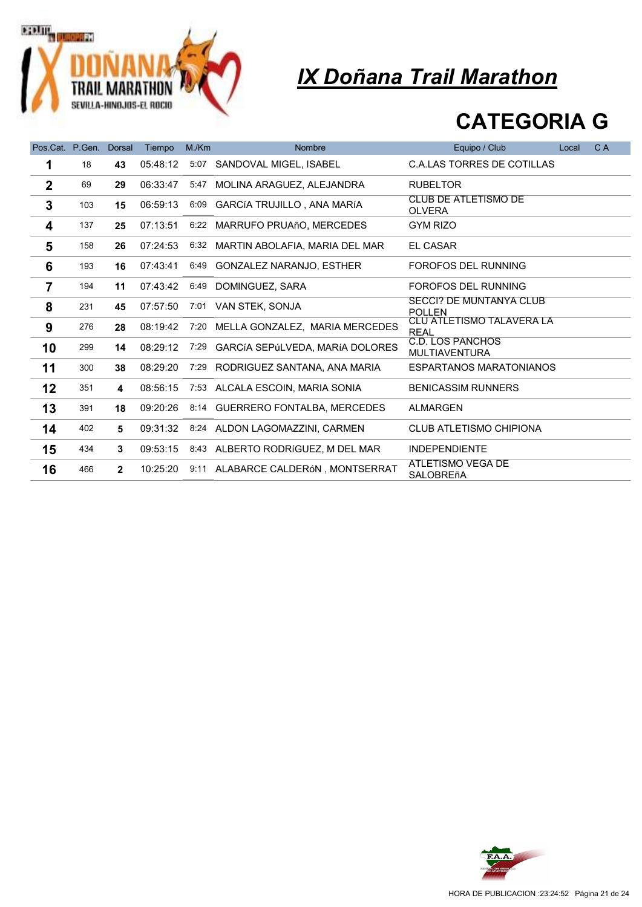# IX Doñana Trail Marathon

## CATEGORIA G

| Pos.Cat. | P.Gen. | Dorsal | Tiempo | M./Km | Nombre | Equipo / Club | Local | C A |
|---|---|---|---|---|---|---|---|---|
| 1 | 18 | 43 | 05:48:12 | 5:07 | SANDOVAL MIGEL, ISABEL | C.A.LAS TORRES DE COTILLAS | | |
| 2 | 69 | 29 | 06:33:47 | 5:47 | MOLINA ARAGUEZ, ALEJANDRA | RUBELTOR | | |
| 3 | 103 | 15 | 06:59:13 | 6:09 | GARCíA TRUJILLO , ANA MARíA | CLUB DE ATLETISMO DE OLVERA | | |
| 4 | 137 | 25 | 07:13:51 | 6:22 | MARRUFO PRUAñO, MERCEDES | GYM RIZO | | |
| 5 | 158 | 26 | 07:24:53 | 6:32 | MARTIN ABOLAFIA, MARIA DEL MAR | EL CASAR | | |
| 6 | 193 | 16 | 07:43:41 | 6:49 | GONZALEZ NARANJO, ESTHER | FOROFOS DEL RUNNING | | |
| 7 | 194 | 11 | 07:43:42 | 6:49 | DOMINGUEZ, SARA | FOROFOS DEL RUNNING | | |
| 8 | 231 | 45 | 07:57:50 | 7:01 | VAN STEK, SONJA | SECCI? DE MUNTANYA CLUB POLLEN | | |
| 9 | 276 | 28 | 08:19:42 | 7:20 | MELLA GONZALEZ, MARIA MERCEDES | CLU ATLETISMO TALAVERA LA REAL | | |
| 10 | 299 | 14 | 08:29:12 | 7:29 | GARCíA SEPúLVEDA, MARíA DOLORES | C.D. LOS PANCHOS MULTIAVENTURA | | |
| 11 | 300 | 38 | 08:29:20 | 7:29 | RODRIGUEZ SANTANA, ANA MARIA | ESPARTANOS MARATONIANOS | | |
| 12 | 351 | 4 | 08:56:15 | 7:53 | ALCALA ESCOIN, MARIA SONIA | BENICASSIM RUNNERS | | |
| 13 | 391 | 18 | 09:20:26 | 8:14 | GUERRERO FONTALBA, MERCEDES | ALMARGEN | | |
| 14 | 402 | 5 | 09:31:32 | 8:24 | ALDON LAGOMAZZINI, CARMEN | CLUB ATLETISMO CHIPIONA | | |
| 15 | 434 | 3 | 09:53:15 | 8:43 | ALBERTO RODRíGUEZ, M DEL MAR | INDEPENDIENTE | | |
| 16 | 466 | 2 | 10:25:20 | 9:11 | ALABARCE CALDERóN , MONTSERRAT | ATLETISMO VEGA DE SALOBREñA | | |

HORA DE PUBLICACION :23:24:52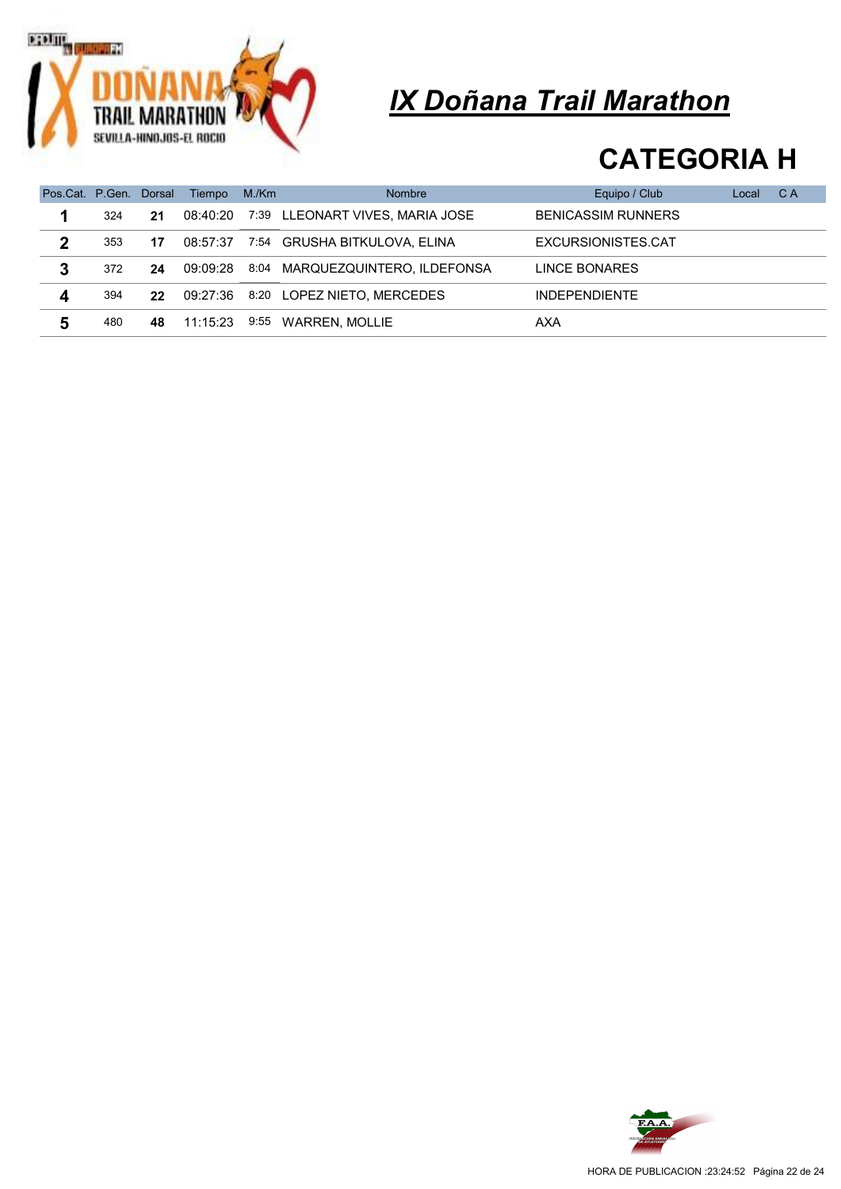# IX Doñana Trail Marathon

## CATEGORIA H

| Pos.Cat. | P.Gen. | Dorsal | Tiempo | M./Km | Nombre | Equipo / Club | Local | C A |
|---|---|---|---|---|---|---|---|---|
| **1** | 324 | **21** | 08:40:20 | 7:39 | LLEONART VIVES, MARIA JOSE | BENICASSIM RUNNERS | | |
| **2** | 353 | **17** | 08:57:37 | 7:54 | GRUSHA BITKULOVA, ELINA | EXCURSIONISTES.CAT | | |
| **3** | 372 | **24** | 09:09:28 | 8:04 | MARQUEZQUINTERO, ILDEFONSA | LINCE BONARES | | |
| **4** | 394 | **22** | 09:27:36 | 8:20 | LOPEZ NIETO, MERCEDES | INDEPENDIENTE | | |
| **5** | 480 | **48** | 11:15:23 | 9:55 | WARREN, MOLLIE | AXA | | |

HORA DE PUBLICACION :23:24:52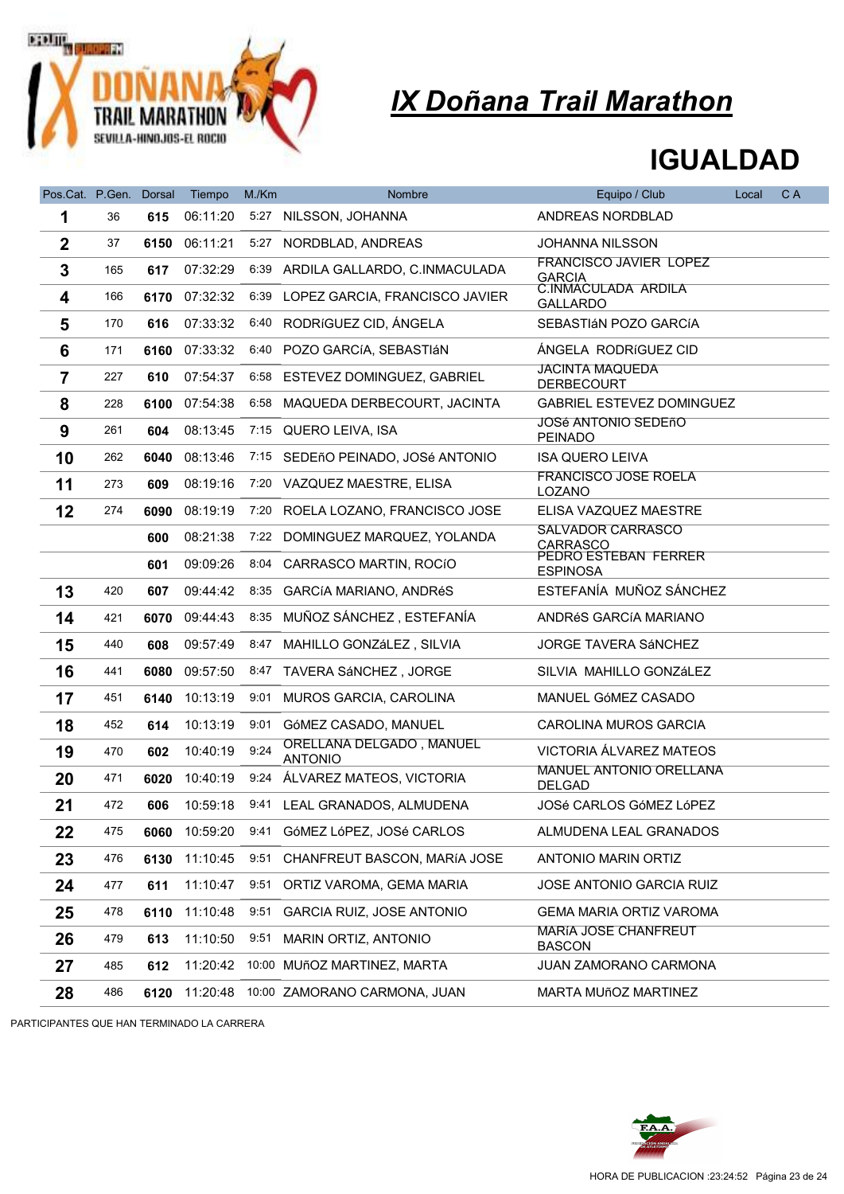# IX Doñana Trail Marathon

## IGUALDAD

| Pos.Cat. | P.Gen. | Dorsal | Tiempo | M./Km | Nombre | Equipo / Club | Local | C A |
|---|---|---|---|---|---|---|---|---|
| 1 | 36 | 615 | 06:11:20 | 5:27 | NILSSON, JOHANNA | ANDREAS NORDBLAD | | |
| 2 | 37 | 6150 | 06:11:21 | 5:27 | NORDBLAD, ANDREAS | JOHANNA NILSSON | | |
| 3 | 165 | 617 | 07:32:29 | 6:39 | ARDILA GALLARDO, C.INMACULADA | FRANCISCO JAVIER LOPEZ GARCIA | | |
| 4 | 166 | 6170 | 07:32:32 | 6:39 | LOPEZ GARCIA, FRANCISCO JAVIER | C.INMACULADA ARDILA GALLARDO | | |
| 5 | 170 | 616 | 07:33:32 | 6:40 | RODRíGUEZ CID, ÁNGELA | SEBASTIáN POZO GARCíA | | |
| 6 | 171 | 6160 | 07:33:32 | 6:40 | POZO GARCíA, SEBASTIáN | ÁNGELA RODRíGUEZ CID | | |
| 7 | 227 | 610 | 07:54:37 | 6:58 | ESTEVEZ DOMINGUEZ, GABRIEL | JACINTA MAQUEDA DERBECOURT | | |
| 8 | 228 | 6100 | 07:54:38 | 6:58 | MAQUEDA DERBECOURT, JACINTA | GABRIEL ESTEVEZ DOMINGUEZ | | |
| 9 | 261 | 604 | 08:13:45 | 7:15 | QUERO LEIVA, ISA | JOSé ANTONIO SEDEñO PEINADO | | |
| 10 | 262 | 6040 | 08:13:46 | 7:15 | SEDEñO PEINADO, JOSé ANTONIO | ISA QUERO LEIVA | | |
| 11 | 273 | 609 | 08:19:16 | 7:20 | VAZQUEZ MAESTRE, ELISA | FRANCISCO JOSE ROELA LOZANO | | |
| 12 | 274 | 6090 | 08:19:19 | 7:20 | ROELA LOZANO, FRANCISCO JOSE | ELISA VAZQUEZ MAESTRE | | |
| | | 600 | 08:21:38 | 7:22 | DOMINGUEZ MARQUEZ, YOLANDA | SALVADOR CARRASCO CARRASCO | | |
| | | 601 | 09:09:26 | 8:04 | CARRASCO MARTIN, ROCíO | PEDRO ESTEBAN FERRER ESPINOSA | | |
| 13 | 420 | 607 | 09:44:42 | 8:35 | GARCíA MARIANO, ANDRéS | ESTEFANÍA MUÑOZ SÁNCHEZ | | |
| 14 | 421 | 6070 | 09:44:43 | 8:35 | MUÑOZ SÁNCHEZ , ESTEFANÍA | ANDRéS GARCíA MARIANO | | |
| 15 | 440 | 608 | 09:57:49 | 8:47 | MAHILLO GONZáLEZ , SILVIA | JORGE TAVERA SáNCHEZ | | |
| 16 | 441 | 6080 | 09:57:50 | 8:47 | TAVERA SáNCHEZ , JORGE | SILVIA MAHILLO GONZáLEZ | | |
| 17 | 451 | 6140 | 10:13:19 | 9:01 | MUROS GARCIA, CAROLINA | MANUEL GóMEZ CASADO | | |
| 18 | 452 | 614 | 10:13:19 | 9:01 | GóMEZ CASADO, MANUEL | CAROLINA MUROS GARCIA | | |
| 19 | 470 | 602 | 10:40:19 | 9:24 | ORELLANA DELGADO , MANUEL ANTONIO | VICTORIA ÁLVAREZ MATEOS | | |
| 20 | 471 | 6020 | 10:40:19 | 9:24 | ÁLVAREZ MATEOS, VICTORIA | MANUEL ANTONIO ORELLANA DELGAD | | |
| 21 | 472 | 606 | 10:59:18 | 9:41 | LEAL GRANADOS, ALMUDENA | JOSé CARLOS GóMEZ LóPEZ | | |
| 22 | 475 | 6060 | 10:59:20 | 9:41 | GóMEZ LóPEZ, JOSé CARLOS | ALMUDENA LEAL GRANADOS | | |
| 23 | 476 | 6130 | 11:10:45 | 9:51 | CHANFREUT BASCON, MARíA JOSE | ANTONIO MARIN ORTIZ | | |
| 24 | 477 | 611 | 11:10:47 | 9:51 | ORTIZ VAROMA, GEMA MARIA | JOSE ANTONIO GARCIA RUIZ | | |
| 25 | 478 | 6110 | 11:10:48 | 9:51 | GARCIA RUIZ, JOSE ANTONIO | GEMA MARIA ORTIZ VAROMA | | |
| 26 | 479 | 613 | 11:10:50 | 9:51 | MARIN ORTIZ, ANTONIO | MARíA JOSE CHANFREUT BASCON | | |
| 27 | 485 | 612 | 11:20:42 | 10:00 | MUñOZ MARTINEZ, MARTA | JUAN ZAMORANO CARMONA | | |
| 28 | 486 | 6120 | 11:20:48 | 10:00 | ZAMORANO CARMONA, JUAN | MARTA MUñOZ MARTINEZ | | |

PARTICIPANTES QUE HAN TERMINADO LA CARRERA

HORA DE PUBLICACION :23:24:52